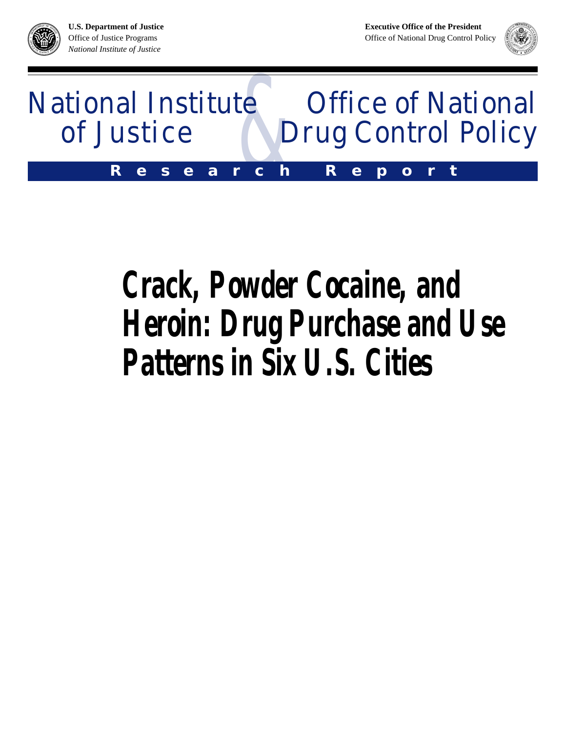**U.S. Department of Justice**
Office of Justice Programs
*National Institute of Justice*

**Executive Office of the President**
Office of National Drug Control Policy

National Institute of Justice & Office of National Drug Control Policy

**Research Report**

# Crack, Powder Cocaine, and Heroin: Drug Purchase and Use Patterns in Six U.S. Cities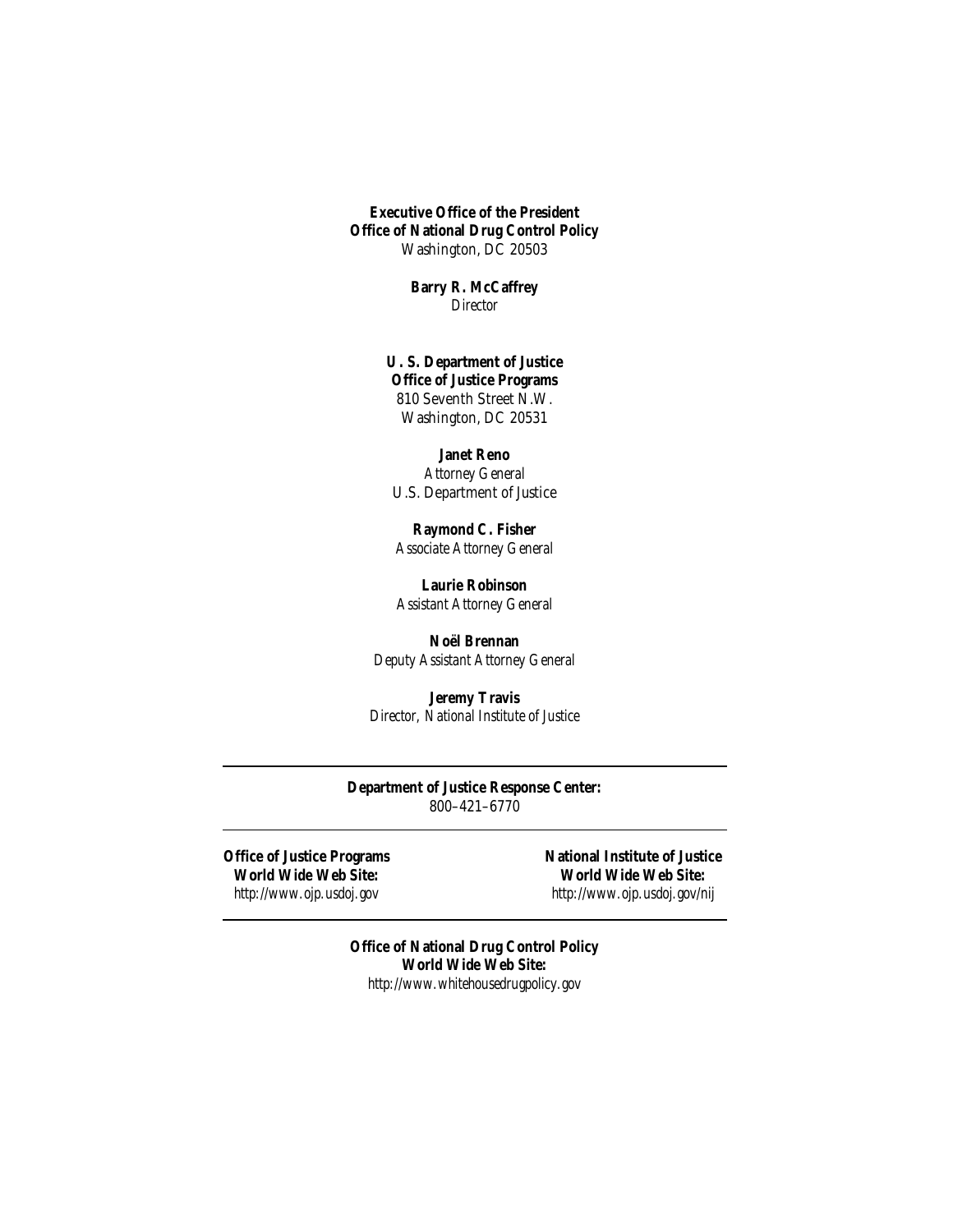**Executive Office of the President**
**Office of National Drug Control Policy**
Washington, DC 20503

**Barry R. McCaffrey**
*Director*

**U. S. Department of Justice**
**Office of Justice Programs**
810 Seventh Street N.W.
Washington, DC 20531

**Janet Reno**
*Attorney General*
U.S. Department of Justice

**Raymond C. Fisher**
*Associate Attorney General*

**Laurie Robinson**
*Assistant Attorney General*

**Noël Brennan**
*Deputy Assistant Attorney General*

**Jeremy Travis**
*Director, National Institute of Justice*

---

**Department of Justice Response Center:**
800–421–6770

---

**Office of Justice Programs**
**World Wide Web Site:**
http://www.ojp.usdoj.gov

**National Institute of Justice**
**World Wide Web Site:**
http://www.ojp.usdoj.gov/nij

---

**Office of National Drug Control Policy**
**World Wide Web Site:**
http://www.whitehousedrugpolicy.gov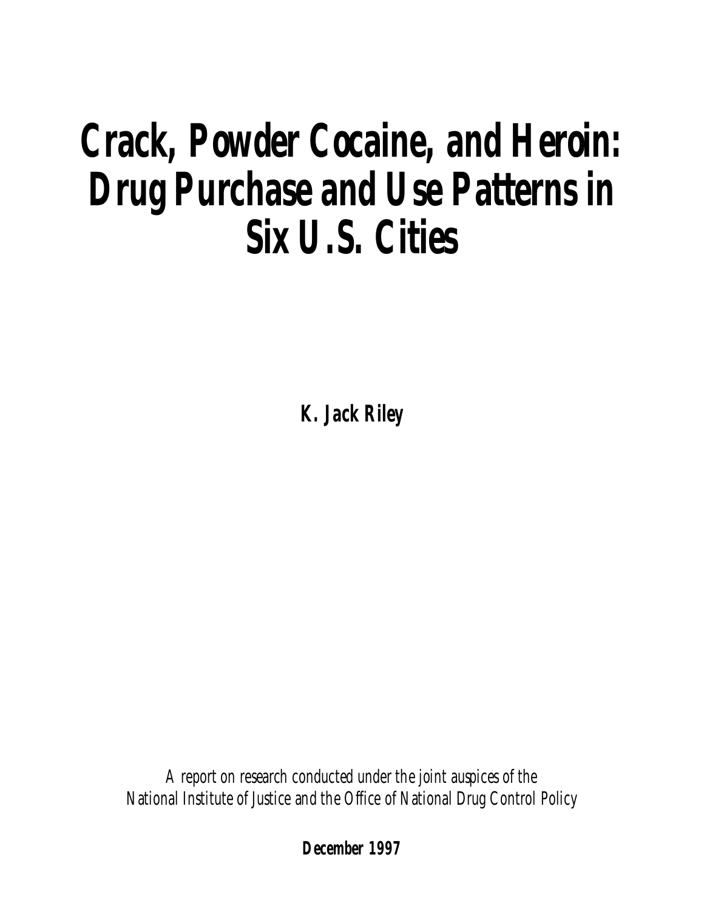# Crack, Powder Cocaine, and Heroin: Drug Purchase and Use Patterns in Six U.S. Cities

**K. Jack Riley**

*A report on research conducted under the joint auspices of the National Institute of Justice and the Office of National Drug Control Policy*

**December 1997**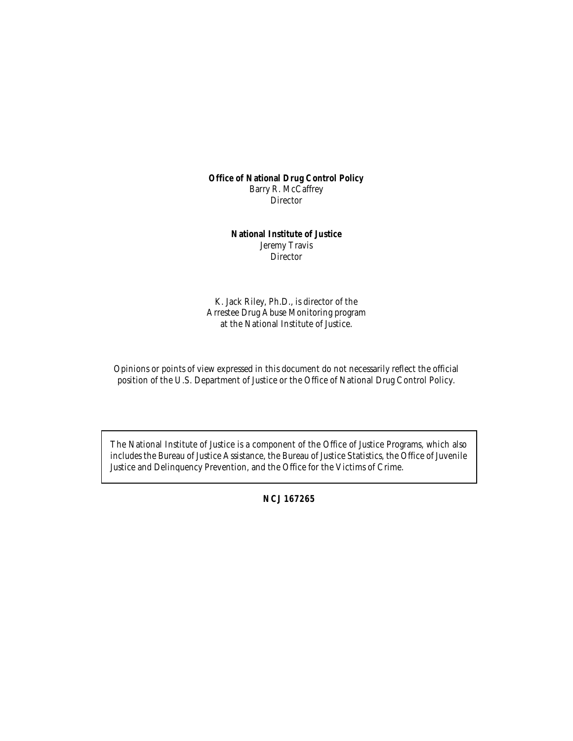**Office of National Drug Control Policy**
Barry R. McCaffrey
Director

**National Institute of Justice**
Jeremy Travis
Director

K. Jack Riley, Ph.D., is director of the
Arrestee Drug Abuse Monitoring program
at the National Institute of Justice.

Opinions or points of view expressed in this document do not necessarily reflect the official position of the U.S. Department of Justice or the Office of National Drug Control Policy.

The National Institute of Justice is a component of the Office of Justice Programs, which also includes the Bureau of Justice Assistance, the Bureau of Justice Statistics, the Office of Juvenile Justice and Delinquency Prevention, and the Office for the Victims of Crime.

**NCJ 167265**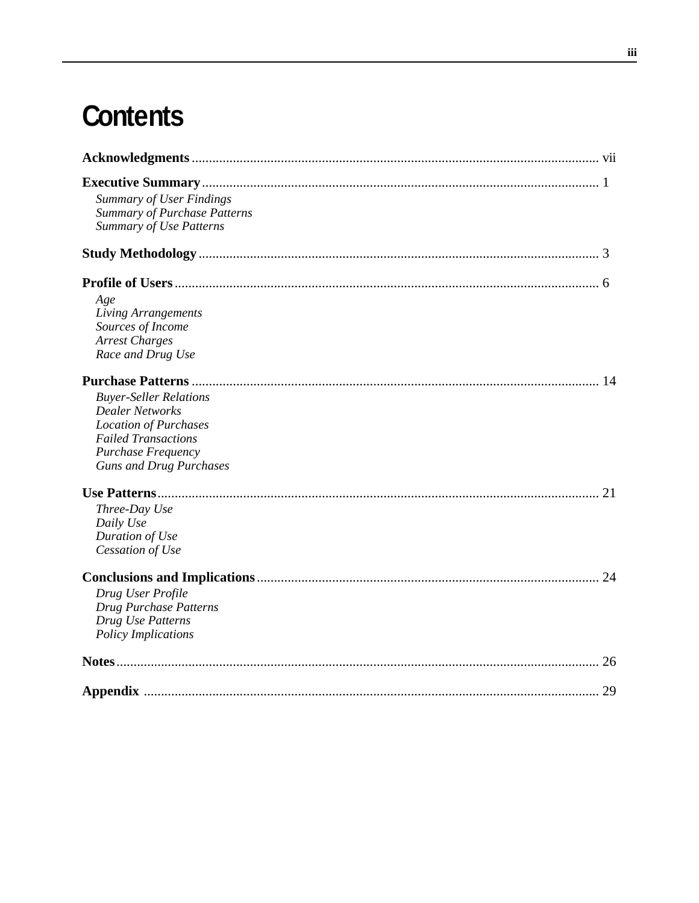# Contents

**Acknowledgments** ..... vii

**Executive Summary** ..... 1

*Summary of User Findings*
*Summary of Purchase Patterns*
*Summary of Use Patterns*

**Study Methodology** ..... 3

**Profile of Users** ..... 6

*Age*
*Living Arrangements*
*Sources of Income*
*Arrest Charges*
*Race and Drug Use*

**Purchase Patterns** ..... 14

*Buyer-Seller Relations*
*Dealer Networks*
*Location of Purchases*
*Failed Transactions*
*Purchase Frequency*
*Guns and Drug Purchases*

**Use Patterns** ..... 21

*Three-Day Use*
*Daily Use*
*Duration of Use*
*Cessation of Use*

**Conclusions and Implications** ..... 24

*Drug User Profile*
*Drug Purchase Patterns*
*Drug Use Patterns*
*Policy Implications*

**Notes** ..... 26

**Appendix** ..... 29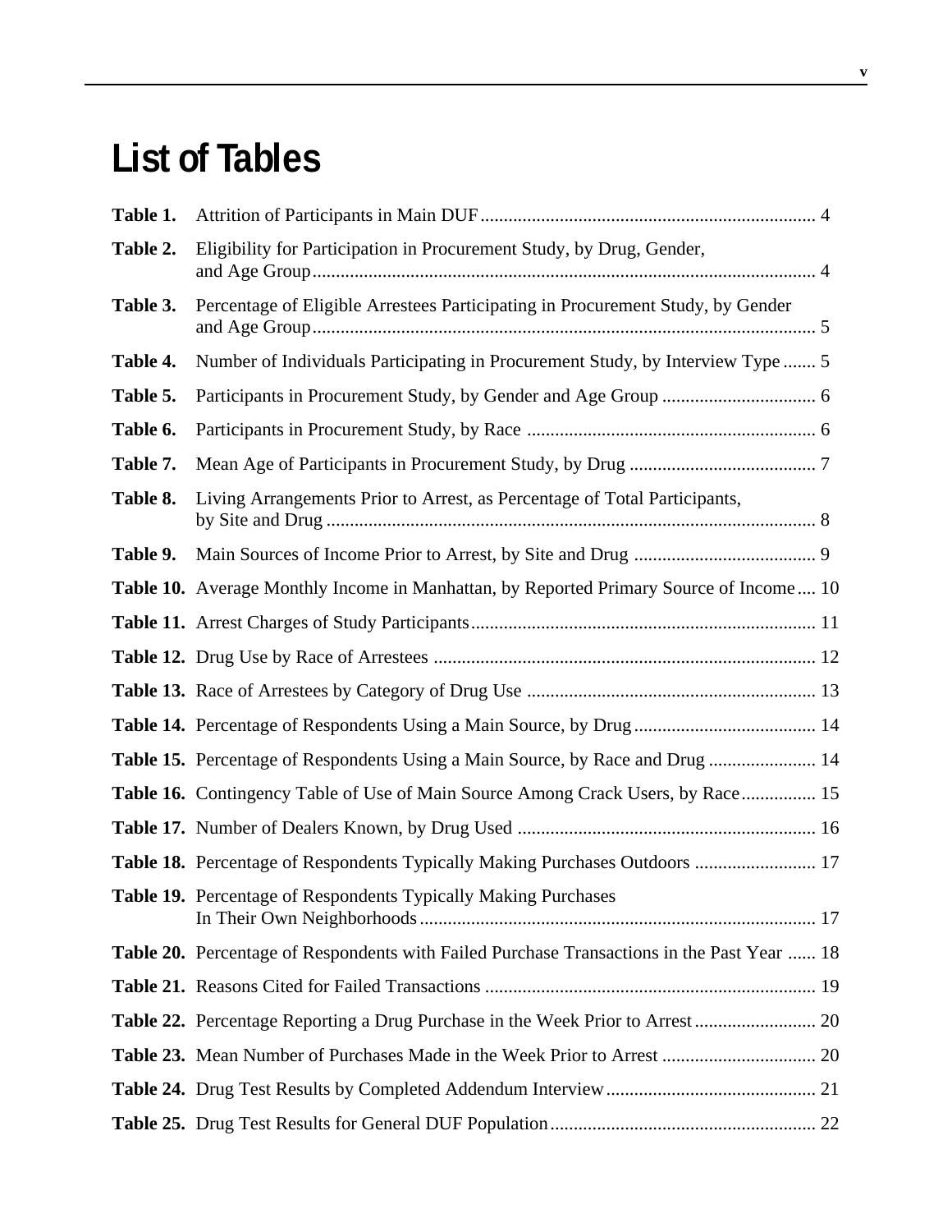# List of Tables

**Table 1.** Attrition of Participants in Main DUF ........ 4

**Table 2.** Eligibility for Participation in Procurement Study, by Drug, Gender, and Age Group ........ 4

**Table 3.** Percentage of Eligible Arrestees Participating in Procurement Study, by Gender and Age Group ........ 5

**Table 4.** Number of Individuals Participating in Procurement Study, by Interview Type ........ 5

**Table 5.** Participants in Procurement Study, by Gender and Age Group ........ 6

**Table 6.** Participants in Procurement Study, by Race ........ 6

**Table 7.** Mean Age of Participants in Procurement Study, by Drug ........ 7

**Table 8.** Living Arrangements Prior to Arrest, as Percentage of Total Participants, by Site and Drug ........ 8

**Table 9.** Main Sources of Income Prior to Arrest, by Site and Drug ........ 9

**Table 10.** Average Monthly Income in Manhattan, by Reported Primary Source of Income ........ 10

**Table 11.** Arrest Charges of Study Participants ........ 11

**Table 12.** Drug Use by Race of Arrestees ........ 12

**Table 13.** Race of Arrestees by Category of Drug Use ........ 13

**Table 14.** Percentage of Respondents Using a Main Source, by Drug ........ 14

**Table 15.** Percentage of Respondents Using a Main Source, by Race and Drug ........ 14

**Table 16.** Contingency Table of Use of Main Source Among Crack Users, by Race ........ 15

**Table 17.** Number of Dealers Known, by Drug Used ........ 16

**Table 18.** Percentage of Respondents Typically Making Purchases Outdoors ........ 17

**Table 19.** Percentage of Respondents Typically Making Purchases In Their Own Neighborhoods ........ 17

**Table 20.** Percentage of Respondents with Failed Purchase Transactions in the Past Year ........ 18

**Table 21.** Reasons Cited for Failed Transactions ........ 19

**Table 22.** Percentage Reporting a Drug Purchase in the Week Prior to Arrest ........ 20

**Table 23.** Mean Number of Purchases Made in the Week Prior to Arrest ........ 20

**Table 24.** Drug Test Results by Completed Addendum Interview ........ 21

**Table 25.** Drug Test Results for General DUF Population ........ 22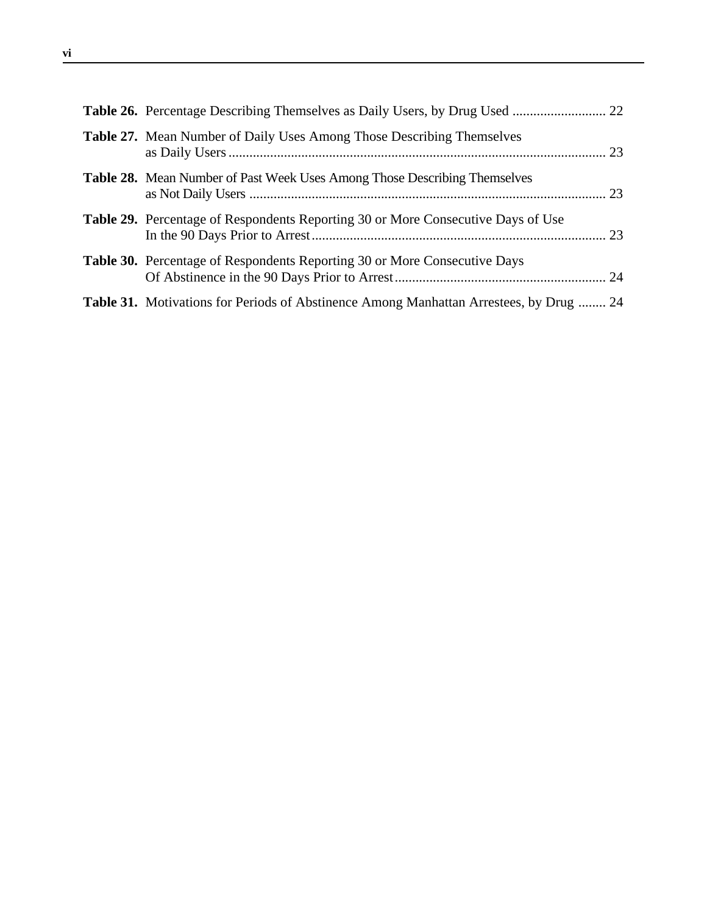**Table 26.** Percentage Describing Themselves as Daily Users, by Drug Used ........................... 22

**Table 27.** Mean Number of Daily Uses Among Those Describing Themselves as Daily Users ........................................................................................................... 23

**Table 28.** Mean Number of Past Week Uses Among Those Describing Themselves as Not Daily Users ...................................................................................................... 23

**Table 29.** Percentage of Respondents Reporting 30 or More Consecutive Days of Use In the 90 Days Prior to Arrest.................................................................................... 23

**Table 30.** Percentage of Respondents Reporting 30 or More Consecutive Days Of Abstinence in the 90 Days Prior to Arrest............................................................ 24

**Table 31.** Motivations for Periods of Abstinence Among Manhattan Arrestees, by Drug ........ 24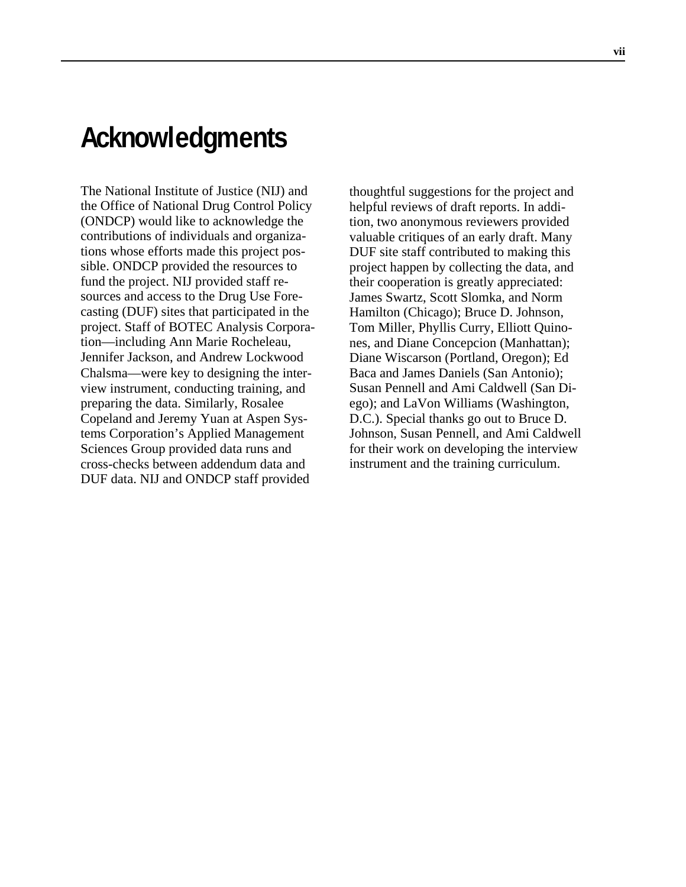# Acknowledgments

The National Institute of Justice (NIJ) and the Office of National Drug Control Policy (ONDCP) would like to acknowledge the contributions of individuals and organizations whose efforts made this project possible. ONDCP provided the resources to fund the project. NIJ provided staff resources and access to the Drug Use Forecasting (DUF) sites that participated in the project. Staff of BOTEC Analysis Corporation—including Ann Marie Rocheleau, Jennifer Jackson, and Andrew Lockwood Chalsma—were key to designing the interview instrument, conducting training, and preparing the data. Similarly, Rosalee Copeland and Jeremy Yuan at Aspen Systems Corporation's Applied Management Sciences Group provided data runs and cross-checks between addendum data and DUF data. NIJ and ONDCP staff provided thoughtful suggestions for the project and helpful reviews of draft reports. In addition, two anonymous reviewers provided valuable critiques of an early draft. Many DUF site staff contributed to making this project happen by collecting the data, and their cooperation is greatly appreciated: James Swartz, Scott Slomka, and Norm Hamilton (Chicago); Bruce D. Johnson, Tom Miller, Phyllis Curry, Elliott Quinones, and Diane Concepcion (Manhattan); Diane Wiscarson (Portland, Oregon); Ed Baca and James Daniels (San Antonio); Susan Pennell and Ami Caldwell (San Diego); and LaVon Williams (Washington, D.C.). Special thanks go out to Bruce D. Johnson, Susan Pennell, and Ami Caldwell for their work on developing the interview instrument and the training curriculum.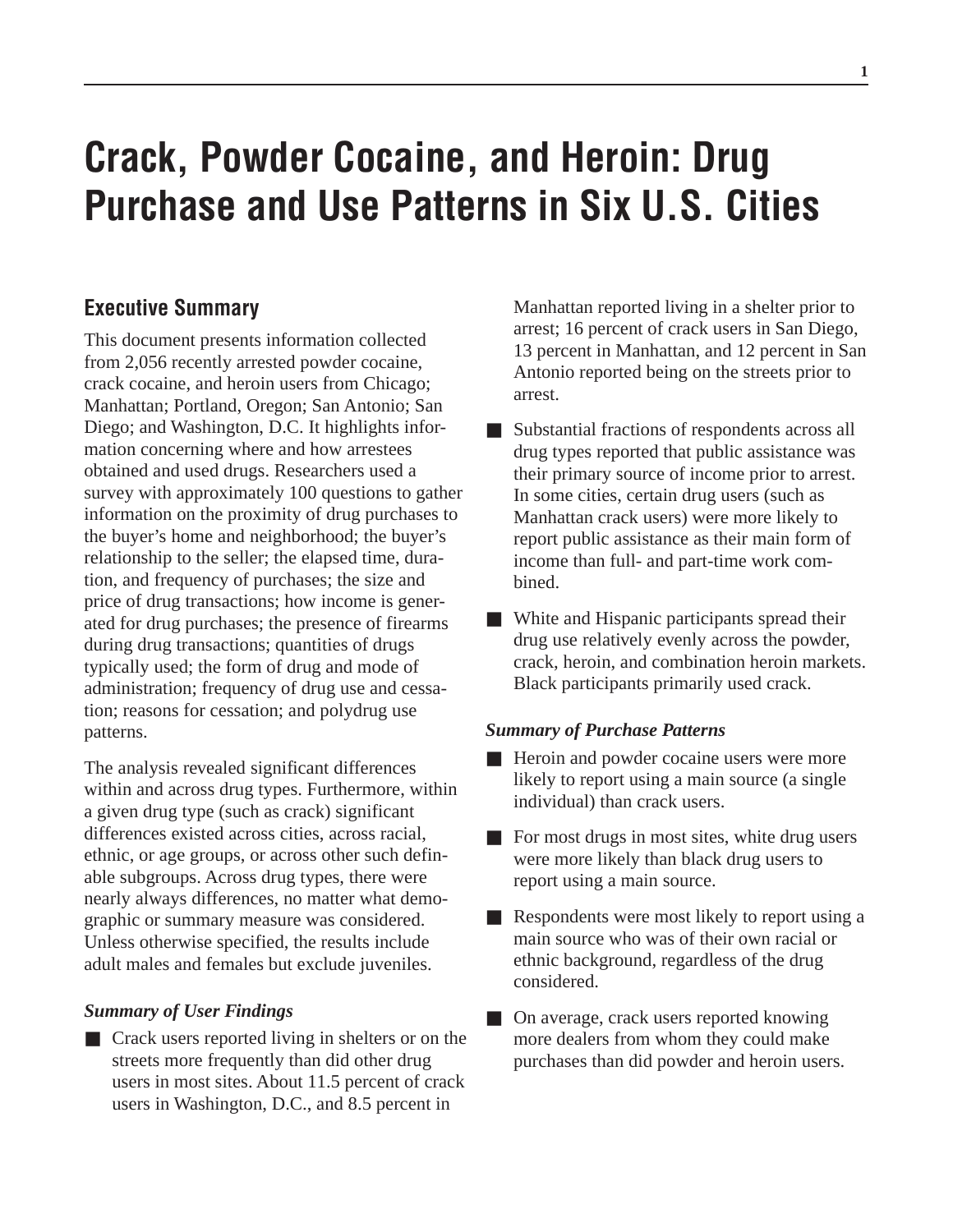# Crack, Powder Cocaine, and Heroin: Drug Purchase and Use Patterns in Six U.S. Cities

## Executive Summary

This document presents information collected from 2,056 recently arrested powder cocaine, crack cocaine, and heroin users from Chicago; Manhattan; Portland, Oregon; San Antonio; San Diego; and Washington, D.C. It highlights information concerning where and how arrestees obtained and used drugs. Researchers used a survey with approximately 100 questions to gather information on the proximity of drug purchases to the buyer's home and neighborhood; the buyer's relationship to the seller; the elapsed time, duration, and frequency of purchases; the size and price of drug transactions; how income is generated for drug purchases; the presence of firearms during drug transactions; quantities of drugs typically used; the form of drug and mode of administration; frequency of drug use and cessation; reasons for cessation; and polydrug use patterns.

The analysis revealed significant differences within and across drug types. Furthermore, within a given drug type (such as crack) significant differences existed across cities, across racial, ethnic, or age groups, or across other such definable subgroups. Across drug types, there were nearly always differences, no matter what demographic or summary measure was considered. Unless otherwise specified, the results include adult males and females but exclude juveniles.

### *Summary of User Findings*

- Crack users reported living in shelters or on the streets more frequently than did other drug users in most sites. About 11.5 percent of crack users in Washington, D.C., and 8.5 percent in Manhattan reported living in a shelter prior to arrest; 16 percent of crack users in San Diego, 13 percent in Manhattan, and 12 percent in San Antonio reported being on the streets prior to arrest.
- Substantial fractions of respondents across all drug types reported that public assistance was their primary source of income prior to arrest. In some cities, certain drug users (such as Manhattan crack users) were more likely to report public assistance as their main form of income than full- and part-time work combined.
- White and Hispanic participants spread their drug use relatively evenly across the powder, crack, heroin, and combination heroin markets. Black participants primarily used crack.

### *Summary of Purchase Patterns*

- Heroin and powder cocaine users were more likely to report using a main source (a single individual) than crack users.
- For most drugs in most sites, white drug users were more likely than black drug users to report using a main source.
- Respondents were most likely to report using a main source who was of their own racial or ethnic background, regardless of the drug considered.
- On average, crack users reported knowing more dealers from whom they could make purchases than did powder and heroin users.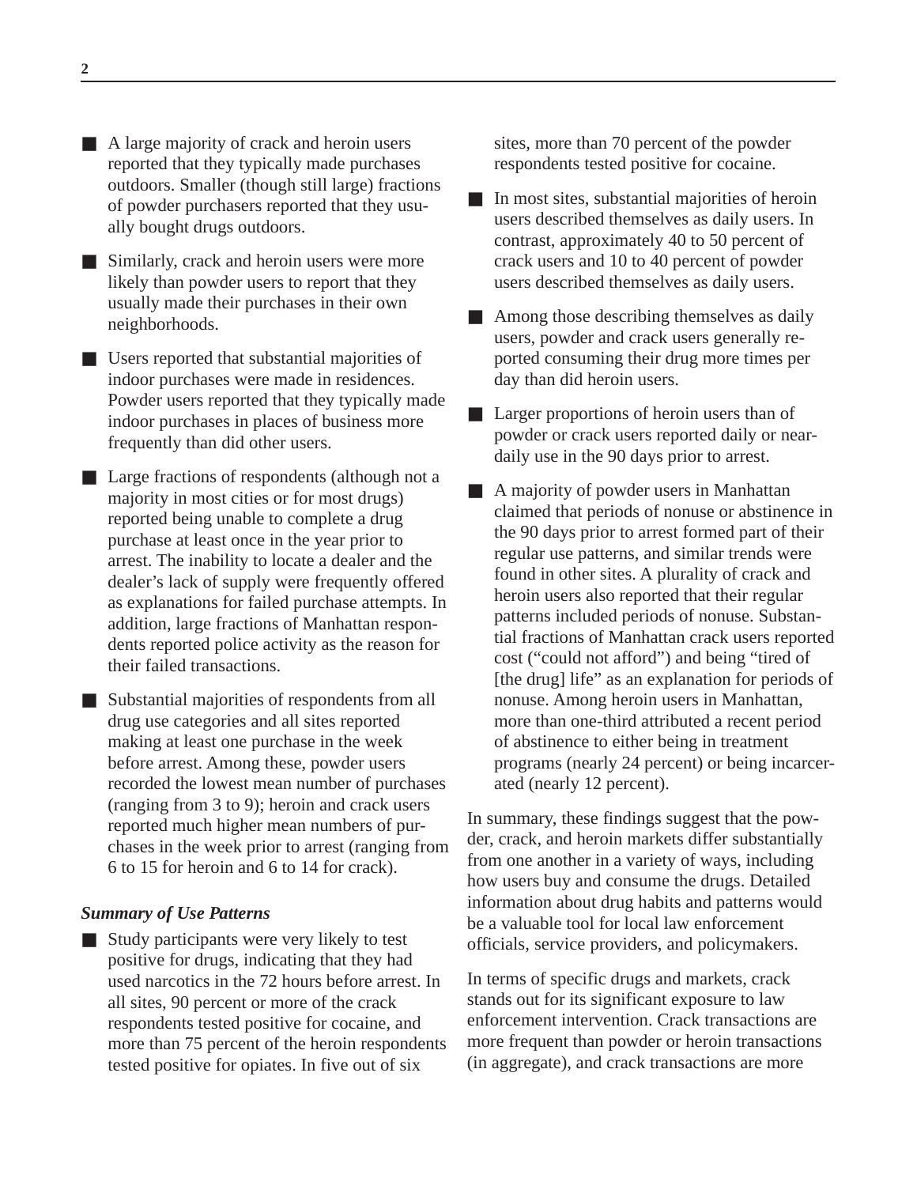- A large majority of crack and heroin users reported that they typically made purchases outdoors. Smaller (though still large) fractions of powder purchasers reported that they usually bought drugs outdoors.

- Similarly, crack and heroin users were more likely than powder users to report that they usually made their purchases in their own neighborhoods.

- Users reported that substantial majorities of indoor purchases were made in residences. Powder users reported that they typically made indoor purchases in places of business more frequently than did other users.

- Large fractions of respondents (although not a majority in most cities or for most drugs) reported being unable to complete a drug purchase at least once in the year prior to arrest. The inability to locate a dealer and the dealer's lack of supply were frequently offered as explanations for failed purchase attempts. In addition, large fractions of Manhattan respondents reported police activity as the reason for their failed transactions.

- Substantial majorities of respondents from all drug use categories and all sites reported making at least one purchase in the week before arrest. Among these, powder users recorded the lowest mean number of purchases (ranging from 3 to 9); heroin and crack users reported much higher mean numbers of purchases in the week prior to arrest (ranging from 6 to 15 for heroin and 6 to 14 for crack).

### *Summary of Use Patterns*

- Study participants were very likely to test positive for drugs, indicating that they had used narcotics in the 72 hours before arrest. In all sites, 90 percent or more of the crack respondents tested positive for cocaine, and more than 75 percent of the heroin respondents tested positive for opiates. In five out of six sites, more than 70 percent of the powder respondents tested positive for cocaine.

- In most sites, substantial majorities of heroin users described themselves as daily users. In contrast, approximately 40 to 50 percent of crack users and 10 to 40 percent of powder users described themselves as daily users.

- Among those describing themselves as daily users, powder and crack users generally reported consuming their drug more times per day than did heroin users.

- Larger proportions of heroin users than of powder or crack users reported daily or near-daily use in the 90 days prior to arrest.

- A majority of powder users in Manhattan claimed that periods of nonuse or abstinence in the 90 days prior to arrest formed part of their regular use patterns, and similar trends were found in other sites. A plurality of crack and heroin users also reported that their regular patterns included periods of nonuse. Substantial fractions of Manhattan crack users reported cost ("could not afford") and being "tired of [the drug] life" as an explanation for periods of nonuse. Among heroin users in Manhattan, more than one-third attributed a recent period of abstinence to either being in treatment programs (nearly 24 percent) or being incarcerated (nearly 12 percent).

In summary, these findings suggest that the powder, crack, and heroin markets differ substantially from one another in a variety of ways, including how users buy and consume the drugs. Detailed information about drug habits and patterns would be a valuable tool for local law enforcement officials, service providers, and policymakers.

In terms of specific drugs and markets, crack stands out for its significant exposure to law enforcement intervention. Crack transactions are more frequent than powder or heroin transactions (in aggregate), and crack transactions are more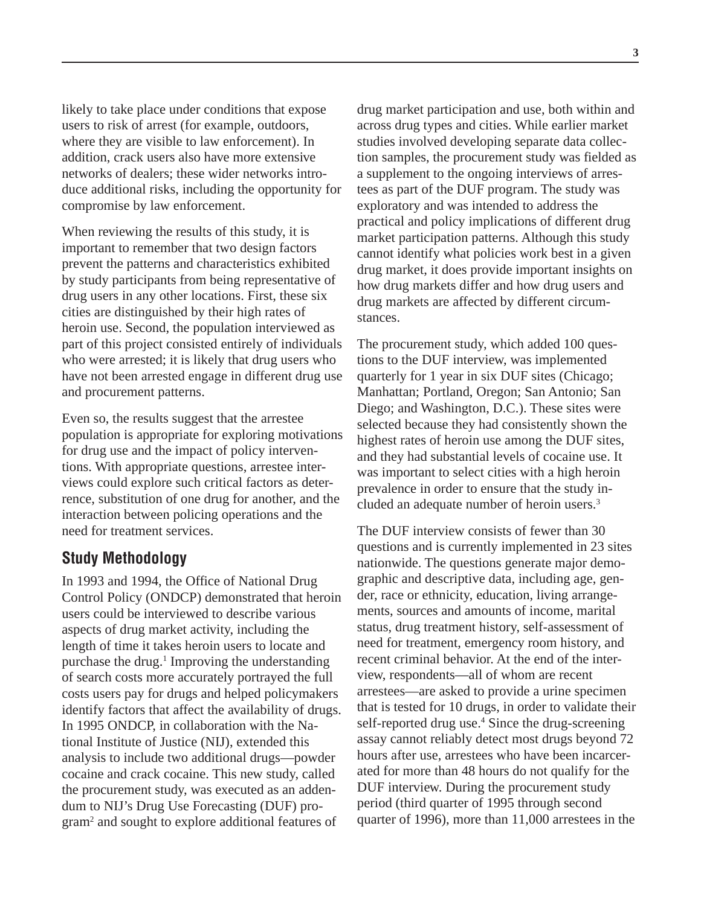likely to take place under conditions that expose users to risk of arrest (for example, outdoors, where they are visible to law enforcement). In addition, crack users also have more extensive networks of dealers; these wider networks introduce additional risks, including the opportunity for compromise by law enforcement.

When reviewing the results of this study, it is important to remember that two design factors prevent the patterns and characteristics exhibited by study participants from being representative of drug users in any other locations. First, these six cities are distinguished by their high rates of heroin use. Second, the population interviewed as part of this project consisted entirely of individuals who were arrested; it is likely that drug users who have not been arrested engage in different drug use and procurement patterns.

Even so, the results suggest that the arrestee population is appropriate for exploring motivations for drug use and the impact of policy interventions. With appropriate questions, arrestee interviews could explore such critical factors as deterrence, substitution of one drug for another, and the interaction between policing operations and the need for treatment services.

## Study Methodology

In 1993 and 1994, the Office of National Drug Control Policy (ONDCP) demonstrated that heroin users could be interviewed to describe various aspects of drug market activity, including the length of time it takes heroin users to locate and purchase the drug.[1] Improving the understanding of search costs more accurately portrayed the full costs users pay for drugs and helped policymakers identify factors that affect the availability of drugs. In 1995 ONDCP, in collaboration with the National Institute of Justice (NIJ), extended this analysis to include two additional drugs—powder cocaine and crack cocaine. This new study, called the procurement study, was executed as an addendum to NIJ's Drug Use Forecasting (DUF) program[2] and sought to explore additional features of drug market participation and use, both within and across drug types and cities. While earlier market studies involved developing separate data collection samples, the procurement study was fielded as a supplement to the ongoing interviews of arrestees as part of the DUF program. The study was exploratory and was intended to address the practical and policy implications of different drug market participation patterns. Although this study cannot identify what policies work best in a given drug market, it does provide important insights on how drug markets differ and how drug users and drug markets are affected by different circumstances.

The procurement study, which added 100 questions to the DUF interview, was implemented quarterly for 1 year in six DUF sites (Chicago; Manhattan; Portland, Oregon; San Antonio; San Diego; and Washington, D.C.). These sites were selected because they had consistently shown the highest rates of heroin use among the DUF sites, and they had substantial levels of cocaine use. It was important to select cities with a high heroin prevalence in order to ensure that the study included an adequate number of heroin users.[3]

The DUF interview consists of fewer than 30 questions and is currently implemented in 23 sites nationwide. The questions generate major demographic and descriptive data, including age, gender, race or ethnicity, education, living arrangements, sources and amounts of income, marital status, drug treatment history, self-assessment of need for treatment, emergency room history, and recent criminal behavior. At the end of the interview, respondents—all of whom are recent arrestees—are asked to provide a urine specimen that is tested for 10 drugs, in order to validate their self-reported drug use.[4] Since the drug-screening assay cannot reliably detect most drugs beyond 72 hours after use, arrestees who have been incarcerated for more than 48 hours do not qualify for the DUF interview. During the procurement study period (third quarter of 1995 through second quarter of 1996), more than 11,000 arrestees in the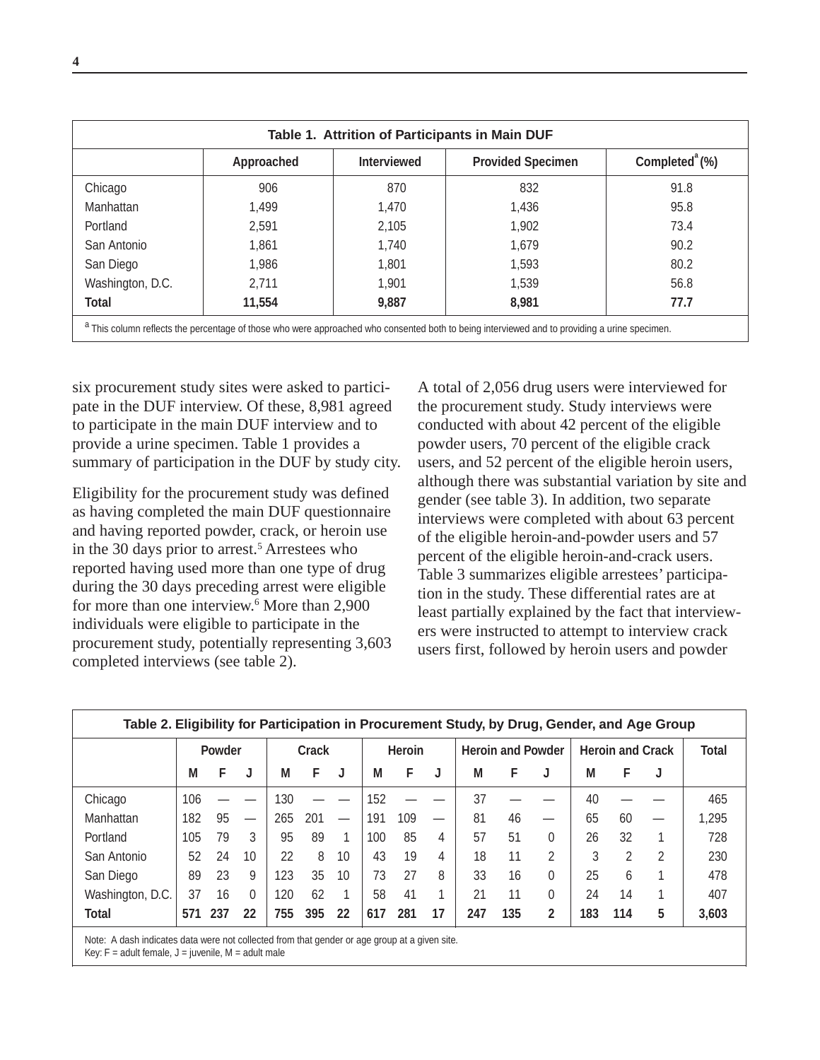**Table 1. Attrition of Participants in Main DUF**

| | Approached | Interviewed | Provided Specimen | Completed[a] (%) |
|---|---|---|---|---|
| Chicago | 906 | 870 | 832 | 91.8 |
| Manhattan | 1,499 | 1,470 | 1,436 | 95.8 |
| Portland | 2,591 | 2,105 | 1,902 | 73.4 |
| San Antonio | 1,861 | 1,740 | 1,679 | 90.2 |
| San Diego | 1,986 | 1,801 | 1,593 | 80.2 |
| Washington, D.C. | 2,711 | 1,901 | 1,539 | 56.8 |
| **Total** | **11,554** | **9,887** | **8,981** | **77.7** |

[a] This column reflects the percentage of those who were approached who consented both to being interviewed and to providing a urine specimen.

six procurement study sites were asked to participate in the DUF interview. Of these, 8,981 agreed to participate in the main DUF interview and to provide a urine specimen. Table 1 provides a summary of participation in the DUF by study city.

Eligibility for the procurement study was defined as having completed the main DUF questionnaire and having reported powder, crack, or heroin use in the 30 days prior to arrest.[5] Arrestees who reported having used more than one type of drug during the 30 days preceding arrest were eligible for more than one interview.[6] More than 2,900 individuals were eligible to participate in the procurement study, potentially representing 3,603 completed interviews (see table 2).

A total of 2,056 drug users were interviewed for the procurement study. Study interviews were conducted with about 42 percent of the eligible powder users, 70 percent of the eligible crack users, and 52 percent of the eligible heroin users, although there was substantial variation by site and gender (see table 3). In addition, two separate interviews were completed with about 63 percent of the eligible heroin-and-powder users and 57 percent of the eligible heroin-and-crack users. Table 3 summarizes eligible arrestees' participation in the study. These differential rates are at least partially explained by the fact that interviewers were instructed to attempt to interview crack users first, followed by heroin users and powder

**Table 2. Eligibility for Participation in Procurement Study, by Drug, Gender, and Age Group**

| | Powder | | | Crack | | | Heroin | | | Heroin and Powder | | | Heroin and Crack | | | Total |
|---|---|---|---|---|---|---|---|---|---|---|---|---|---|---|---|---|
| | M | F | J | M | F | J | M | F | J | M | F | J | M | F | J | |
| Chicago | 106 | — | — | 130 | — | — | 152 | — | — | 37 | — | — | 40 | — | — | 465 |
| Manhattan | 182 | 95 | — | 265 | 201 | — | 191 | 109 | — | 81 | 46 | — | 65 | 60 | — | 1,295 |
| Portland | 105 | 79 | 3 | 95 | 89 | 1 | 100 | 85 | 4 | 57 | 51 | 0 | 26 | 32 | 1 | 728 |
| San Antonio | 52 | 24 | 10 | 22 | 8 | 10 | 43 | 19 | 4 | 18 | 11 | 2 | 3 | 2 | 2 | 230 |
| San Diego | 89 | 23 | 9 | 123 | 35 | 10 | 73 | 27 | 8 | 33 | 16 | 0 | 25 | 6 | 1 | 478 |
| Washington, D.C. | 37 | 16 | 0 | 120 | 62 | 1 | 58 | 41 | 1 | 21 | 11 | 0 | 24 | 14 | 1 | 407 |
| **Total** | **571** | **237** | **22** | **755** | **395** | **22** | **617** | **281** | **17** | **247** | **135** | **2** | **183** | **114** | **5** | **3,603** |

Note: A dash indicates data were not collected from that gender or age group at a given site.
Key: F = adult female, J = juvenile, M = adult male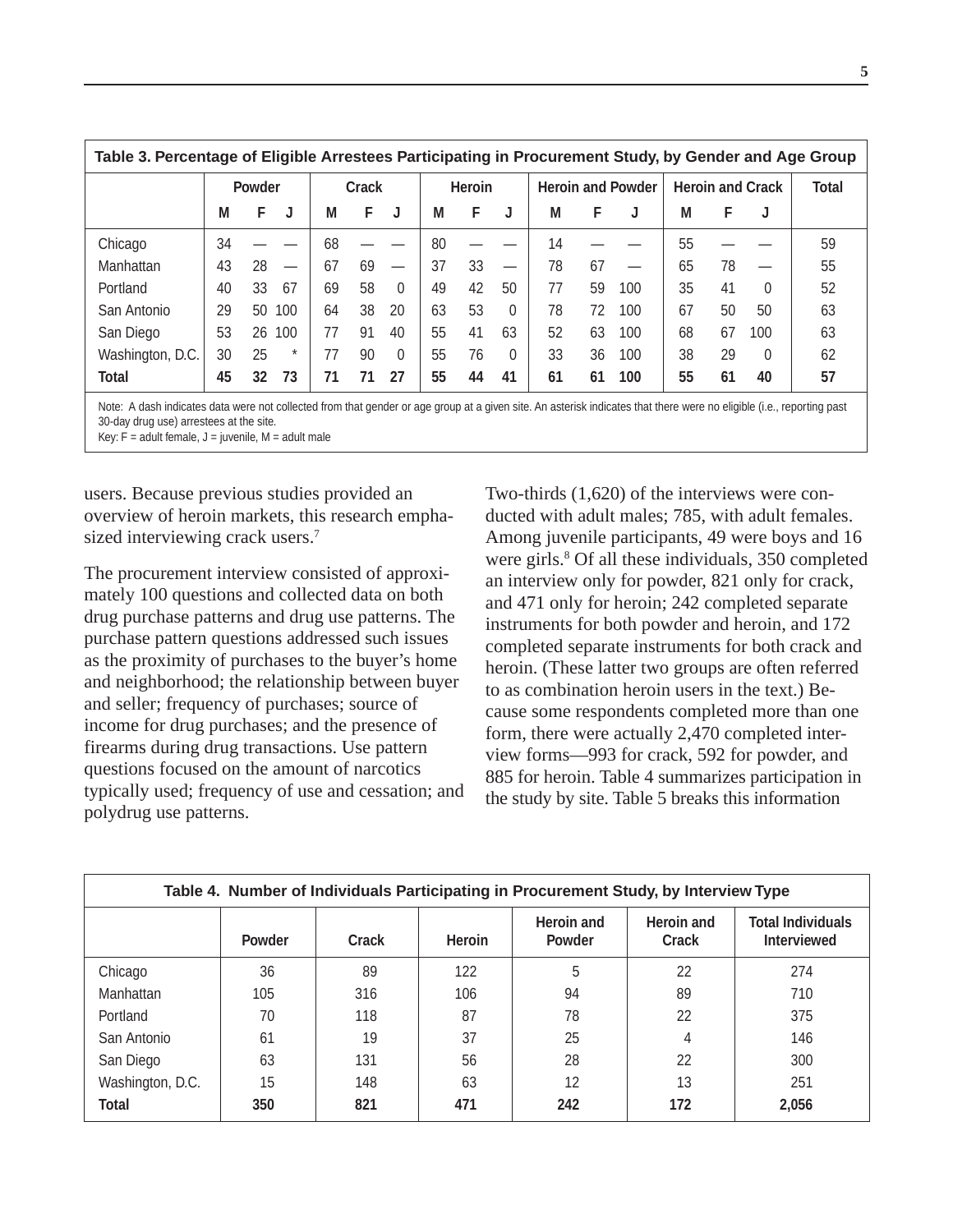| Table 3. Percentage of Eligible Arrestees Participating in Procurement Study, by Gender and Age Group | | | | | | | | | | | | | | | | |
|---|---|---|---|---|---|---|---|---|---|---|---|---|---|---|---|---|
| | Powder | | | Crack | | | Heroin | | | Heroin and Powder | | | Heroin and Crack | | | Total |
| | M | F | J | M | F | J | M | F | J | M | F | J | M | F | J | |
| Chicago | 34 | — | — | 68 | — | — | 80 | — | — | 14 | — | — | 55 | — | — | 59 |
| Manhattan | 43 | 28 | — | 67 | 69 | — | 37 | 33 | — | 78 | 67 | — | 65 | 78 | — | 55 |
| Portland | 40 | 33 | 67 | 69 | 58 | 0 | 49 | 42 | 50 | 77 | 59 | 100 | 35 | 41 | 0 | 52 |
| San Antonio | 29 | 50 | 100 | 64 | 38 | 20 | 63 | 53 | 0 | 78 | 72 | 100 | 67 | 50 | 50 | 63 |
| San Diego | 53 | 26 | 100 | 77 | 91 | 40 | 55 | 41 | 63 | 52 | 63 | 100 | 68 | 67 | 100 | 63 |
| Washington, D.C. | 30 | 25 | * | 77 | 90 | 0 | 55 | 76 | 0 | 33 | 36 | 100 | 38 | 29 | 0 | 62 |
| **Total** | **45** | **32** | **73** | **71** | **71** | **27** | **55** | **44** | **41** | **61** | **61** | **100** | **55** | **61** | **40** | **57** |

Note: A dash indicates data were not collected from that gender or age group at a given site. An asterisk indicates that there were no eligible (i.e., reporting past 30-day drug use) arrestees at the site.
Key: F = adult female, J = juvenile, M = adult male

users. Because previous studies provided an overview of heroin markets, this research emphasized interviewing crack users.[7]

The procurement interview consisted of approximately 100 questions and collected data on both drug purchase patterns and drug use patterns. The purchase pattern questions addressed such issues as the proximity of purchases to the buyer's home and neighborhood; the relationship between buyer and seller; frequency of purchases; source of income for drug purchases; and the presence of firearms during drug transactions. Use pattern questions focused on the amount of narcotics typically used; frequency of use and cessation; and polydrug use patterns.

Two-thirds (1,620) of the interviews were conducted with adult males; 785, with adult females. Among juvenile participants, 49 were boys and 16 were girls.[8] Of all these individuals, 350 completed an interview only for powder, 821 only for crack, and 471 only for heroin; 242 completed separate instruments for both powder and heroin, and 172 completed separate instruments for both crack and heroin. (These latter two groups are often referred to as combination heroin users in the text.) Because some respondents completed more than one form, there were actually 2,470 completed interview forms—993 for crack, 592 for powder, and 885 for heroin. Table 4 summarizes participation in the study by site. Table 5 breaks this information

| Table 4. Number of Individuals Participating in Procurement Study, by Interview Type | | | | | | |
|---|---|---|---|---|---|---|
| | Powder | Crack | Heroin | Heroin and Powder | Heroin and Crack | Total Individuals Interviewed |
| Chicago | 36 | 89 | 122 | 5 | 22 | 274 |
| Manhattan | 105 | 316 | 106 | 94 | 89 | 710 |
| Portland | 70 | 118 | 87 | 78 | 22 | 375 |
| San Antonio | 61 | 19 | 37 | 25 | 4 | 146 |
| San Diego | 63 | 131 | 56 | 28 | 22 | 300 |
| Washington, D.C. | 15 | 148 | 63 | 12 | 13 | 251 |
| **Total** | **350** | **821** | **471** | **242** | **172** | **2,056** |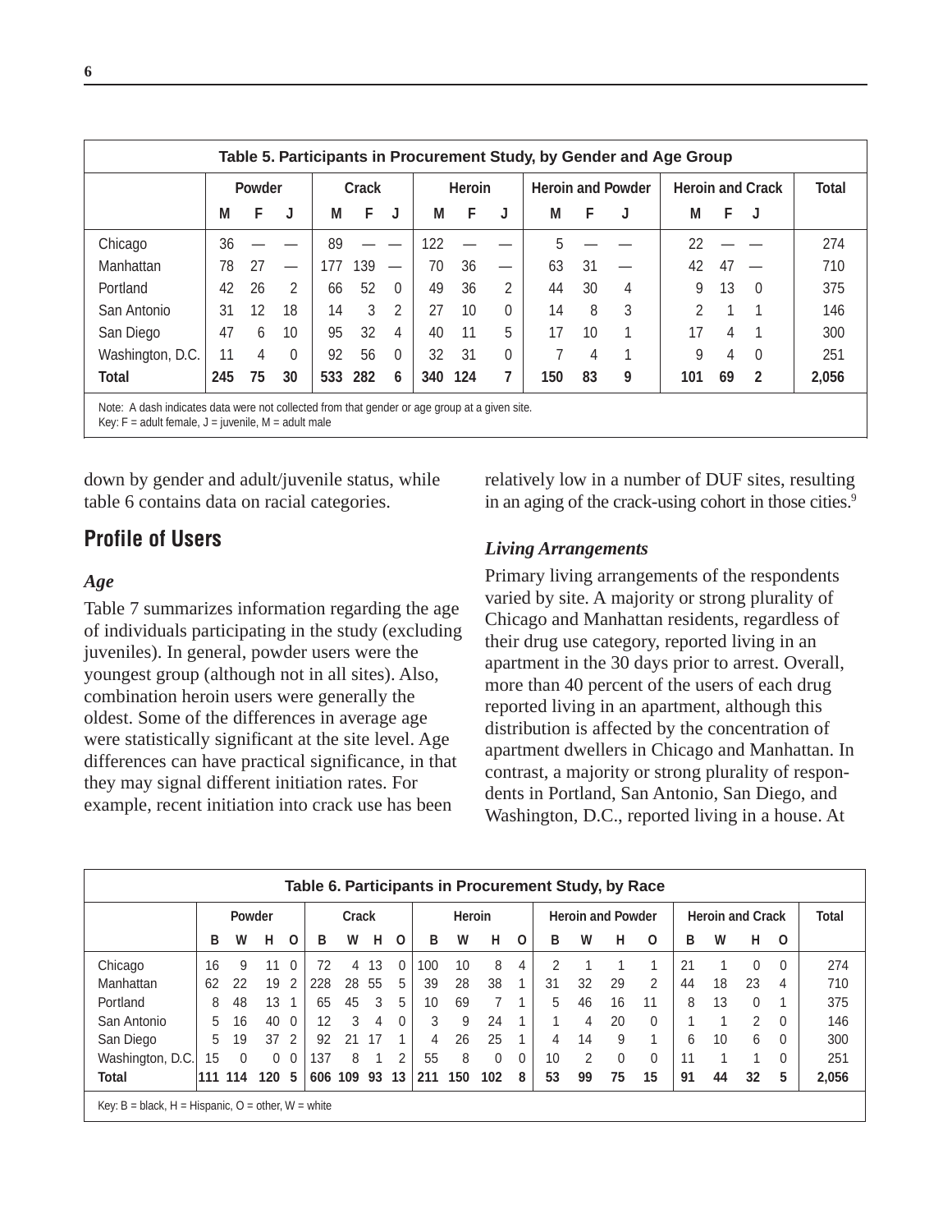| Table 5. Participants in Procurement Study, by Gender and Age Group | | | | | | | | | | | | | | | | | |
|---|---|---|---|---|---|---|---|---|---|---|---|---|---|---|---|---|---|
| | Powder | | | Crack | | | Heroin | | | Heroin and Powder | | | Heroin and Crack | | | Total |
| | M | F | J | M | F | J | M | F | J | M | F | J | M | F | J | |
| Chicago | 36 | — | — | 89 | — | — | 122 | — | — | 5 | — | — | 22 | — | — | 274 |
| Manhattan | 78 | 27 | — | 177 | 139 | — | 70 | 36 | — | 63 | 31 | — | 42 | 47 | — | 710 |
| Portland | 42 | 26 | 2 | 66 | 52 | 0 | 49 | 36 | 2 | 44 | 30 | 4 | 9 | 13 | 0 | 375 |
| San Antonio | 31 | 12 | 18 | 14 | 3 | 2 | 27 | 10 | 0 | 14 | 8 | 3 | 2 | 1 | 1 | 146 |
| San Diego | 47 | 6 | 10 | 95 | 32 | 4 | 40 | 11 | 5 | 17 | 10 | 1 | 17 | 4 | 1 | 300 |
| Washington, D.C. | 11 | 4 | 0 | 92 | 56 | 0 | 32 | 31 | 0 | 7 | 4 | 1 | 9 | 4 | 0 | 251 |
| **Total** | **245** | **75** | **30** | **533** | **282** | **6** | **340** | **124** | **7** | **150** | **83** | **9** | **101** | **69** | **2** | **2,056** |

Note: A dash indicates data were not collected from that gender or age group at a given site.
Key: F = adult female, J = juvenile, M = adult male

down by gender and adult/juvenile status, while table 6 contains data on racial categories.

## Profile of Users

### *Age*

Table 7 summarizes information regarding the age of individuals participating in the study (excluding juveniles). In general, powder users were the youngest group (although not in all sites). Also, combination heroin users were generally the oldest. Some of the differences in average age were statistically significant at the site level. Age differences can have practical significance, in that they may signal different initiation rates. For example, recent initiation into crack use has been relatively low in a number of DUF sites, resulting in an aging of the crack-using cohort in those cities.[9]

### *Living Arrangements*

Primary living arrangements of the respondents varied by site. A majority or strong plurality of Chicago and Manhattan residents, regardless of their drug use category, reported living in an apartment in the 30 days prior to arrest. Overall, more than 40 percent of the users of each drug reported living in an apartment, although this distribution is affected by the concentration of apartment dwellers in Chicago and Manhattan. In contrast, a majority or strong plurality of respondents in Portland, San Antonio, San Diego, and Washington, D.C., reported living in a house. At

| Table 6. Participants in Procurement Study, by Race | | | | | | | | | | | | | | | | | | | | | |
|---|---|---|---|---|---|---|---|---|---|---|---|---|---|---|---|---|---|---|---|---|---|
| | Powder | | | | Crack | | | | Heroin | | | | Heroin and Powder | | | | Heroin and Crack | | | | Total |
| | B | W | H | O | B | W | H | O | B | W | H | O | B | W | H | O | B | W | H | O | |
| Chicago | 16 | 9 | 11 | 0 | 72 | 4 | 13 | 0 | 100 | 10 | 8 | 4 | 2 | 1 | 1 | 1 | 21 | 1 | 0 | 0 | 274 |
| Manhattan | 62 | 22 | 19 | 2 | 228 | 28 | 55 | 5 | 39 | 28 | 38 | 1 | 31 | 32 | 29 | 2 | 44 | 18 | 23 | 4 | 710 |
| Portland | 8 | 48 | 13 | 1 | 65 | 45 | 3 | 5 | 10 | 69 | 7 | 1 | 5 | 46 | 16 | 11 | 8 | 13 | 0 | 1 | 375 |
| San Antonio | 5 | 16 | 40 | 0 | 12 | 3 | 4 | 0 | 3 | 9 | 24 | 1 | 1 | 4 | 20 | 0 | 1 | 1 | 2 | 0 | 146 |
| San Diego | 5 | 19 | 37 | 2 | 92 | 21 | 17 | 1 | 4 | 26 | 25 | 1 | 4 | 14 | 9 | 1 | 6 | 10 | 6 | 0 | 300 |
| Washington, D.C. | 15 | 0 | 0 | 0 | 137 | 8 | 1 | 2 | 55 | 8 | 0 | 0 | 10 | 2 | 0 | 0 | 11 | 1 | 1 | 0 | 251 |
| **Total** | **111** | **114** | **120** | **5** | **606** | **109** | **93** | **13** | **211** | **150** | **102** | **8** | **53** | **99** | **75** | **15** | **91** | **44** | **32** | **5** | **2,056** |

Key: B = black, H = Hispanic, O = other, W = white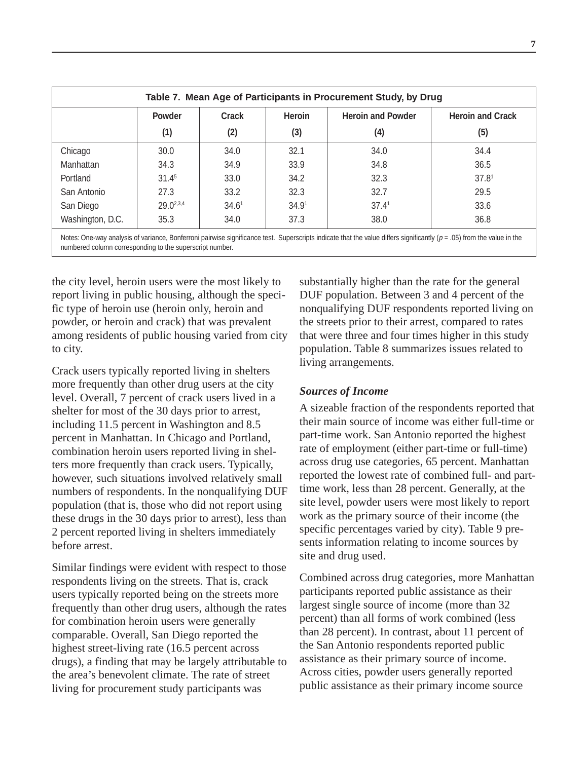**Table 7. Mean Age of Participants in Procurement Study, by Drug**

| | Powder (1) | Crack (2) | Heroin (3) | Heroin and Powder (4) | Heroin and Crack (5) |
|---|---|---|---|---|---|
| Chicago | 30.0 | 34.0 | 32.1 | 34.0 | 34.4 |
| Manhattan | 34.3 | 34.9 | 33.9 | 34.8 | 36.5 |
| Portland | $31.4^{5}$ | 33.0 | 34.2 | 32.3 | $37.8^{1}$ |
| San Antonio | 27.3 | 33.2 | 32.3 | 32.7 | 29.5 |
| San Diego | $29.0^{2,3,4}$ | $34.6^{1}$ | $34.9^{1}$ | $37.4^{1}$ | 33.6 |
| Washington, D.C. | 35.3 | 34.0 | 37.3 | 38.0 | 36.8 |

Notes: One-way analysis of variance, Bonferroni pairwise significance test. Superscripts indicate that the value differs significantly ($p = .05$) from the value in the numbered column corresponding to the superscript number.

the city level, heroin users were the most likely to report living in public housing, although the specific type of heroin use (heroin only, heroin and powder, or heroin and crack) that was prevalent among residents of public housing varied from city to city.

Crack users typically reported living in shelters more frequently than other drug users at the city level. Overall, 7 percent of crack users lived in a shelter for most of the 30 days prior to arrest, including 11.5 percent in Washington and 8.5 percent in Manhattan. In Chicago and Portland, combination heroin users reported living in shelters more frequently than crack users. Typically, however, such situations involved relatively small numbers of respondents. In the nonqualifying DUF population (that is, those who did not report using these drugs in the 30 days prior to arrest), less than 2 percent reported living in shelters immediately before arrest.

Similar findings were evident with respect to those respondents living on the streets. That is, crack users typically reported being on the streets more frequently than other drug users, although the rates for combination heroin users were generally comparable. Overall, San Diego reported the highest street-living rate (16.5 percent across drugs), a finding that may be largely attributable to the area's benevolent climate. The rate of street living for procurement study participants was substantially higher than the rate for the general DUF population. Between 3 and 4 percent of the nonqualifying DUF respondents reported living on the streets prior to their arrest, compared to rates that were three and four times higher in this study population. Table 8 summarizes issues related to living arrangements.

### *Sources of Income*

A sizeable fraction of the respondents reported that their main source of income was either full-time or part-time work. San Antonio reported the highest rate of employment (either part-time or full-time) across drug use categories, 65 percent. Manhattan reported the lowest rate of combined full- and part-time work, less than 28 percent. Generally, at the site level, powder users were most likely to report work as the primary source of their income (the specific percentages varied by city). Table 9 presents information relating to income sources by site and drug used.

Combined across drug categories, more Manhattan participants reported public assistance as their largest single source of income (more than 32 percent) than all forms of work combined (less than 28 percent). In contrast, about 11 percent of the San Antonio respondents reported public assistance as their primary source of income. Across cities, powder users generally reported public assistance as their primary income source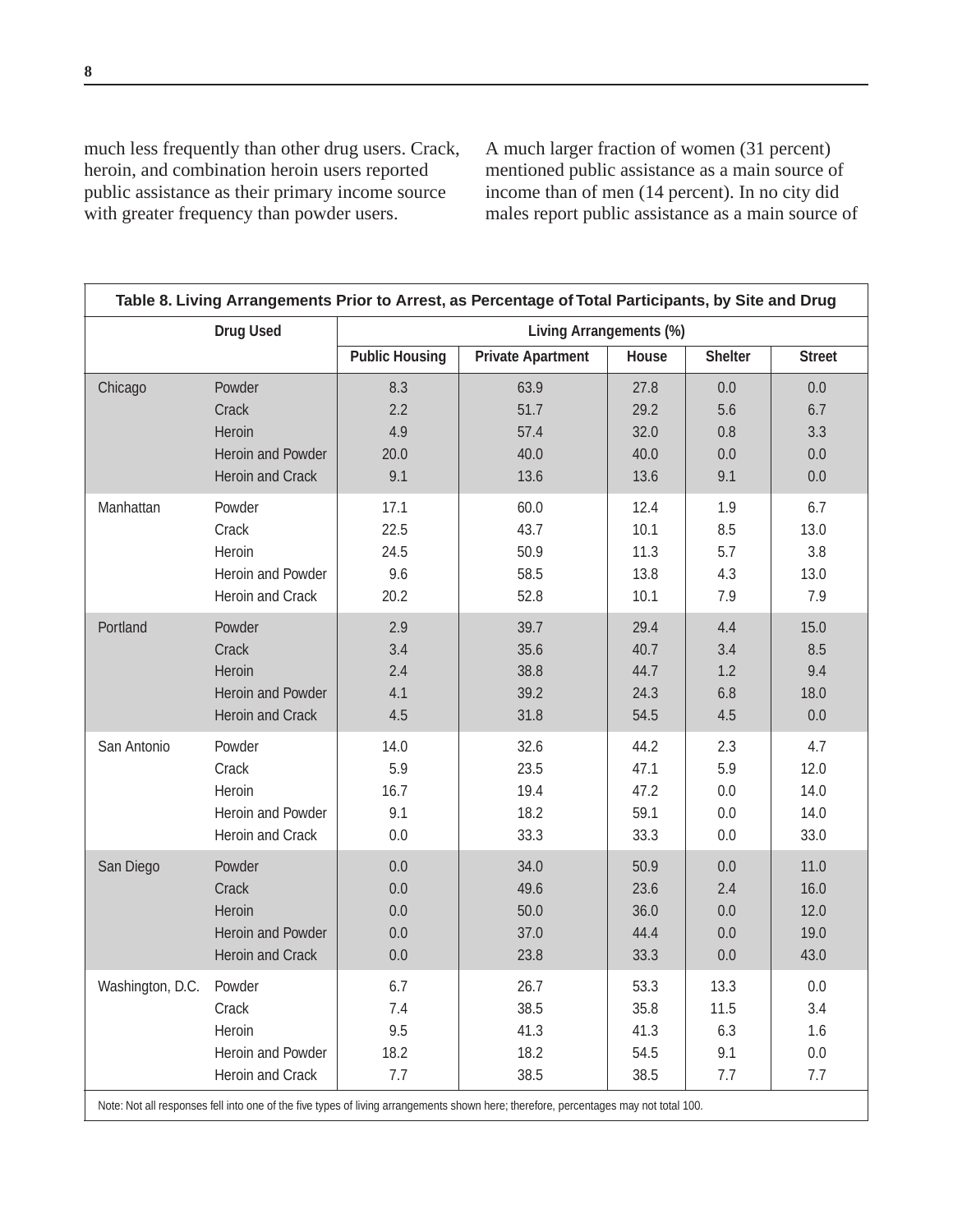much less frequently than other drug users. Crack, heroin, and combination heroin users reported public assistance as their primary income source with greater frequency than powder users.

A much larger fraction of women (31 percent) mentioned public assistance as a main source of income than of men (14 percent). In no city did males report public assistance as a main source of

**Table 8. Living Arrangements Prior to Arrest, as Percentage of Total Participants, by Site and Drug**

| | Drug Used | Living Arrangements (%) | | | | |
|---|---|---|---|---|---|---|
| | | Public Housing | Private Apartment | House | Shelter | Street |
| Chicago | Powder | 8.3 | 63.9 | 27.8 | 0.0 | 0.0 |
| | Crack | 2.2 | 51.7 | 29.2 | 5.6 | 6.7 |
| | Heroin | 4.9 | 57.4 | 32.0 | 0.8 | 3.3 |
| | Heroin and Powder | 20.0 | 40.0 | 40.0 | 0.0 | 0.0 |
| | Heroin and Crack | 9.1 | 13.6 | 13.6 | 9.1 | 0.0 |
| Manhattan | Powder | 17.1 | 60.0 | 12.4 | 1.9 | 6.7 |
| | Crack | 22.5 | 43.7 | 10.1 | 8.5 | 13.0 |
| | Heroin | 24.5 | 50.9 | 11.3 | 5.7 | 3.8 |
| | Heroin and Powder | 9.6 | 58.5 | 13.8 | 4.3 | 13.0 |
| | Heroin and Crack | 20.2 | 52.8 | 10.1 | 7.9 | 7.9 |
| Portland | Powder | 2.9 | 39.7 | 29.4 | 4.4 | 15.0 |
| | Crack | 3.4 | 35.6 | 40.7 | 3.4 | 8.5 |
| | Heroin | 2.4 | 38.8 | 44.7 | 1.2 | 9.4 |
| | Heroin and Powder | 4.1 | 39.2 | 24.3 | 6.8 | 18.0 |
| | Heroin and Crack | 4.5 | 31.8 | 54.5 | 4.5 | 0.0 |
| San Antonio | Powder | 14.0 | 32.6 | 44.2 | 2.3 | 4.7 |
| | Crack | 5.9 | 23.5 | 47.1 | 5.9 | 12.0 |
| | Heroin | 16.7 | 19.4 | 47.2 | 0.0 | 14.0 |
| | Heroin and Powder | 9.1 | 18.2 | 59.1 | 0.0 | 14.0 |
| | Heroin and Crack | 0.0 | 33.3 | 33.3 | 0.0 | 33.0 |
| San Diego | Powder | 0.0 | 34.0 | 50.9 | 0.0 | 11.0 |
| | Crack | 0.0 | 49.6 | 23.6 | 2.4 | 16.0 |
| | Heroin | 0.0 | 50.0 | 36.0 | 0.0 | 12.0 |
| | Heroin and Powder | 0.0 | 37.0 | 44.4 | 0.0 | 19.0 |
| | Heroin and Crack | 0.0 | 23.8 | 33.3 | 0.0 | 43.0 |
| Washington, D.C. | Powder | 6.7 | 26.7 | 53.3 | 13.3 | 0.0 |
| | Crack | 7.4 | 38.5 | 35.8 | 11.5 | 3.4 |
| | Heroin | 9.5 | 41.3 | 41.3 | 6.3 | 1.6 |
| | Heroin and Powder | 18.2 | 18.2 | 54.5 | 9.1 | 0.0 |
| | Heroin and Crack | 7.7 | 38.5 | 38.5 | 7.7 | 7.7 |

Note: Not all responses fell into one of the five types of living arrangements shown here; therefore, percentages may not total 100.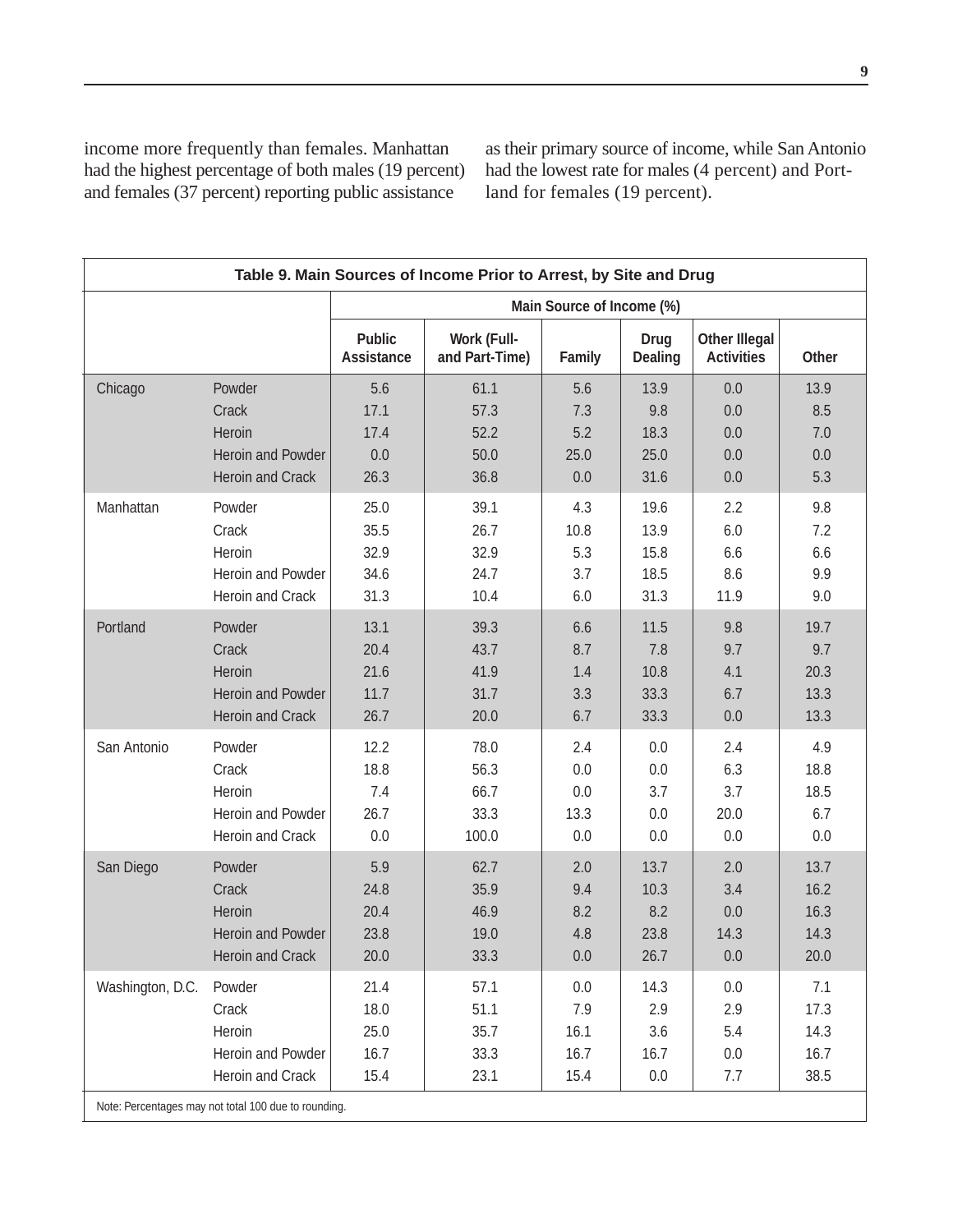income more frequently than females. Manhattan had the highest percentage of both males (19 percent) and females (37 percent) reporting public assistance as their primary source of income, while San Antonio had the lowest rate for males (4 percent) and Portland for females (19 percent).

**Table 9. Main Sources of Income Prior to Arrest, by Site and Drug**

| | | Main Source of Income (%) | | | | | |
|---|---|---|---|---|---|---|---|
| | | Public Assistance | Work (Full- and Part-Time) | Family | Drug Dealing | Other Illegal Activities | Other |
| Chicago | Powder | 5.6 | 61.1 | 5.6 | 13.9 | 0.0 | 13.9 |
| | Crack | 17.1 | 57.3 | 7.3 | 9.8 | 0.0 | 8.5 |
| | Heroin | 17.4 | 52.2 | 5.2 | 18.3 | 0.0 | 7.0 |
| | Heroin and Powder | 0.0 | 50.0 | 25.0 | 25.0 | 0.0 | 0.0 |
| | Heroin and Crack | 26.3 | 36.8 | 0.0 | 31.6 | 0.0 | 5.3 |
| Manhattan | Powder | 25.0 | 39.1 | 4.3 | 19.6 | 2.2 | 9.8 |
| | Crack | 35.5 | 26.7 | 10.8 | 13.9 | 6.0 | 7.2 |
| | Heroin | 32.9 | 32.9 | 5.3 | 15.8 | 6.6 | 6.6 |
| | Heroin and Powder | 34.6 | 24.7 | 3.7 | 18.5 | 8.6 | 9.9 |
| | Heroin and Crack | 31.3 | 10.4 | 6.0 | 31.3 | 11.9 | 9.0 |
| Portland | Powder | 13.1 | 39.3 | 6.6 | 11.5 | 9.8 | 19.7 |
| | Crack | 20.4 | 43.7 | 8.7 | 7.8 | 9.7 | 9.7 |
| | Heroin | 21.6 | 41.9 | 1.4 | 10.8 | 4.1 | 20.3 |
| | Heroin and Powder | 11.7 | 31.7 | 3.3 | 33.3 | 6.7 | 13.3 |
| | Heroin and Crack | 26.7 | 20.0 | 6.7 | 33.3 | 0.0 | 13.3 |
| San Antonio | Powder | 12.2 | 78.0 | 2.4 | 0.0 | 2.4 | 4.9 |
| | Crack | 18.8 | 56.3 | 0.0 | 0.0 | 6.3 | 18.8 |
| | Heroin | 7.4 | 66.7 | 0.0 | 3.7 | 3.7 | 18.5 |
| | Heroin and Powder | 26.7 | 33.3 | 13.3 | 0.0 | 20.0 | 6.7 |
| | Heroin and Crack | 0.0 | 100.0 | 0.0 | 0.0 | 0.0 | 0.0 |
| San Diego | Powder | 5.9 | 62.7 | 2.0 | 13.7 | 2.0 | 13.7 |
| | Crack | 24.8 | 35.9 | 9.4 | 10.3 | 3.4 | 16.2 |
| | Heroin | 20.4 | 46.9 | 8.2 | 8.2 | 0.0 | 16.3 |
| | Heroin and Powder | 23.8 | 19.0 | 4.8 | 23.8 | 14.3 | 14.3 |
| | Heroin and Crack | 20.0 | 33.3 | 0.0 | 26.7 | 0.0 | 20.0 |
| Washington, D.C. | Powder | 21.4 | 57.1 | 0.0 | 14.3 | 0.0 | 7.1 |
| | Crack | 18.0 | 51.1 | 7.9 | 2.9 | 2.9 | 17.3 |
| | Heroin | 25.0 | 35.7 | 16.1 | 3.6 | 5.4 | 14.3 |
| | Heroin and Powder | 16.7 | 33.3 | 16.7 | 16.7 | 0.0 | 16.7 |
| | Heroin and Crack | 15.4 | 23.1 | 15.4 | 0.0 | 7.7 | 38.5 |

Note: Percentages may not total 100 due to rounding.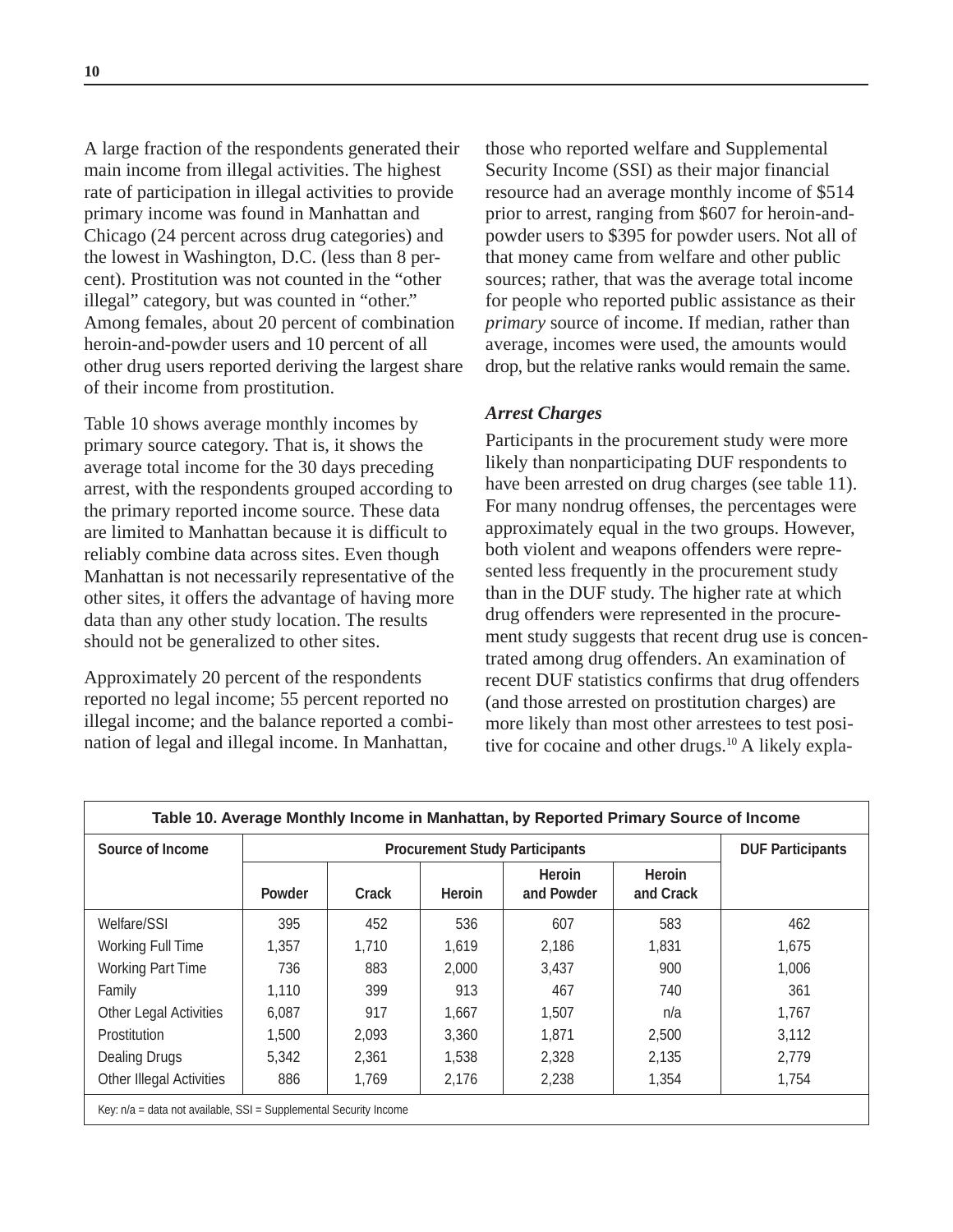A large fraction of the respondents generated their main income from illegal activities. The highest rate of participation in illegal activities to provide primary income was found in Manhattan and Chicago (24 percent across drug categories) and the lowest in Washington, D.C. (less than 8 percent). Prostitution was not counted in the "other illegal" category, but was counted in "other." Among females, about 20 percent of combination heroin-and-powder users and 10 percent of all other drug users reported deriving the largest share of their income from prostitution.

Table 10 shows average monthly incomes by primary source category. That is, it shows the average total income for the 30 days preceding arrest, with the respondents grouped according to the primary reported income source. These data are limited to Manhattan because it is difficult to reliably combine data across sites. Even though Manhattan is not necessarily representative of the other sites, it offers the advantage of having more data than any other study location. The results should not be generalized to other sites.

Approximately 20 percent of the respondents reported no legal income; 55 percent reported no illegal income; and the balance reported a combination of legal and illegal income. In Manhattan, those who reported welfare and Supplemental Security Income (SSI) as their major financial resource had an average monthly income of $514 prior to arrest, ranging from $607 for heroin-and-powder users to $395 for powder users. Not all of that money came from welfare and other public sources; rather, that was the average total income for people who reported public assistance as their *primary* source of income. If median, rather than average, incomes were used, the amounts would drop, but the relative ranks would remain the same.

### *Arrest Charges*

Participants in the procurement study were more likely than nonparticipating DUF respondents to have been arrested on drug charges (see table 11). For many nondrug offenses, the percentages were approximately equal in the two groups. However, both violent and weapons offenders were represented less frequently in the procurement study than in the DUF study. The higher rate at which drug offenders were represented in the procurement study suggests that recent drug use is concentrated among drug offenders. An examination of recent DUF statistics confirms that drug offenders (and those arrested on prostitution charges) are more likely than most other arrestees to test positive for cocaine and other drugs.[10] A likely expla-

**Table 10. Average Monthly Income in Manhattan, by Reported Primary Source of Income**

| Source of Income | Procurement Study Participants | | | | | DUF Participants |
|---|---|---|---|---|---|---|
| | Powder | Crack | Heroin | Heroin and Powder | Heroin and Crack | |
| Welfare/SSI | 395 | 452 | 536 | 607 | 583 | 462 |
| Working Full Time | 1,357 | 1,710 | 1,619 | 2,186 | 1,831 | 1,675 |
| Working Part Time | 736 | 883 | 2,000 | 3,437 | 900 | 1,006 |
| Family | 1,110 | 399 | 913 | 467 | 740 | 361 |
| Other Legal Activities | 6,087 | 917 | 1,667 | 1,507 | n/a | 1,767 |
| Prostitution | 1,500 | 2,093 | 3,360 | 1,871 | 2,500 | 3,112 |
| Dealing Drugs | 5,342 | 2,361 | 1,538 | 2,328 | 2,135 | 2,779 |
| Other Illegal Activities | 886 | 1,769 | 2,176 | 2,238 | 1,354 | 1,754 |

Key: n/a = data not available, SSI = Supplemental Security Income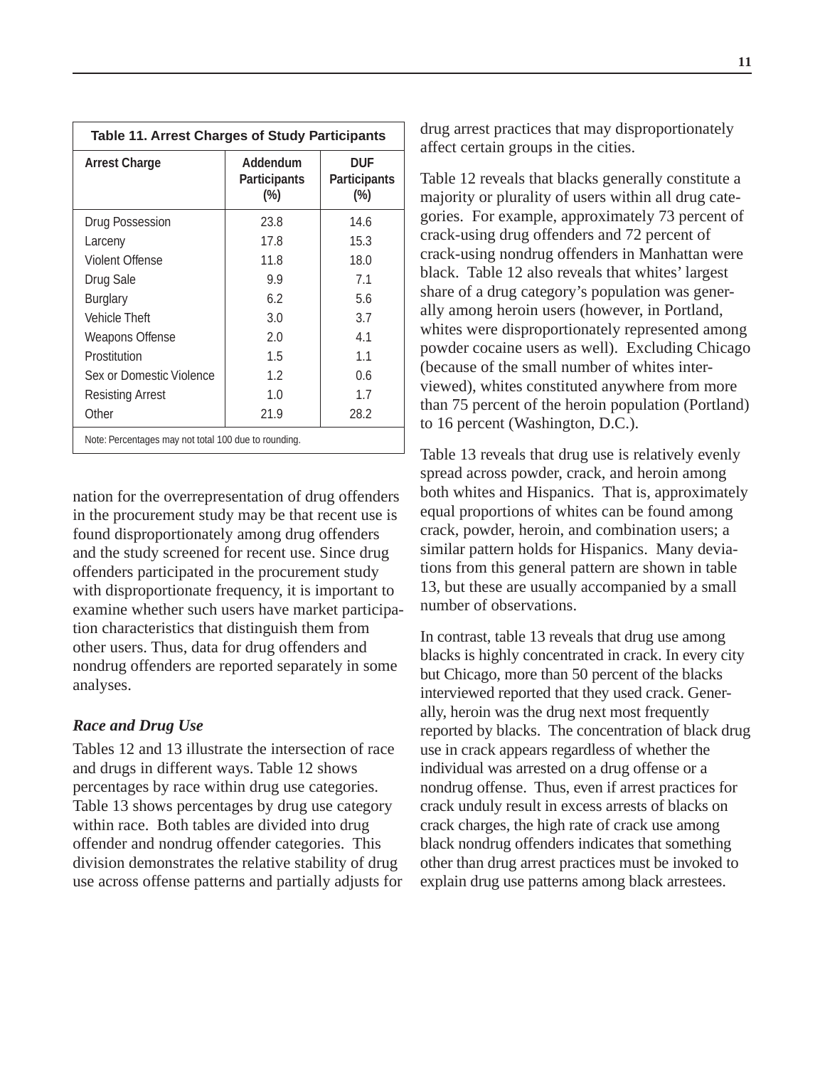**Table 11. Arrest Charges of Study Participants**

| Arrest Charge | Addendum Participants (%) | DUF Participants (%) |
|---|---|---|
| Drug Possession | 23.8 | 14.6 |
| Larceny | 17.8 | 15.3 |
| Violent Offense | 11.8 | 18.0 |
| Drug Sale | 9.9 | 7.1 |
| Burglary | 6.2 | 5.6 |
| Vehicle Theft | 3.0 | 3.7 |
| Weapons Offense | 2.0 | 4.1 |
| Prostitution | 1.5 | 1.1 |
| Sex or Domestic Violence | 1.2 | 0.6 |
| Resisting Arrest | 1.0 | 1.7 |
| Other | 21.9 | 28.2 |

Note: Percentages may not total 100 due to rounding.

nation for the overrepresentation of drug offenders in the procurement study may be that recent use is found disproportionately among drug offenders and the study screened for recent use. Since drug offenders participated in the procurement study with disproportionate frequency, it is important to examine whether such users have market participation characteristics that distinguish them from other users. Thus, data for drug offenders and nondrug offenders are reported separately in some analyses.

### *Race and Drug Use*

Tables 12 and 13 illustrate the intersection of race and drugs in different ways. Table 12 shows percentages by race within drug use categories. Table 13 shows percentages by drug use category within race. Both tables are divided into drug offender and nondrug offender categories. This division demonstrates the relative stability of drug use across offense patterns and partially adjusts for drug arrest practices that may disproportionately affect certain groups in the cities.

Table 12 reveals that blacks generally constitute a majority or plurality of users within all drug categories. For example, approximately 73 percent of crack-using drug offenders and 72 percent of crack-using nondrug offenders in Manhattan were black. Table 12 also reveals that whites' largest share of a drug category's population was generally among heroin users (however, in Portland, whites were disproportionately represented among powder cocaine users as well). Excluding Chicago (because of the small number of whites interviewed), whites constituted anywhere from more than 75 percent of the heroin population (Portland) to 16 percent (Washington, D.C.).

Table 13 reveals that drug use is relatively evenly spread across powder, crack, and heroin among both whites and Hispanics. That is, approximately equal proportions of whites can be found among crack, powder, heroin, and combination users; a similar pattern holds for Hispanics. Many deviations from this general pattern are shown in table 13, but these are usually accompanied by a small number of observations.

In contrast, table 13 reveals that drug use among blacks is highly concentrated in crack. In every city but Chicago, more than 50 percent of the blacks interviewed reported that they used crack. Generally, heroin was the drug next most frequently reported by blacks. The concentration of black drug use in crack appears regardless of whether the individual was arrested on a drug offense or a nondrug offense. Thus, even if arrest practices for crack unduly result in excess arrests of blacks on crack charges, the high rate of crack use among black nondrug offenders indicates that something other than drug arrest practices must be invoked to explain drug use patterns among black arrestees.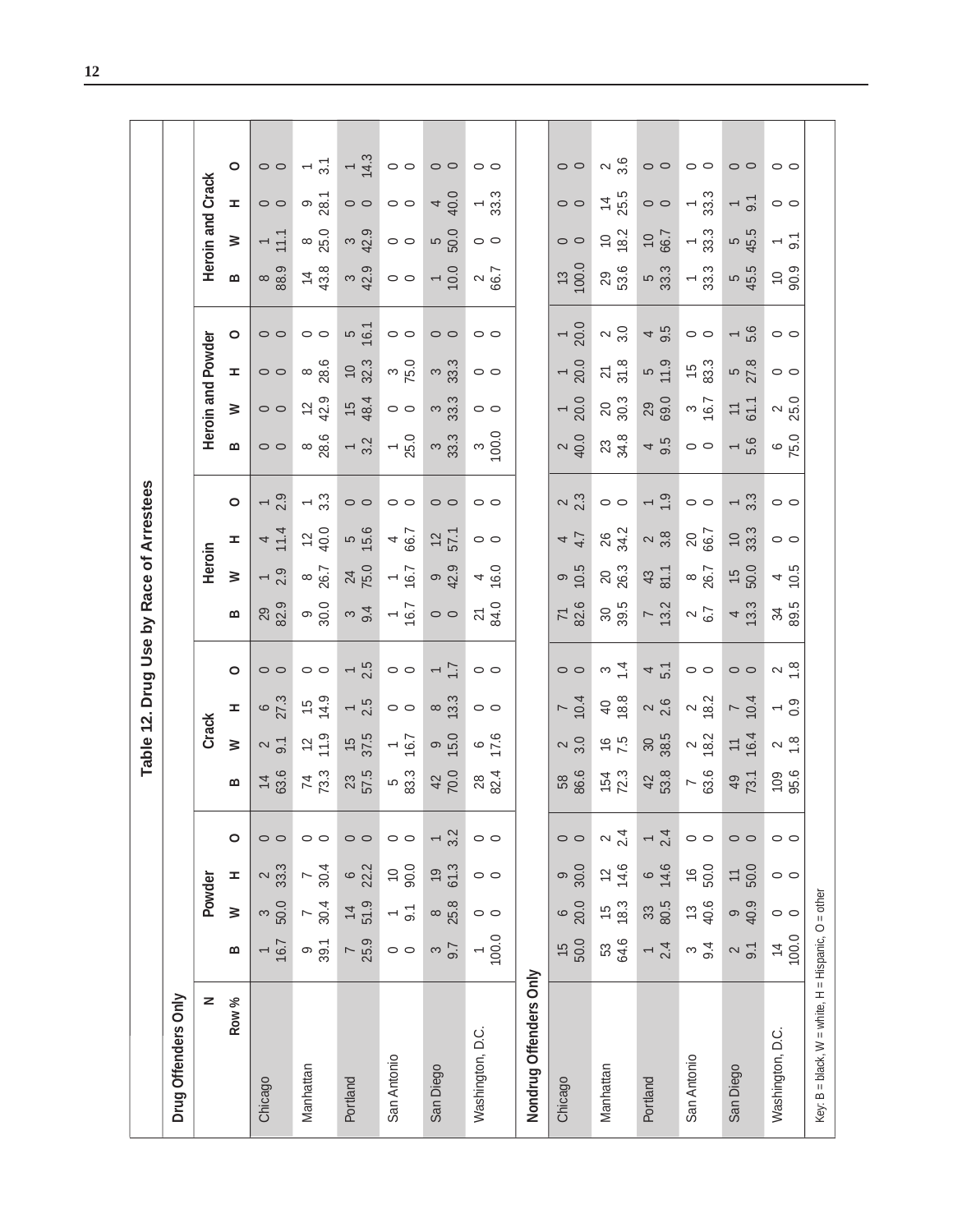# Table 12. Drug Use by Race of Arrestees

| | Powder | | | | Crack | | | | Heroin | | | | Heroin and Powder | | | | Heroin and Crack | | | |
|---|---|---|---|---|---|---|---|---|---|---|---|---|---|---|---|---|---|---|---|---|
| N / Row % | B | W | H | O | B | W | H | O | B | W | H | O | B | W | H | O | B | W | H | O |
| **Drug Offenders Only** | | | | | | | | | | | | | | | | | | | | |
| Chicago | 1 / 16.7 | 3 / 50.0 | 2 / 33.3 | 0 / 0 | 14 / 63.6 | 2 / 9.1 | 6 / 27.3 | 0 / 0 | 29 / 82.9 | 1 / 2.9 | 4 / 11.4 | 1 / 2.9 | 0 / 0 | 0 / 0 | 0 / 0 | 0 / 0 | 8 / 88.9 | 1 / 11.1 | 0 / 0 | 0 / 0 |
| Manhattan | 9 / 39.1 | 7 / 30.4 | 7 / 30.4 | 0 / 0 | 74 / 73.3 | 12 / 11.9 | 15 / 14.9 | 0 / 0 | 9 / 30.0 | 8 / 26.7 | 12 / 40.0 | 1 / 3.3 | 8 / 28.6 | 12 / 42.9 | 8 / 28.6 | 0 / 0 | 14 / 43.8 | 8 / 25.0 | 9 / 28.1 | 1 / 3.1 |
| Portland | 7 / 25.9 | 14 / 51.9 | 6 / 22.2 | 0 / 0 | 23 / 57.5 | 15 / 37.5 | 1 / 2.5 | 1 / 2.5 | 3 / 9.4 | 24 / 75.0 | 5 / 15.6 | 0 / 0 | 1 / 3.2 | 15 / 48.4 | 10 / 32.3 | 5 / 16.1 | 3 / 42.9 | 3 / 42.9 | 0 / 0 | 1 / 14.3 |
| San Antonio | 0 / 0 | 1 / 9.1 | 10 / 90.0 | 0 / 0 | 5 / 83.3 | 1 / 16.7 | 0 / 0 | 0 / 0 | 1 / 16.7 | 1 / 16.7 | 4 / 66.7 | 0 / 0 | 1 / 25.0 | 0 / 0 | 3 / 75.0 | 0 / 0 | 0 / 0 | 0 / 0 | 0 / 0 | 0 / 0 |
| San Diego | 3 / 9.7 | 8 / 25.8 | 19 / 61.3 | 1 / 3.2 | 42 / 70.0 | 9 / 15.0 | 8 / 13.3 | 1 / 1.7 | 0 / 0 | 9 / 42.9 | 12 / 57.1 | 0 / 0 | 3 / 33.3 | 3 / 33.3 | 3 / 33.3 | 0 / 0 | 1 / 10.0 | 5 / 50.0 | 4 / 40.0 | 0 / 0 |
| Washington, D.C. | 1 / 100.0 | 0 / 0 | 0 / 0 | 0 / 0 | 28 / 82.4 | 6 / 17.6 | 0 / 0 | 0 / 0 | 21 / 84.0 | 4 / 16.0 | 0 / 0 | 0 / 0 | 3 / 100.0 | 0 / 0 | 0 / 0 | 0 / 0 | 2 / 66.7 | 0 / 0 | 1 / 33.3 | 0 / 0 |
| **Nondrug Offenders Only** | | | | | | | | | | | | | | | | | | | | |
| Chicago | 15 / 50.0 | 6 / 20.0 | 9 / 30.0 | 0 / 0 | 58 / 86.6 | 2 / 3.0 | 7 / 10.4 | 0 / 0 | 71 / 82.6 | 9 / 10.5 | 4 / 4.7 | 2 / 2.3 | 2 / 40.0 | 1 / 20.0 | 1 / 20.0 | 1 / 20.0 | 13 / 100.0 | 0 / 0 | 0 / 0 | 0 / 0 |
| Manhattan | 53 / 64.6 | 15 / 18.3 | 12 / 14.6 | 2 / 2.4 | 154 / 72.3 | 16 / 7.5 | 40 / 18.8 | 3 / 1.4 | 30 / 39.5 | 20 / 26.3 | 26 / 34.2 | 0 / 0 | 23 / 34.8 | 20 / 30.3 | 21 / 31.8 | 2 / 3.0 | 29 / 53.6 | 10 / 18.2 | 14 / 25.5 | 2 / 3.6 |
| Portland | 1 / 2.4 | 33 / 80.5 | 6 / 14.6 | 1 / 2.4 | 42 / 53.8 | 30 / 38.5 | 2 / 2.6 | 4 / 5.1 | 7 / 13.2 | 43 / 81.1 | 2 / 3.8 | 1 / 1.9 | 4 / 9.5 | 29 / 69.0 | 5 / 11.9 | 4 / 9.5 | 5 / 33.3 | 10 / 66.7 | 0 / 0 | 0 / 0 |
| San Antonio | 3 / 9.4 | 13 / 40.6 | 16 / 50.0 | 0 / 0 | 7 / 63.6 | 2 / 18.2 | 2 / 18.2 | 0 / 0 | 2 / 6.7 | 8 / 26.7 | 20 / 66.7 | 0 / 0 | 0 / 0 | 3 / 16.7 | 15 / 83.3 | 0 / 0 | 1 / 33.3 | 1 / 33.3 | 1 / 33.3 | 0 / 0 |
| San Diego | 2 / 9.1 | 9 / 40.9 | 11 / 50.0 | 0 / 0 | 49 / 73.1 | 11 / 16.4 | 7 / 10.4 | 0 / 0 | 4 / 13.3 | 15 / 50.0 | 10 / 33.3 | 1 / 3.3 | 1 / 5.6 | 11 / 61.1 | 5 / 27.8 | 1 / 5.6 | 5 / 45.5 | 5 / 45.5 | 1 / 9.1 | 0 / 0 |
| Washington, D.C. | 14 / 100.0 | 0 / 0 | 0 / 0 | 0 / 0 | 109 / 95.6 | 2 / 1.8 | 1 / 0.9 | 2 / 1.8 | 34 / 89.5 | 4 / 10.5 | 0 / 0 | 0 / 0 | 6 / 75.0 | 2 / 25.0 | 0 / 0 | 0 / 0 | 10 / 90.9 | 1 / 9.1 | 0 / 0 | 0 / 0 |

Key: B = black, W = white, H = Hispanic, O = other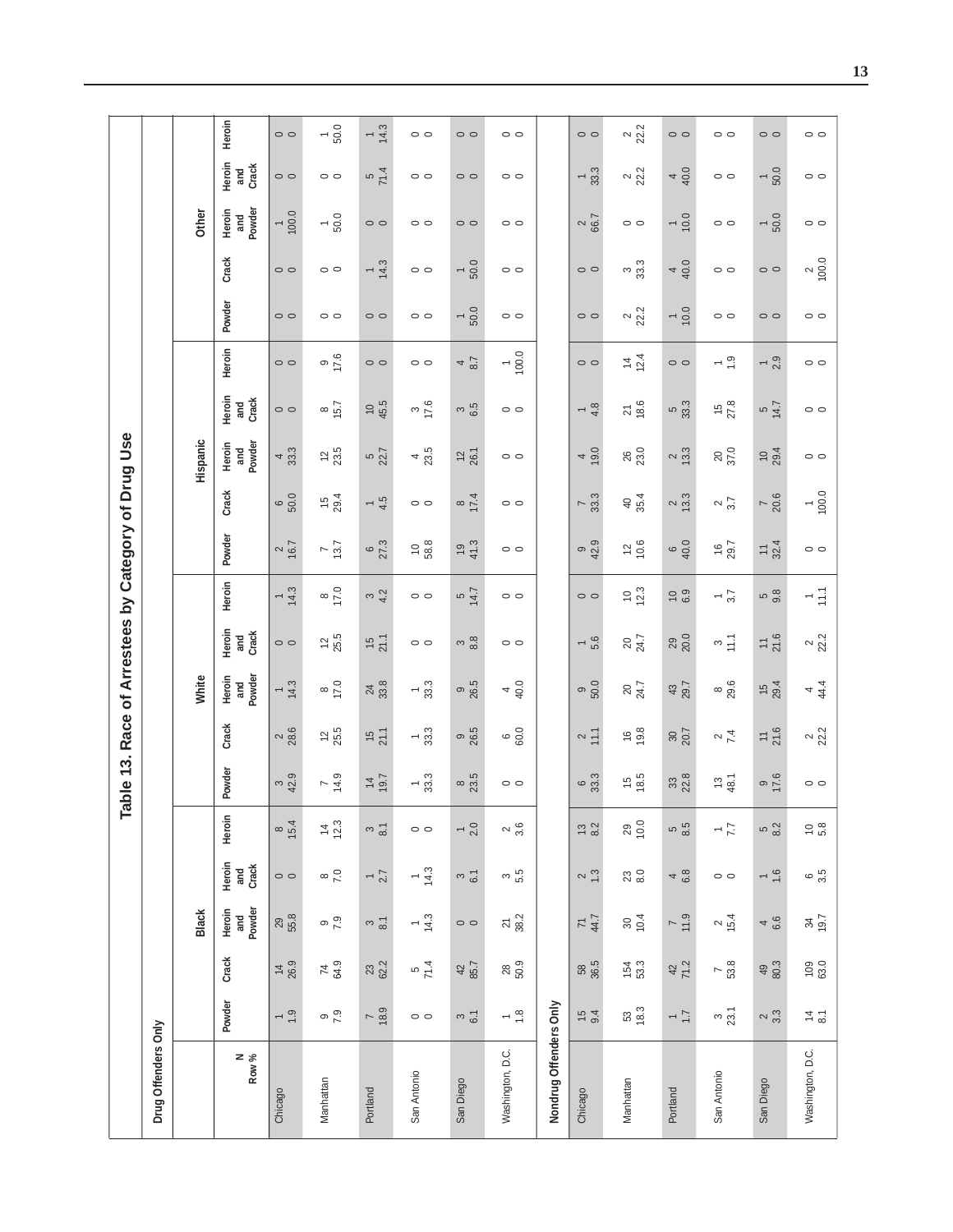# Table 13. Race of Arrestees by Category of Drug Use

| N / Row % | Black | | | | | White | | | | | Hispanic | | | | | Other | | | | |
|---|---|---|---|---|---|---|---|---|---|---|---|---|---|---|---|---|---|---|---|---|
| | Powder | Crack | Heroin and Powder | Heroin and Crack | Heroin | Powder | Crack | Heroin and Powder | Heroin and Crack | Heroin | Powder | Crack | Heroin and Powder | Heroin and Crack | Heroin | Powder | Crack | Heroin and Powder | Heroin and Crack | Heroin |
| **Drug Offenders Only** | | | | | | | | | | | | | | | | | | | | |
| Chicago | 1 / 1.9 | 14 / 26.9 | 29 / 55.8 | 0 / 0 | 8 / 15.4 | 3 / 42.9 | 2 / 28.6 | 1 / 14.3 | 0 / 0 | 1 / 14.3 | 2 / 16.7 | 6 / 50.0 | 4 / 33.3 | 0 / 0 | 0 / 0 | 0 / 0 | 0 / 0 | 1 / 100.0 | 0 / 0 | 0 / 0 |
| Manhattan | 9 / 7.9 | 74 / 64.9 | 9 / 7.9 | 8 / 7.0 | 14 / 12.3 | 7 / 14.9 | 12 / 25.5 | 8 / 17.0 | 12 / 25.5 | 8 / 17.0 | 7 / 13.7 | 15 / 29.4 | 12 / 23.5 | 8 / 15.7 | 9 / 17.6 | 0 / 0 | 0 / 0 | 1 / 50.0 | 0 / 0 | 1 / 50.0 |
| Portland | 7 / 18.9 | 23 / 62.2 | 3 / 8.1 | 1 / 2.7 | 3 / 8.1 | 14 / 19.7 | 15 / 21.1 | 24 / 33.8 | 15 / 21.1 | 3 / 4.2 | 6 / 27.3 | 1 / 4.5 | 5 / 22.7 | 10 / 45.5 | 0 / 0 | 0 / 0 | 1 / 14.3 | 0 / 0 | 5 / 71.4 | 1 / 14.3 |
| San Antonio | 0 / 0 | 5 / 71.4 | 1 / 14.3 | 1 / 14.3 | 0 / 0 | 1 / 33.3 | 1 / 33.3 | 1 / 33.3 | 0 / 0 | 0 / 0 | 10 / 58.8 | 0 / 0 | 4 / 23.5 | 3 / 17.6 | 0 / 0 | 0 / 0 | 0 / 0 | 0 / 0 | 0 / 0 | 0 / 0 |
| San Diego | 3 / 6.1 | 42 / 85.7 | 0 / 0 | 3 / 6.1 | 1 / 2.0 | 8 / 23.5 | 9 / 26.5 | 9 / 26.5 | 3 / 8.8 | 5 / 14.7 | 19 / 41.3 | 8 / 17.4 | 12 / 26.1 | 3 / 6.5 | 4 / 8.7 | 1 / 50.0 | 1 / 50.0 | 0 / 0 | 0 / 0 | 0 / 0 |
| Washington, D.C. | 1 / 1.8 | 28 / 50.9 | 21 / 38.2 | 3 / 5.5 | 2 / 3.6 | 0 / 0 | 6 / 60.0 | 4 / 40.0 | 0 / 0 | 0 / 0 | 0 / 0 | 0 / 0 | 0 / 0 | 0 / 0 | 1 / 100.0 | 0 / 0 | 0 / 0 | 0 / 0 | 0 / 0 | 0 / 0 |
| **Nondrug Offenders Only** | | | | | | | | | | | | | | | | | | | | |
| Chicago | 15 / 9.4 | 58 / 36.5 | 71 / 44.7 | 2 / 1.3 | 13 / 8.2 | 6 / 33.3 | 2 / 11.1 | 9 / 50.0 | 1 / 5.6 | 0 / 0 | 9 / 42.9 | 7 / 33.3 | 4 / 19.0 | 1 / 4.8 | 0 / 0 | 0 / 0 | 0 / 0 | 2 / 66.7 | 1 / 33.3 | 0 / 0 |
| Manhattan | 53 / 18.3 | 154 / 53.3 | 30 / 10.4 | 23 / 8.0 | 29 / 10.0 | 15 / 18.5 | 16 / 19.8 | 20 / 24.7 | 20 / 24.7 | 10 / 12.3 | 12 / 10.6 | 40 / 35.4 | 26 / 23.0 | 21 / 18.6 | 14 / 12.4 | 2 / 22.2 | 3 / 33.3 | 0 / 0 | 2 / 22.2 | 2 / 22.2 |
| Portland | 1 / 1.7 | 42 / 71.2 | 7 / 11.9 | 4 / 6.8 | 5 / 8.5 | 33 / 22.8 | 30 / 20.7 | 43 / 29.7 | 29 / 20.0 | 10 / 6.9 | 6 / 40.0 | 2 / 13.3 | 2 / 13.3 | 5 / 33.3 | 0 / 0 | 1 / 10.0 | 4 / 40.0 | 1 / 10.0 | 4 / 40.0 | 0 / 0 |
| San Antonio | 3 / 23.1 | 7 / 53.8 | 2 / 15.4 | 0 / 0 | 1 / 7.7 | 13 / 48.1 | 2 / 7.4 | 8 / 29.6 | 3 / 11.1 | 1 / 3.7 | 16 / 29.7 | 2 / 3.7 | 20 / 37.0 | 15 / 27.8 | 1 / 1.9 | 0 / 0 | 0 / 0 | 0 / 0 | 0 / 0 | 0 / 0 |
| San Diego | 2 / 3.3 | 49 / 80.3 | 4 / 6.6 | 1 / 1.6 | 5 / 8.2 | 9 / 17.6 | 11 / 21.6 | 15 / 29.4 | 11 / 21.6 | 5 / 9.8 | 11 / 32.4 | 7 / 20.6 | 10 / 29.4 | 5 / 14.7 | 1 / 2.9 | 0 / 0 | 0 / 0 | 1 / 50.0 | 1 / 50.0 | 0 / 0 |
| Washington, D.C. | 14 / 8.1 | 109 / 63.0 | 34 / 19.7 | 6 / 3.5 | 10 / 5.8 | 0 / 0 | 2 / 22.2 | 4 / 44.4 | 2 / 22.2 | 1 / 11.1 | 0 / 0 | 1 / 100.0 | 0 / 0 | 0 / 0 | 0 / 0 | 0 / 0 | 2 / 100.0 | 0 / 0 | 0 / 0 | 0 / 0 |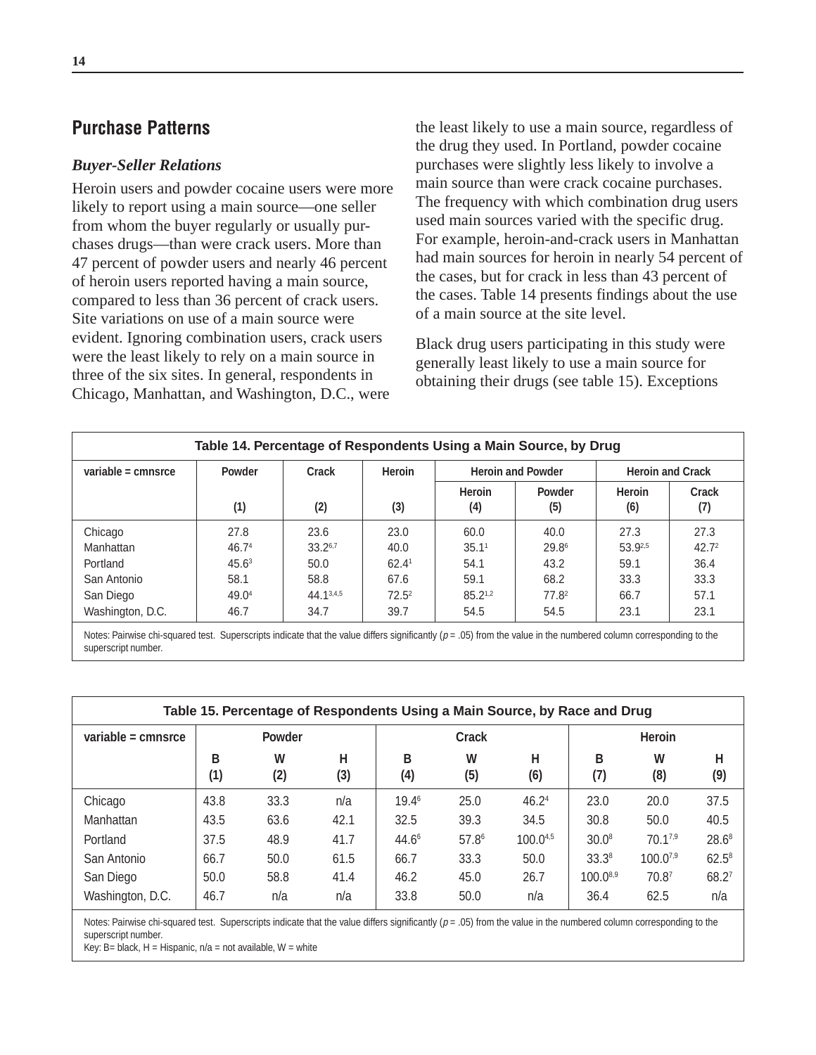## Purchase Patterns

### *Buyer-Seller Relations*

Heroin users and powder cocaine users were more likely to report using a main source—one seller from whom the buyer regularly or usually purchases drugs—than were crack users. More than 47 percent of powder users and nearly 46 percent of heroin users reported having a main source, compared to less than 36 percent of crack users. Site variations on use of a main source were evident. Ignoring combination users, crack users were the least likely to rely on a main source in three of the six sites. In general, respondents in Chicago, Manhattan, and Washington, D.C., were the least likely to use a main source, regardless of the drug they used. In Portland, powder cocaine purchases were slightly less likely to involve a main source than were crack cocaine purchases. The frequency with which combination drug users used main sources varied with the specific drug. For example, heroin-and-crack users in Manhattan had main sources for heroin in nearly 54 percent of the cases, but for crack in less than 43 percent of the cases. Table 14 presents findings about the use of a main source at the site level.

Black drug users participating in this study were generally least likely to use a main source for obtaining their drugs (see table 15). Exceptions

**Table 14. Percentage of Respondents Using a Main Source, by Drug**

| variable = cmnsrce | Powder | Crack | Heroin | Heroin and Powder | | Heroin and Crack | |
|---|---|---|---|---|---|---|---|
| | | | | Heroin | Powder | Heroin | Crack |
| | (1) | (2) | (3) | (4) | (5) | (6) | (7) |
| Chicago | 27.8 | 23.6 | 23.0 | 60.0 | 40.0 | 27.3 | 27.3 |
| Manhattan | 46.7[4] | 33.2[6,7] | 40.0 | 35.1[1] | 29.8[6] | 53.9[2,5] | 42.7[2] |
| Portland | 45.6[3] | 50.0 | 62.4[1] | 54.1 | 43.2 | 59.1 | 36.4 |
| San Antonio | 58.1 | 58.8 | 67.6 | 59.1 | 68.2 | 33.3 | 33.3 |
| San Diego | 49.0[4] | 44.1[3,4,5] | 72.5[2] | 85.2[1,2] | 77.8[2] | 66.7 | 57.1 |
| Washington, D.C. | 46.7 | 34.7 | 39.7 | 54.5 | 54.5 | 23.1 | 23.1 |

Notes: Pairwise chi-squared test. Superscripts indicate that the value differs significantly (*p* = .05) from the value in the numbered column corresponding to the superscript number.

**Table 15. Percentage of Respondents Using a Main Source, by Race and Drug**

| variable = cmnsrce | Powder | | | Crack | | | Heroin | | |
|---|---|---|---|---|---|---|---|---|---|
| | B (1) | W (2) | H (3) | B (4) | W (5) | H (6) | B (7) | W (8) | H (9) |
| Chicago | 43.8 | 33.3 | n/a | 19.4[6] | 25.0 | 46.2[4] | 23.0 | 20.0 | 37.5 |
| Manhattan | 43.5 | 63.6 | 42.1 | 32.5 | 39.3 | 34.5 | 30.8 | 50.0 | 40.5 |
| Portland | 37.5 | 48.9 | 41.7 | 44.6[6] | 57.8[6] | 100.0[4,5] | 30.0[8] | 70.1[7,9] | 28.6[8] |
| San Antonio | 66.7 | 50.0 | 61.5 | 66.7 | 33.3 | 50.0 | 33.3[8] | 100.0[7,9] | 62.5[8] |
| San Diego | 50.0 | 58.8 | 41.4 | 46.2 | 45.0 | 26.7 | 100.0[8,9] | 70.8[7] | 68.2[7] |
| Washington, D.C. | 46.7 | n/a | n/a | 33.8 | 50.0 | n/a | 36.4 | 62.5 | n/a |

Notes: Pairwise chi-squared test. Superscripts indicate that the value differs significantly (*p* = .05) from the value in the numbered column corresponding to the superscript number.
Key: B= black, H = Hispanic, n/a = not available, W = white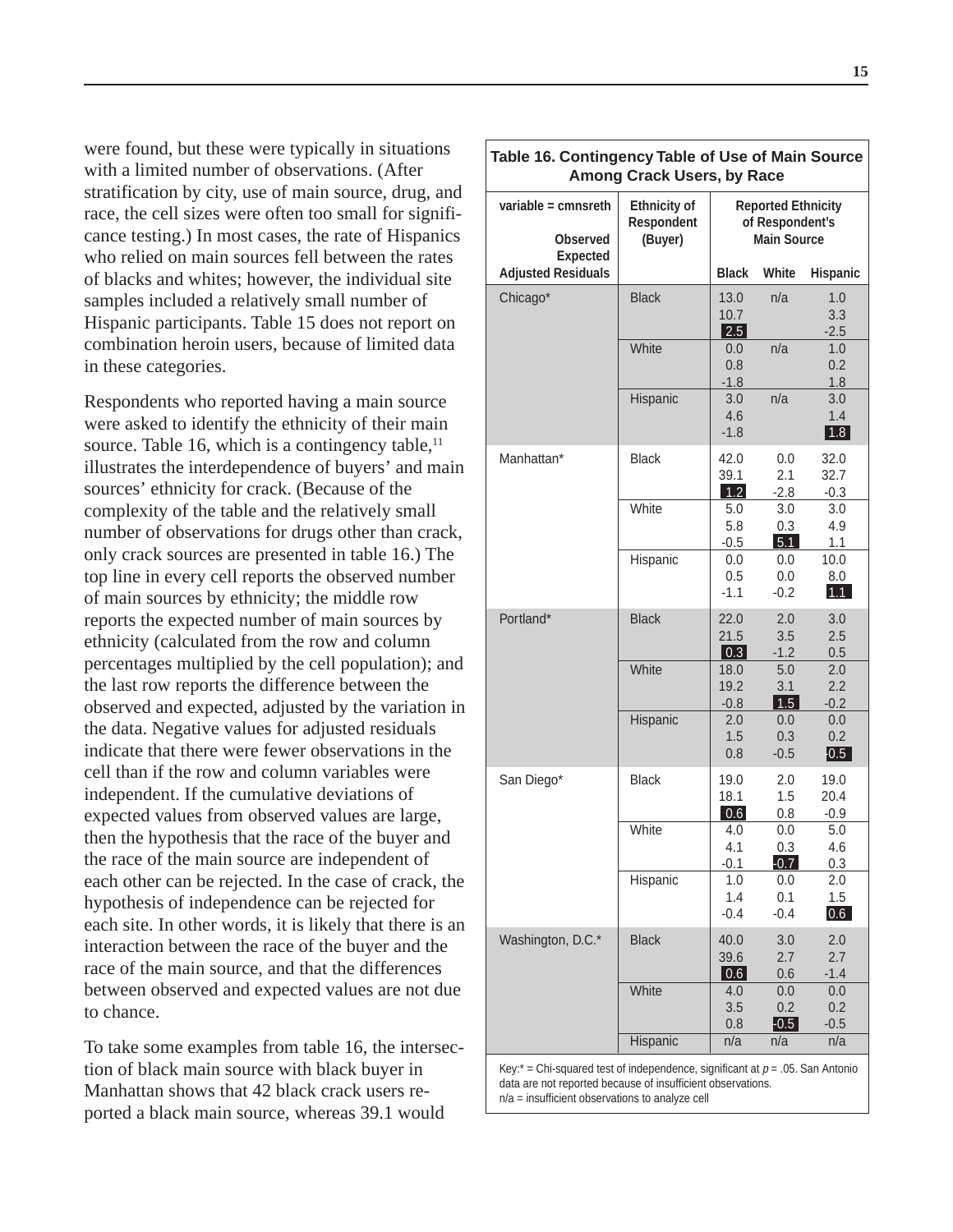were found, but these were typically in situations with a limited number of observations. (After stratification by city, use of main source, drug, and race, the cell sizes were often too small for significance testing.) In most cases, the rate of Hispanics who relied on main sources fell between the rates of blacks and whites; however, the individual site samples included a relatively small number of Hispanic participants. Table 15 does not report on combination heroin users, because of limited data in these categories.

Respondents who reported having a main source were asked to identify the ethnicity of their main source. Table 16, which is a contingency table,[11] illustrates the interdependence of buyers' and main sources' ethnicity for crack. (Because of the complexity of the table and the relatively small number of observations for drugs other than crack, only crack sources are presented in table 16.) The top line in every cell reports the observed number of main sources by ethnicity; the middle row reports the expected number of main sources by ethnicity (calculated from the row and column percentages multiplied by the cell population); and the last row reports the difference between the observed and expected, adjusted by the variation in the data. Negative values for adjusted residuals indicate that there were fewer observations in the cell than if the row and column variables were independent. If the cumulative deviations of expected values from observed values are large, then the hypothesis that the race of the buyer and the race of the main source are independent of each other can be rejected. In the case of crack, the hypothesis of independence can be rejected for each site. In other words, it is likely that there is an interaction between the race of the buyer and the race of the main source, and that the differences between observed and expected values are not due to chance.

To take some examples from table 16, the intersection of black main source with black buyer in Manhattan shows that 42 black crack users reported a black main source, whereas 39.1 would

**Table 16. Contingency Table of Use of Main Source Among Crack Users, by Race**

| variable = cmnsreth<br>Observed<br>Expected<br>Adjusted Residuals | Ethnicity of Respondent (Buyer) | Reported Ethnicity of Respondent's Main Source | | |
|---|---|---|---|---|
| | | Black | White | Hispanic |
| Chicago* | Black | 13.0<br>10.7<br>2.5 | n/a | 1.0<br>3.3<br>-2.5 |
| | White | 0.0<br>0.8<br>-1.8 | n/a | 1.0<br>0.2<br>1.8 |
| | Hispanic | 3.0<br>4.6<br>-1.8 | n/a | 3.0<br>1.4<br>1.8 |
| Manhattan* | Black | 42.0<br>39.1<br>1.2 | 0.0<br>2.1<br>-2.8 | 32.0<br>32.7<br>-0.3 |
| | White | 5.0<br>5.8<br>-0.5 | 3.0<br>0.3<br>5.1 | 3.0<br>4.9<br>1.1 |
| | Hispanic | 0.0<br>0.5<br>-1.1 | 0.0<br>0.0<br>-0.2 | 10.0<br>8.0<br>1.1 |
| Portland* | Black | 22.0<br>21.5<br>0.3 | 2.0<br>3.5<br>-1.2 | 3.0<br>2.5<br>0.5 |
| | White | 18.0<br>19.2<br>-0.8 | 5.0<br>3.1<br>1.5 | 2.0<br>2.2<br>-0.2 |
| | Hispanic | 2.0<br>1.5<br>0.8 | 0.0<br>0.3<br>-0.5 | 0.0<br>0.2<br>-0.5 |
| San Diego* | Black | 19.0<br>18.1<br>0.6 | 2.0<br>1.5<br>0.8 | 19.0<br>20.4<br>-0.9 |
| | White | 4.0<br>4.1<br>-0.1 | 0.0<br>0.3<br>-0.7 | 5.0<br>4.6<br>0.3 |
| | Hispanic | 1.0<br>1.4<br>-0.4 | 0.0<br>0.1<br>-0.4 | 2.0<br>1.5<br>0.6 |
| Washington, D.C.* | Black | 40.0<br>39.6<br>0.6 | 3.0<br>2.7<br>0.6 | 2.0<br>2.7<br>-1.4 |
| | White | 4.0<br>3.5<br>0.8 | 0.0<br>0.2<br>-0.5 | 0.0<br>0.2<br>-0.5 |
| | Hispanic | n/a | n/a | n/a |

Key:* = Chi-squared test of independence, significant at $p = .05$. San Antonio data are not reported because of insufficient observations.
n/a = insufficient observations to analyze cell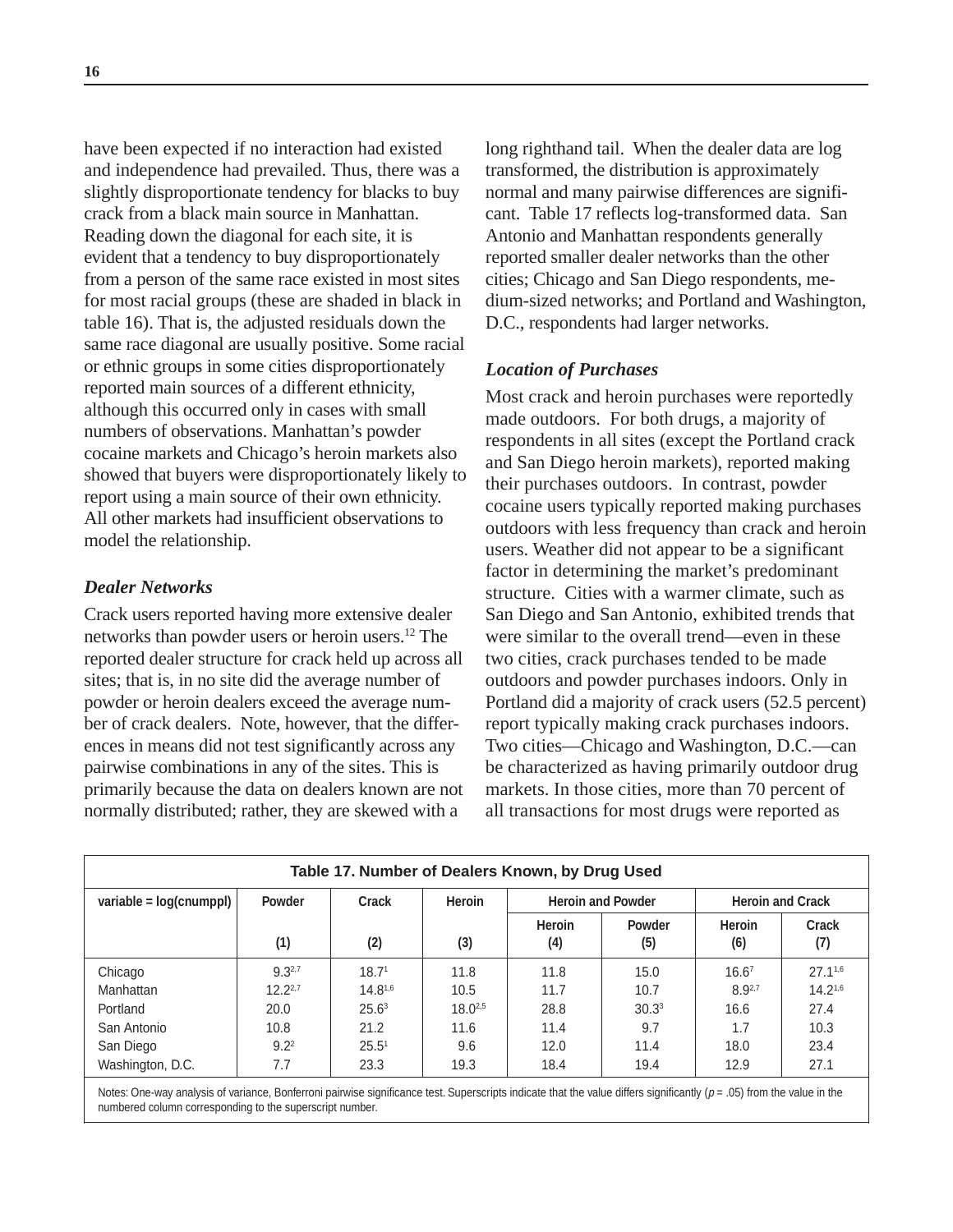have been expected if no interaction had existed and independence had prevailed. Thus, there was a slightly disproportionate tendency for blacks to buy crack from a black main source in Manhattan. Reading down the diagonal for each site, it is evident that a tendency to buy disproportionately from a person of the same race existed in most sites for most racial groups (these are shaded in black in table 16). That is, the adjusted residuals down the same race diagonal are usually positive. Some racial or ethnic groups in some cities disproportionately reported main sources of a different ethnicity, although this occurred only in cases with small numbers of observations. Manhattan's powder cocaine markets and Chicago's heroin markets also showed that buyers were disproportionately likely to report using a main source of their own ethnicity. All other markets had insufficient observations to model the relationship.

### *Dealer Networks*

Crack users reported having more extensive dealer networks than powder users or heroin users.[12] The reported dealer structure for crack held up across all sites; that is, in no site did the average number of powder or heroin dealers exceed the average number of crack dealers. Note, however, that the differences in means did not test significantly across any pairwise combinations in any of the sites. This is primarily because the data on dealers known are not normally distributed; rather, they are skewed with a long righthand tail. When the dealer data are log transformed, the distribution is approximately normal and many pairwise differences are significant. Table 17 reflects log-transformed data. San Antonio and Manhattan respondents generally reported smaller dealer networks than the other cities; Chicago and San Diego respondents, medium-sized networks; and Portland and Washington, D.C., respondents had larger networks.

### *Location of Purchases*

Most crack and heroin purchases were reportedly made outdoors. For both drugs, a majority of respondents in all sites (except the Portland crack and San Diego heroin markets), reported making their purchases outdoors. In contrast, powder cocaine users typically reported making purchases outdoors with less frequency than crack and heroin users. Weather did not appear to be a significant factor in determining the market's predominant structure. Cities with a warmer climate, such as San Diego and San Antonio, exhibited trends that were similar to the overall trend—even in these two cities, crack purchases tended to be made outdoors and powder purchases indoors. Only in Portland did a majority of crack users (52.5 percent) report typically making crack purchases indoors. Two cities—Chicago and Washington, D.C.—can be characterized as having primarily outdoor drug markets. In those cities, more than 70 percent of all transactions for most drugs were reported as

**Table 17. Number of Dealers Known, by Drug Used**

| variable = log(cnumppl) | Powder | Crack | Heroin | Heroin and Powder | | Heroin and Crack | |
|---|---|---|---|---|---|---|---|
| | | | | Heroin | Powder | Heroin | Crack |
| | (1) | (2) | (3) | (4) | (5) | (6) | (7) |
| Chicago | $9.3^{2,7}$ | $18.7^{1}$ | 11.8 | 11.8 | 15.0 | $16.6^{7}$ | $27.1^{1,6}$ |
| Manhattan | $12.2^{2,7}$ | $14.8^{1,6}$ | 10.5 | 11.7 | 10.7 | $8.9^{2,7}$ | $14.2^{1,6}$ |
| Portland | 20.0 | $25.6^{3}$ | $18.0^{2,5}$ | 28.8 | $30.3^{3}$ | 16.6 | 27.4 |
| San Antonio | 10.8 | 21.2 | 11.6 | 11.4 | 9.7 | 1.7 | 10.3 |
| San Diego | $9.2^{2}$ | $25.5^{1}$ | 9.6 | 12.0 | 11.4 | 18.0 | 23.4 |
| Washington, D.C. | 7.7 | 23.3 | 19.3 | 18.4 | 19.4 | 12.9 | 27.1 |

Notes: One-way analysis of variance, Bonferroni pairwise significance test. Superscripts indicate that the value differs significantly ($p = .05$) from the value in the numbered column corresponding to the superscript number.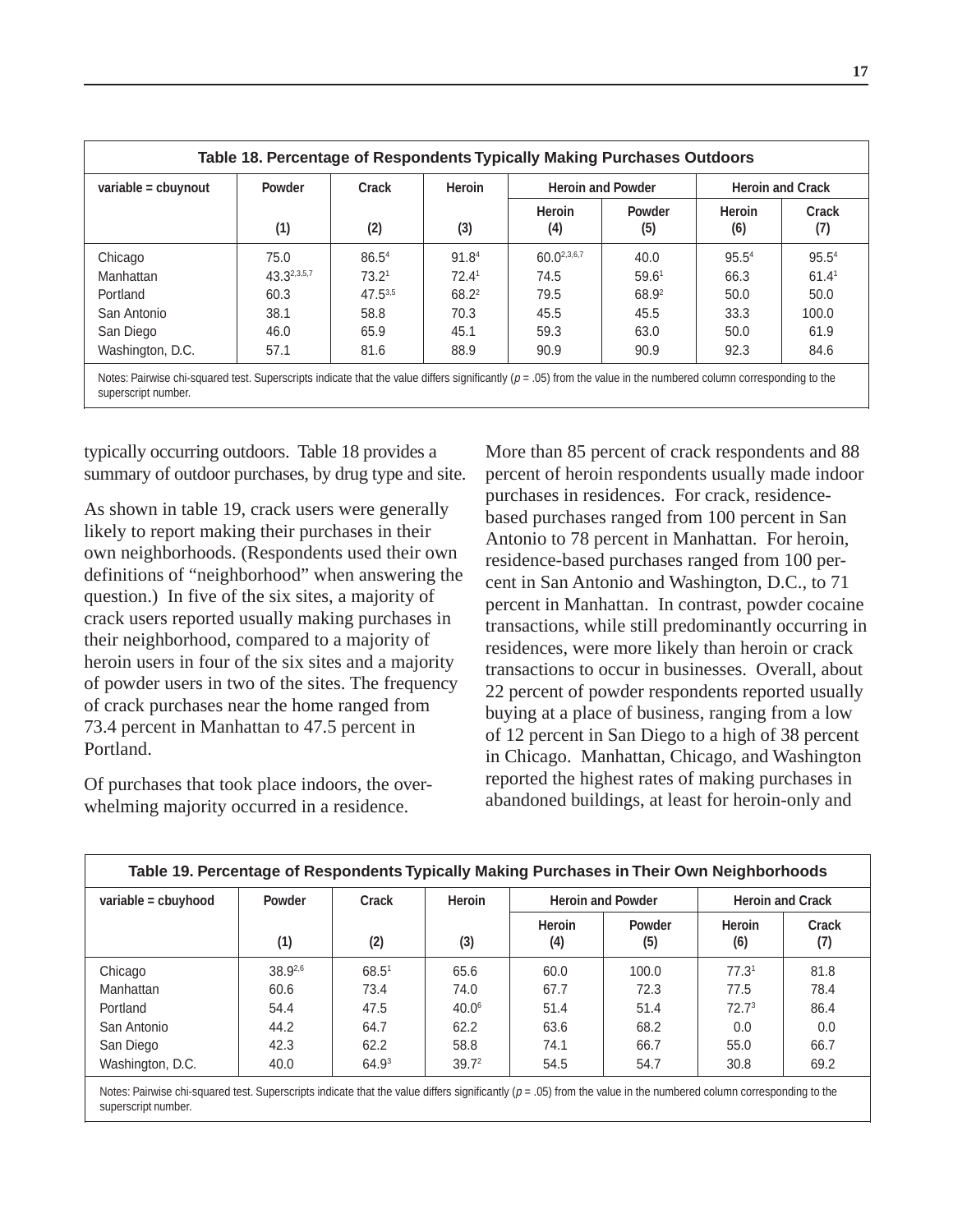**Table 18. Percentage of Respondents Typically Making Purchases Outdoors**

| variable = cbuynout | Powder | Crack | Heroin | Heroin and Powder | | Heroin and Crack | |
|---|---|---|---|---|---|---|---|
| | | | | Heroin | Powder | Heroin | Crack |
| | (1) | (2) | (3) | (4) | (5) | (6) | (7) |
| Chicago | 75.0 | 86.5[4] | 91.8[4] | 60.0[2,3,6,7] | 40.0 | 95.5[4] | 95.5[4] |
| Manhattan | 43.3[2,3,5,7] | 73.2[1] | 72.4[1] | 74.5 | 59.6[1] | 66.3 | 61.4[1] |
| Portland | 60.3 | 47.5[3,5] | 68.2[2] | 79.5 | 68.9[2] | 50.0 | 50.0 |
| San Antonio | 38.1 | 58.8 | 70.3 | 45.5 | 45.5 | 33.3 | 100.0 |
| San Diego | 46.0 | 65.9 | 45.1 | 59.3 | 63.0 | 50.0 | 61.9 |
| Washington, D.C. | 57.1 | 81.6 | 88.9 | 90.9 | 90.9 | 92.3 | 84.6 |

Notes: Pairwise chi-squared test. Superscripts indicate that the value differs significantly ($p = .05$) from the value in the numbered column corresponding to the superscript number.

typically occurring outdoors. Table 18 provides a summary of outdoor purchases, by drug type and site.

As shown in table 19, crack users were generally likely to report making their purchases in their own neighborhoods. (Respondents used their own definitions of "neighborhood" when answering the question.) In five of the six sites, a majority of crack users reported usually making purchases in their neighborhood, compared to a majority of heroin users in four of the six sites and a majority of powder users in two of the sites. The frequency of crack purchases near the home ranged from 73.4 percent in Manhattan to 47.5 percent in Portland.

Of purchases that took place indoors, the overwhelming majority occurred in a residence. More than 85 percent of crack respondents and 88 percent of heroin respondents usually made indoor purchases in residences. For crack, residence-based purchases ranged from 100 percent in San Antonio to 78 percent in Manhattan. For heroin, residence-based purchases ranged from 100 percent in San Antonio and Washington, D.C., to 71 percent in Manhattan. In contrast, powder cocaine transactions, while still predominantly occurring in residences, were more likely than heroin or crack transactions to occur in businesses. Overall, about 22 percent of powder respondents reported usually buying at a place of business, ranging from a low of 12 percent in San Diego to a high of 38 percent in Chicago. Manhattan, Chicago, and Washington reported the highest rates of making purchases in abandoned buildings, at least for heroin-only and

**Table 19. Percentage of Respondents Typically Making Purchases in Their Own Neighborhoods**

| variable = cbuyhood | Powder | Crack | Heroin | Heroin and Powder | | Heroin and Crack | |
|---|---|---|---|---|---|---|---|
| | | | | Heroin | Powder | Heroin | Crack |
| | (1) | (2) | (3) | (4) | (5) | (6) | (7) |
| Chicago | 38.9[2,6] | 68.5[1] | 65.6 | 60.0 | 100.0 | 77.3[1] | 81.8 |
| Manhattan | 60.6 | 73.4 | 74.0 | 67.7 | 72.3 | 77.5 | 78.4 |
| Portland | 54.4 | 47.5 | 40.0[6] | 51.4 | 51.4 | 72.7[3] | 86.4 |
| San Antonio | 44.2 | 64.7 | 62.2 | 63.6 | 68.2 | 0.0 | 0.0 |
| San Diego | 42.3 | 62.2 | 58.8 | 74.1 | 66.7 | 55.0 | 66.7 |
| Washington, D.C. | 40.0 | 64.9[3] | 39.7[2] | 54.5 | 54.7 | 30.8 | 69.2 |

Notes: Pairwise chi-squared test. Superscripts indicate that the value differs significantly ($p = .05$) from the value in the numbered column corresponding to the superscript number.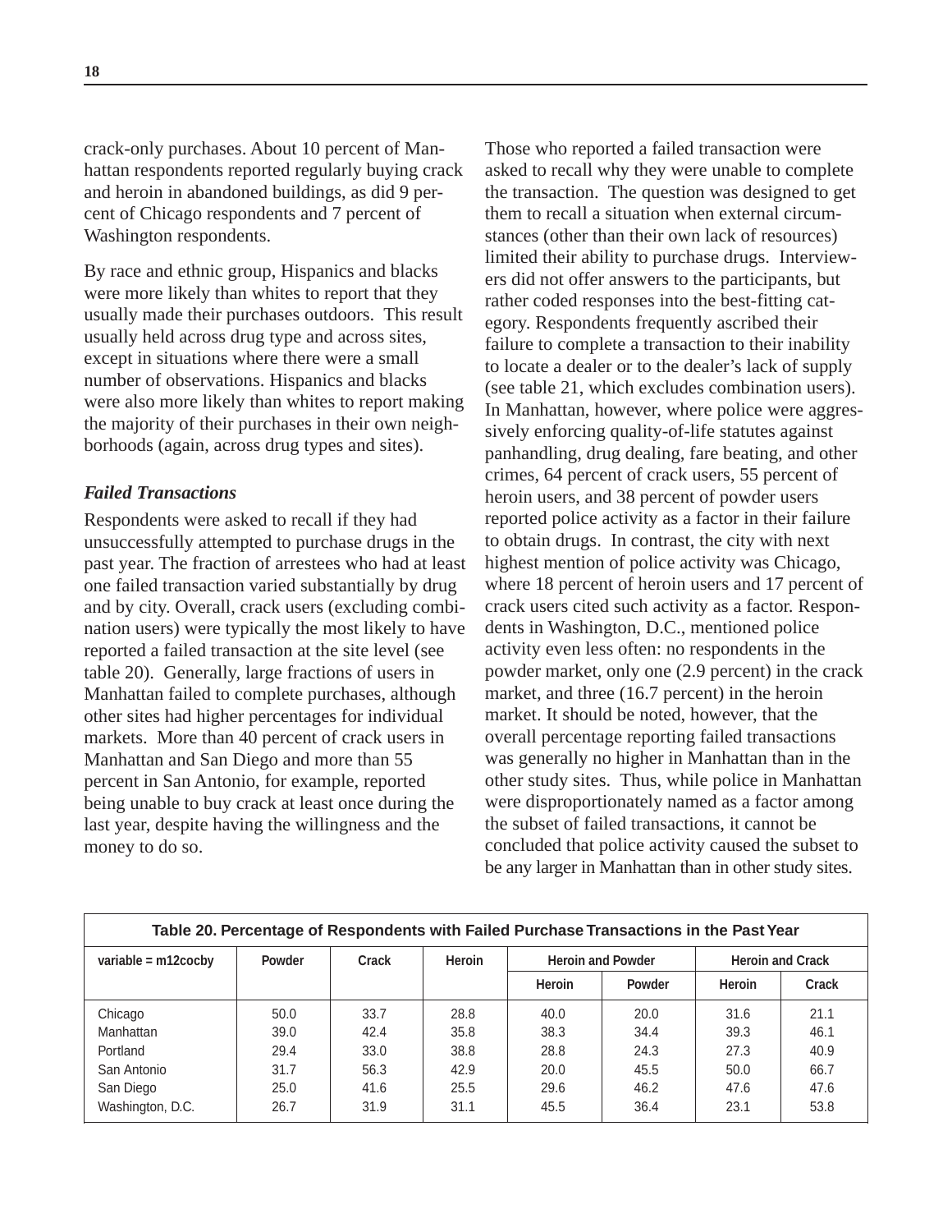crack-only purchases. About 10 percent of Manhattan respondents reported regularly buying crack and heroin in abandoned buildings, as did 9 percent of Chicago respondents and 7 percent of Washington respondents.

By race and ethnic group, Hispanics and blacks were more likely than whites to report that they usually made their purchases outdoors. This result usually held across drug type and across sites, except in situations where there were a small number of observations. Hispanics and blacks were also more likely than whites to report making the majority of their purchases in their own neighborhoods (again, across drug types and sites).

### *Failed Transactions*

Respondents were asked to recall if they had unsuccessfully attempted to purchase drugs in the past year. The fraction of arrestees who had at least one failed transaction varied substantially by drug and by city. Overall, crack users (excluding combination users) were typically the most likely to have reported a failed transaction at the site level (see table 20). Generally, large fractions of users in Manhattan failed to complete purchases, although other sites had higher percentages for individual markets. More than 40 percent of crack users in Manhattan and San Diego and more than 55 percent in San Antonio, for example, reported being unable to buy crack at least once during the last year, despite having the willingness and the money to do so.

Those who reported a failed transaction were asked to recall why they were unable to complete the transaction. The question was designed to get them to recall a situation when external circumstances (other than their own lack of resources) limited their ability to purchase drugs. Interviewers did not offer answers to the participants, but rather coded responses into the best-fitting category. Respondents frequently ascribed their failure to complete a transaction to their inability to locate a dealer or to the dealer's lack of supply (see table 21, which excludes combination users). In Manhattan, however, where police were aggressively enforcing quality-of-life statutes against panhandling, drug dealing, fare beating, and other crimes, 64 percent of crack users, 55 percent of heroin users, and 38 percent of powder users reported police activity as a factor in their failure to obtain drugs. In contrast, the city with next highest mention of police activity was Chicago, where 18 percent of heroin users and 17 percent of crack users cited such activity as a factor. Respondents in Washington, D.C., mentioned police activity even less often: no respondents in the powder market, only one (2.9 percent) in the crack market, and three (16.7 percent) in the heroin market. It should be noted, however, that the overall percentage reporting failed transactions was generally no higher in Manhattan than in the other study sites. Thus, while police in Manhattan were disproportionately named as a factor among the subset of failed transactions, it cannot be concluded that police activity caused the subset to be any larger in Manhattan than in other study sites.

**Table 20. Percentage of Respondents with Failed Purchase Transactions in the Past Year**

| variable = m12cocby | Powder | Crack | Heroin | Heroin and Powder | | Heroin and Crack | |
|---|---|---|---|---|---|---|---|
| | | | | Heroin | Powder | Heroin | Crack |
| Chicago | 50.0 | 33.7 | 28.8 | 40.0 | 20.0 | 31.6 | 21.1 |
| Manhattan | 39.0 | 42.4 | 35.8 | 38.3 | 34.4 | 39.3 | 46.1 |
| Portland | 29.4 | 33.0 | 38.8 | 28.8 | 24.3 | 27.3 | 40.9 |
| San Antonio | 31.7 | 56.3 | 42.9 | 20.0 | 45.5 | 50.0 | 66.7 |
| San Diego | 25.0 | 41.6 | 25.5 | 29.6 | 46.2 | 47.6 | 47.6 |
| Washington, D.C. | 26.7 | 31.9 | 31.1 | 45.5 | 36.4 | 23.1 | 53.8 |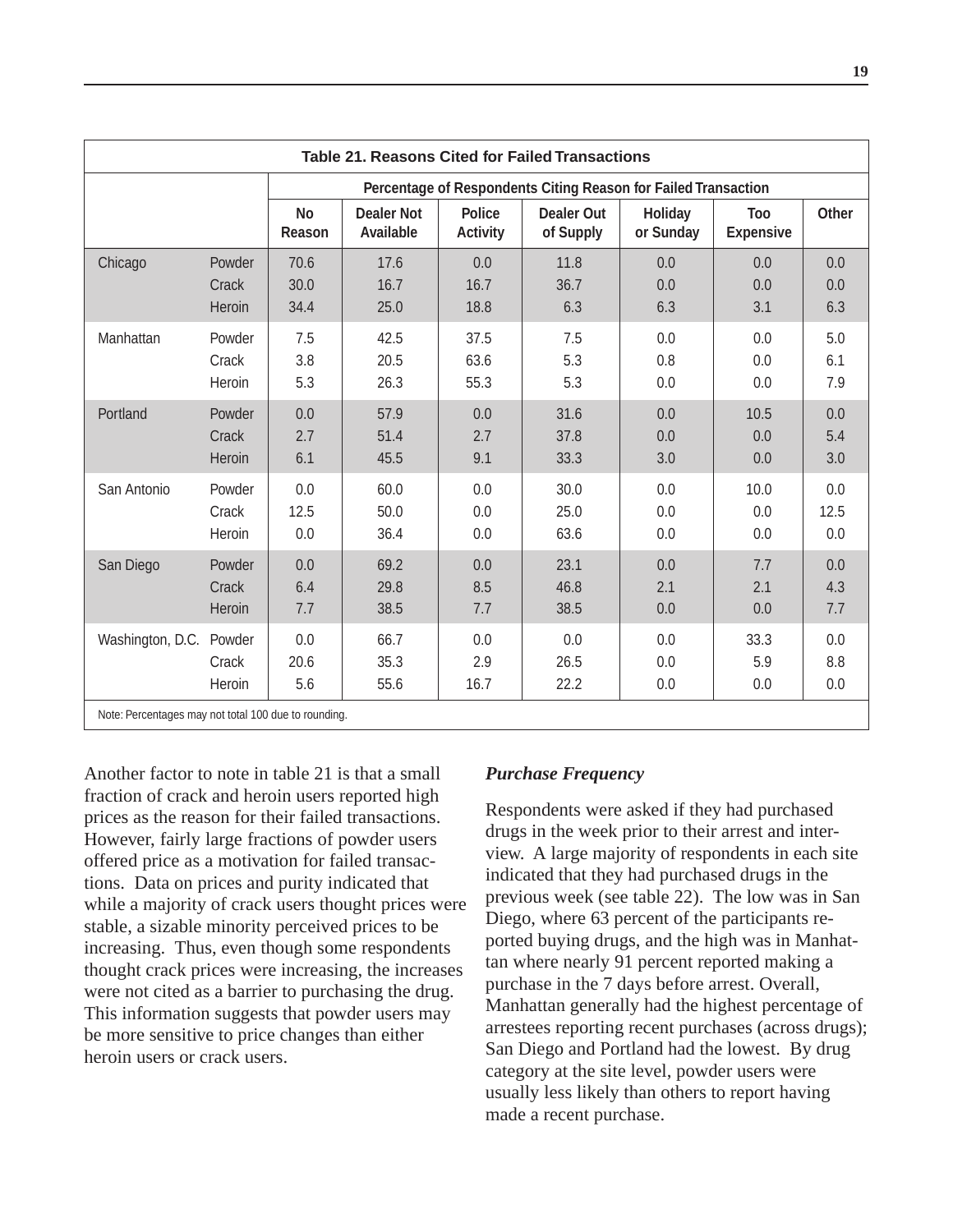| Table 21. Reasons Cited for Failed Transactions | | | | | | | | |
|---|---|---|---|---|---|---|---|---|
| | | Percentage of Respondents Citing Reason for Failed Transaction | | | | | | |
| | | No Reason | Dealer Not Available | Police Activity | Dealer Out of Supply | Holiday or Sunday | Too Expensive | Other |
| Chicago | Powder | 70.6 | 17.6 | 0.0 | 11.8 | 0.0 | 0.0 | 0.0 |
| | Crack | 30.0 | 16.7 | 16.7 | 36.7 | 0.0 | 0.0 | 0.0 |
| | Heroin | 34.4 | 25.0 | 18.8 | 6.3 | 6.3 | 3.1 | 6.3 |
| Manhattan | Powder | 7.5 | 42.5 | 37.5 | 7.5 | 0.0 | 0.0 | 5.0 |
| | Crack | 3.8 | 20.5 | 63.6 | 5.3 | 0.8 | 0.0 | 6.1 |
| | Heroin | 5.3 | 26.3 | 55.3 | 5.3 | 0.0 | 0.0 | 7.9 |
| Portland | Powder | 0.0 | 57.9 | 0.0 | 31.6 | 0.0 | 10.5 | 0.0 |
| | Crack | 2.7 | 51.4 | 2.7 | 37.8 | 0.0 | 0.0 | 5.4 |
| | Heroin | 6.1 | 45.5 | 9.1 | 33.3 | 3.0 | 0.0 | 3.0 |
| San Antonio | Powder | 0.0 | 60.0 | 0.0 | 30.0 | 0.0 | 10.0 | 0.0 |
| | Crack | 12.5 | 50.0 | 0.0 | 25.0 | 0.0 | 0.0 | 12.5 |
| | Heroin | 0.0 | 36.4 | 0.0 | 63.6 | 0.0 | 0.0 | 0.0 |
| San Diego | Powder | 0.0 | 69.2 | 0.0 | 23.1 | 0.0 | 7.7 | 0.0 |
| | Crack | 6.4 | 29.8 | 8.5 | 46.8 | 2.1 | 2.1 | 4.3 |
| | Heroin | 7.7 | 38.5 | 7.7 | 38.5 | 0.0 | 0.0 | 7.7 |
| Washington, D.C. | Powder | 0.0 | 66.7 | 0.0 | 0.0 | 0.0 | 33.3 | 0.0 |
| | Crack | 20.6 | 35.3 | 2.9 | 26.5 | 0.0 | 5.9 | 8.8 |
| | Heroin | 5.6 | 55.6 | 16.7 | 22.2 | 0.0 | 0.0 | 0.0 |

Note: Percentages may not total 100 due to rounding.

Another factor to note in table 21 is that a small fraction of crack and heroin users reported high prices as the reason for their failed transactions. However, fairly large fractions of powder users offered price as a motivation for failed transactions. Data on prices and purity indicated that while a majority of crack users thought prices were stable, a sizable minority perceived prices to be increasing. Thus, even though some respondents thought crack prices were increasing, the increases were not cited as a barrier to purchasing the drug. This information suggests that powder users may be more sensitive to price changes than either heroin users or crack users.

### *Purchase Frequency*

Respondents were asked if they had purchased drugs in the week prior to their arrest and interview. A large majority of respondents in each site indicated that they had purchased drugs in the previous week (see table 22). The low was in San Diego, where 63 percent of the participants reported buying drugs, and the high was in Manhattan where nearly 91 percent reported making a purchase in the 7 days before arrest. Overall, Manhattan generally had the highest percentage of arrestees reporting recent purchases (across drugs); San Diego and Portland had the lowest. By drug category at the site level, powder users were usually less likely than others to report having made a recent purchase.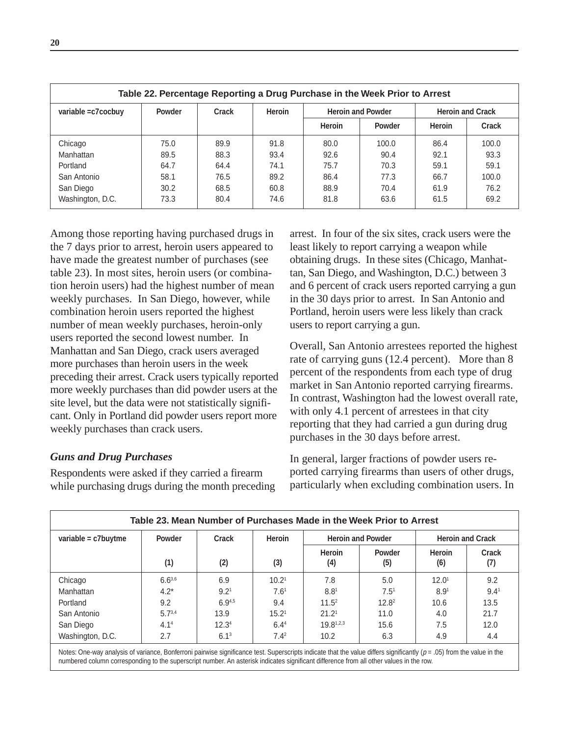**Table 22. Percentage Reporting a Drug Purchase in the Week Prior to Arrest**

| variable =c7cocbuy | Powder | Crack | Heroin | Heroin and Powder | | Heroin and Crack | |
|---|---|---|---|---|---|---|---|
| | | | | Heroin | Powder | Heroin | Crack |
| Chicago | 75.0 | 89.9 | 91.8 | 80.0 | 100.0 | 86.4 | 100.0 |
| Manhattan | 89.5 | 88.3 | 93.4 | 92.6 | 90.4 | 92.1 | 93.3 |
| Portland | 64.7 | 64.4 | 74.1 | 75.7 | 70.3 | 59.1 | 59.1 |
| San Antonio | 58.1 | 76.5 | 89.2 | 86.4 | 77.3 | 66.7 | 100.0 |
| San Diego | 30.2 | 68.5 | 60.8 | 88.9 | 70.4 | 61.9 | 76.2 |
| Washington, D.C. | 73.3 | 80.4 | 74.6 | 81.8 | 63.6 | 61.5 | 69.2 |

Among those reporting having purchased drugs in the 7 days prior to arrest, heroin users appeared to have made the greatest number of purchases (see table 23). In most sites, heroin users (or combination heroin users) had the highest number of mean weekly purchases. In San Diego, however, while combination heroin users reported the highest number of mean weekly purchases, heroin-only users reported the second lowest number. In Manhattan and San Diego, crack users averaged more purchases than heroin users in the week preceding their arrest. Crack users typically reported more weekly purchases than did powder users at the site level, but the data were not statistically significant. Only in Portland did powder users report more weekly purchases than crack users.

### *Guns and Drug Purchases*

Respondents were asked if they carried a firearm while purchasing drugs during the month preceding arrest. In four of the six sites, crack users were the least likely to report carrying a weapon while obtaining drugs. In these sites (Chicago, Manhattan, San Diego, and Washington, D.C.) between 3 and 6 percent of crack users reported carrying a gun in the 30 days prior to arrest. In San Antonio and Portland, heroin users were less likely than crack users to report carrying a gun.

Overall, San Antonio arrestees reported the highest rate of carrying guns (12.4 percent). More than 8 percent of the respondents from each type of drug market in San Antonio reported carrying firearms. In contrast, Washington had the lowest overall rate, with only 4.1 percent of arrestees in that city reporting that they had carried a gun during drug purchases in the 30 days before arrest.

In general, larger fractions of powder users reported carrying firearms than users of other drugs, particularly when excluding combination users. In

**Table 23. Mean Number of Purchases Made in the Week Prior to Arrest**

| variable = c7buytme | Powder | Crack | Heroin | Heroin and Powder | | Heroin and Crack | |
|---|---|---|---|---|---|---|---|
| | (1) | (2) | (3) | Heroin (4) | Powder (5) | Heroin (6) | Crack (7) |
| Chicago | $6.6^{3,6}$ | 6.9 | $10.2^{1}$ | 7.8 | 5.0 | $12.0^{1}$ | 9.2 |
| Manhattan | 4.2* | $9.2^{1}$ | $7.6^{1}$ | $8.8^{1}$ | $7.5^{1}$ | $8.9^{1}$ | $9.4^{1}$ |
| Portland | 9.2 | $6.9^{4,5}$ | 9.4 | $11.5^{2}$ | $12.8^{2}$ | 10.6 | 13.5 |
| San Antonio | $5.7^{3,4}$ | 13.9 | $15.2^{1}$ | $21.2^{1}$ | 11.0 | 4.0 | 21.7 |
| San Diego | $4.1^{4}$ | $12.3^{4}$ | $6.4^{4}$ | $19.8^{1,2,3}$ | 15.6 | 7.5 | 12.0 |
| Washington, D.C. | 2.7 | $6.1^{3}$ | $7.4^{2}$ | 10.2 | 6.3 | 4.9 | 4.4 |

Notes: One-way analysis of variance, Bonferroni pairwise significance test. Superscripts indicate that the value differs significantly ($p = .05$) from the value in the numbered column corresponding to the superscript number. An asterisk indicates significant difference from all other values in the row.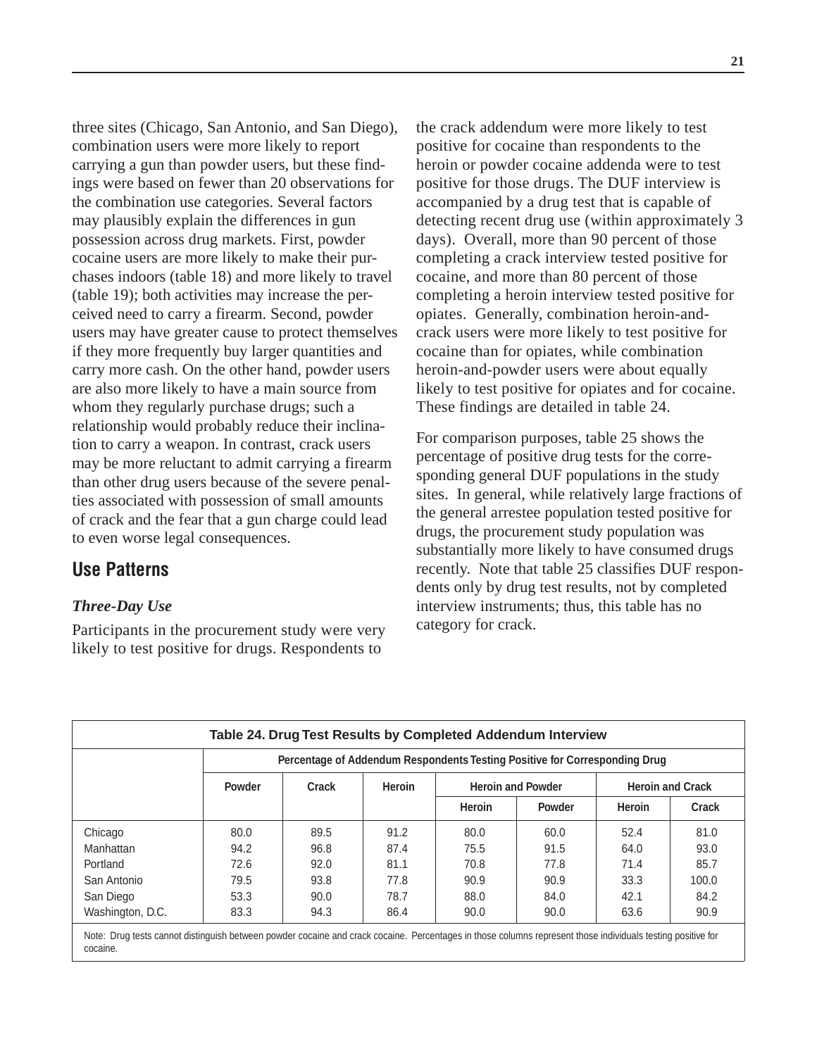three sites (Chicago, San Antonio, and San Diego), combination users were more likely to report carrying a gun than powder users, but these findings were based on fewer than 20 observations for the combination use categories. Several factors may plausibly explain the differences in gun possession across drug markets. First, powder cocaine users are more likely to make their purchases indoors (table 18) and more likely to travel (table 19); both activities may increase the perceived need to carry a firearm. Second, powder users may have greater cause to protect themselves if they more frequently buy larger quantities and carry more cash. On the other hand, powder users are also more likely to have a main source from whom they regularly purchase drugs; such a relationship would probably reduce their inclination to carry a weapon. In contrast, crack users may be more reluctant to admit carrying a firearm than other drug users because of the severe penalties associated with possession of small amounts of crack and the fear that a gun charge could lead to even worse legal consequences.

## Use Patterns

### *Three-Day Use*

Participants in the procurement study were very likely to test positive for drugs. Respondents to the crack addendum were more likely to test positive for cocaine than respondents to the heroin or powder cocaine addenda were to test positive for those drugs. The DUF interview is accompanied by a drug test that is capable of detecting recent drug use (within approximately 3 days). Overall, more than 90 percent of those completing a crack interview tested positive for cocaine, and more than 80 percent of those completing a heroin interview tested positive for opiates. Generally, combination heroin-and-crack users were more likely to test positive for cocaine than for opiates, while combination heroin-and-powder users were about equally likely to test positive for opiates and for cocaine. These findings are detailed in table 24.

For comparison purposes, table 25 shows the percentage of positive drug tests for the corresponding general DUF populations in the study sites. In general, while relatively large fractions of the general arrestee population tested positive for drugs, the procurement study population was substantially more likely to have consumed drugs recently. Note that table 25 classifies DUF respondents only by drug test results, not by completed interview instruments; thus, this table has no category for crack.

**Table 24. Drug Test Results by Completed Addendum Interview**

| | Percentage of Addendum Respondents Testing Positive for Corresponding Drug | | | | | | |
|---|---|---|---|---|---|---|---|
| | Powder | Crack | Heroin | Heroin and Powder | | Heroin and Crack | |
| | | | | Heroin | Powder | Heroin | Crack |
| Chicago | 80.0 | 89.5 | 91.2 | 80.0 | 60.0 | 52.4 | 81.0 |
| Manhattan | 94.2 | 96.8 | 87.4 | 75.5 | 91.5 | 64.0 | 93.0 |
| Portland | 72.6 | 92.0 | 81.1 | 70.8 | 77.8 | 71.4 | 85.7 |
| San Antonio | 79.5 | 93.8 | 77.8 | 90.9 | 90.9 | 33.3 | 100.0 |
| San Diego | 53.3 | 90.0 | 78.7 | 88.0 | 84.0 | 42.1 | 84.2 |
| Washington, D.C. | 83.3 | 94.3 | 86.4 | 90.0 | 90.0 | 63.6 | 90.9 |

Note: Drug tests cannot distinguish between powder cocaine and crack cocaine. Percentages in those columns represent those individuals testing positive for cocaine.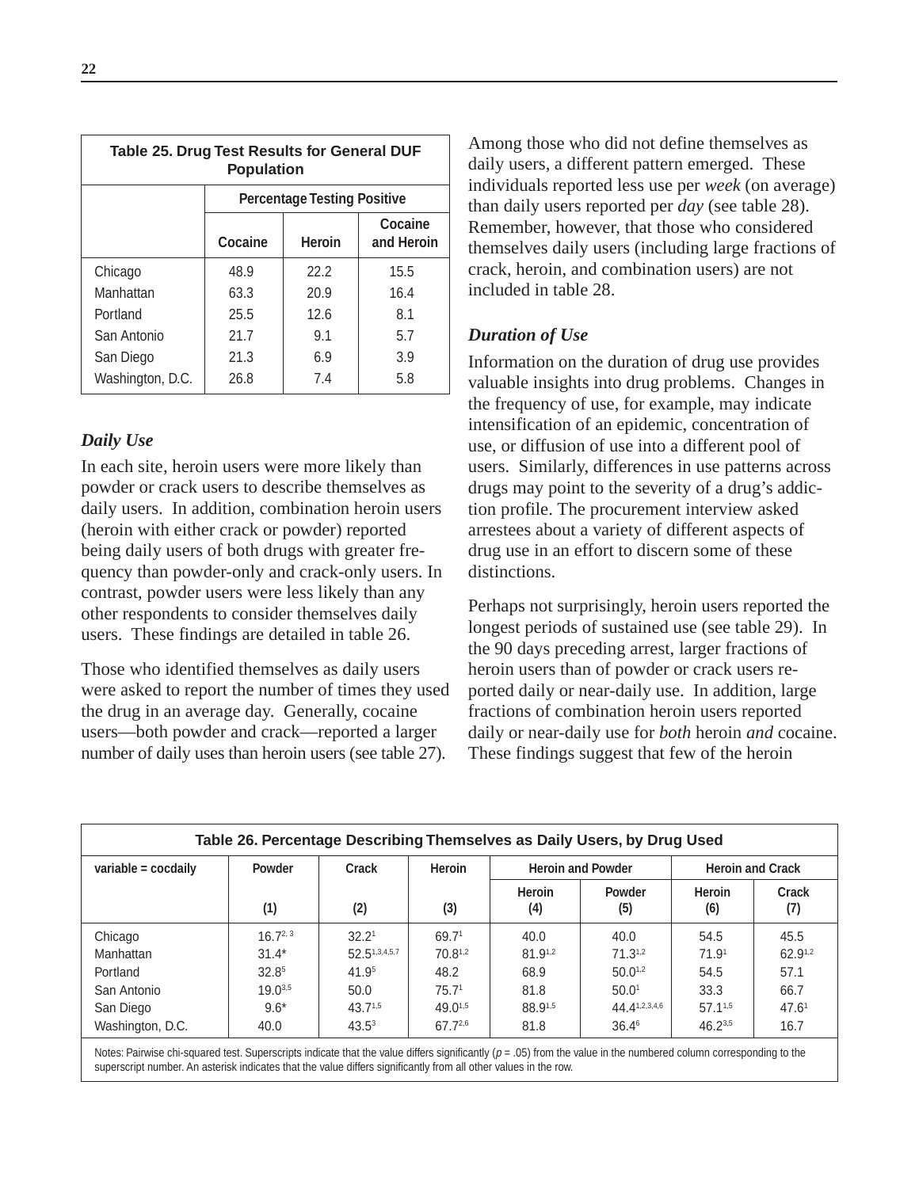**Table 25. Drug Test Results for General DUF Population**

| | Percentage Testing Positive | | |
|---|---|---|---|
| | Cocaine | Heroin | Cocaine and Heroin |
| Chicago | 48.9 | 22.2 | 15.5 |
| Manhattan | 63.3 | 20.9 | 16.4 |
| Portland | 25.5 | 12.6 | 8.1 |
| San Antonio | 21.7 | 9.1 | 5.7 |
| San Diego | 21.3 | 6.9 | 3.9 |
| Washington, D.C. | 26.8 | 7.4 | 5.8 |

### *Daily Use*

In each site, heroin users were more likely than powder or crack users to describe themselves as daily users. In addition, combination heroin users (heroin with either crack or powder) reported being daily users of both drugs with greater frequency than powder-only and crack-only users. In contrast, powder users were less likely than any other respondents to consider themselves daily users. These findings are detailed in table 26.

Those who identified themselves as daily users were asked to report the number of times they used the drug in an average day. Generally, cocaine users—both powder and crack—reported a larger number of daily uses than heroin users (see table 27).

Among those who did not define themselves as daily users, a different pattern emerged. These individuals reported less use per *week* (on average) than daily users reported per *day* (see table 28). Remember, however, that those who considered themselves daily users (including large fractions of crack, heroin, and combination users) are not included in table 28.

### *Duration of Use*

Information on the duration of drug use provides valuable insights into drug problems. Changes in the frequency of use, for example, may indicate intensification of an epidemic, concentration of use, or diffusion of use into a different pool of users. Similarly, differences in use patterns across drugs may point to the severity of a drug's addiction profile. The procurement interview asked arrestees about a variety of different aspects of drug use in an effort to discern some of these distinctions.

Perhaps not surprisingly, heroin users reported the longest periods of sustained use (see table 29). In the 90 days preceding arrest, larger fractions of heroin users than of powder or crack users reported daily or near-daily use. In addition, large fractions of combination heroin users reported daily or near-daily use for *both* heroin *and* cocaine. These findings suggest that few of the heroin

**Table 26. Percentage Describing Themselves as Daily Users, by Drug Used**

| variable = cocdaily | Powder | Crack | Heroin | Heroin and Powder | | Heroin and Crack | |
|---|---|---|---|---|---|---|---|
| | (1) | (2) | (3) | Heroin (4) | Powder (5) | Heroin (6) | Crack (7) |
| Chicago | 16.7[2, 3] | 32.2[1] | 69.7[1] | 40.0 | 40.0 | 54.5 | 45.5 |
| Manhattan | 31.4* | 52.5[1,3,4,5,7] | 70.8[1,2] | 81.9[1,2] | 71.3[1,2] | 71.9[1] | 62.9[1,2] |
| Portland | 32.8[5] | 41.9[5] | 48.2 | 68.9 | 50.0[1,2] | 54.5 | 57.1 |
| San Antonio | 19.0[3,5] | 50.0 | 75.7[1] | 81.8 | 50.0[1] | 33.3 | 66.7 |
| San Diego | 9.6* | 43.7[1,5] | 49.0[1,5] | 88.9[1,5] | 44.4[1,2,3,4,6] | 57.1[1,5] | 47.6[1] |
| Washington, D.C. | 40.0 | 43.5[3] | 67.7[2,6] | 81.8 | 36.4[6] | 46.2[3,5] | 16.7 |

Notes: Pairwise chi-squared test. Superscripts indicate that the value differs significantly ($p = .05$) from the value in the numbered column corresponding to the superscript number. An asterisk indicates that the value differs significantly from all other values in the row.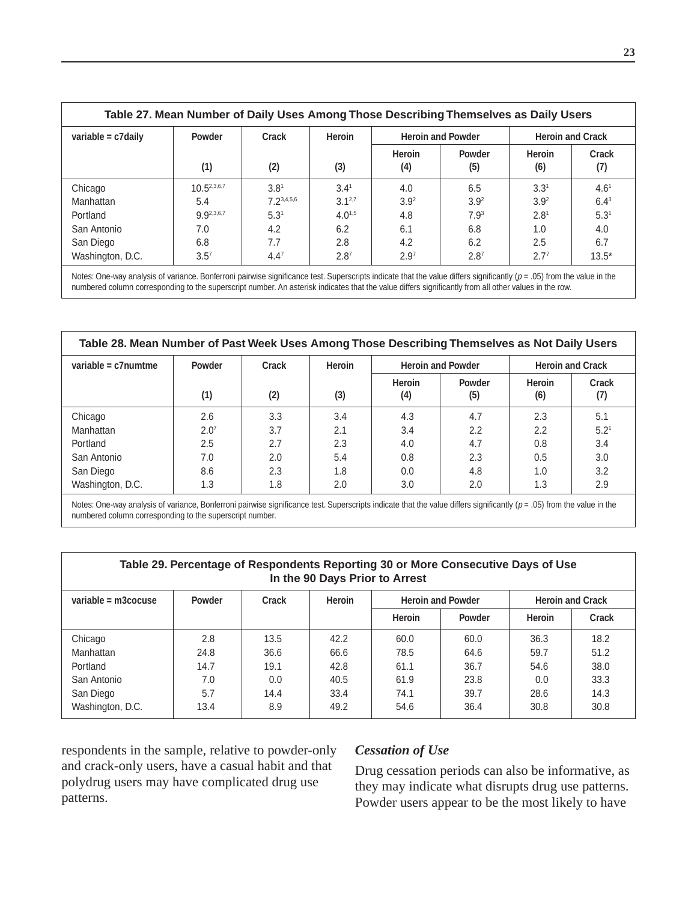**Table 27. Mean Number of Daily Uses Among Those Describing Themselves as Daily Users**

| variable = c7daily | Powder | Crack | Heroin | Heroin and Powder | | Heroin and Crack | |
|---|---|---|---|---|---|---|---|
| | | | | Heroin | Powder | Heroin | Crack |
| | (1) | (2) | (3) | (4) | (5) | (6) | (7) |
| Chicago | 10.5[2,3,6,7] | 3.8[1] | 3.4[1] | 4.0 | 6.5 | 3.3[1] | 4.6[1] |
| Manhattan | 5.4 | 7.2[3,4,5,6] | 3.1[2,7] | 3.9[2] | 3.9[2] | 3.9[2] | 6.4[3] |
| Portland | 9.9[2,3,6,7] | 5.3[1] | 4.0[1,5] | 4.8 | 7.9[3] | 2.8[1] | 5.3[1] |
| San Antonio | 7.0 | 4.2 | 6.2 | 6.1 | 6.8 | 1.0 | 4.0 |
| San Diego | 6.8 | 7.7 | 2.8 | 4.2 | 6.2 | 2.5 | 6.7 |
| Washington, D.C. | 3.5[7] | 4.4[7] | 2.8[7] | 2.9[7] | 2.8[7] | 2.7[7] | 13.5* |

Notes: One-way analysis of variance. Bonferroni pairwise significance test. Superscripts indicate that the value differs significantly ($p$ = .05) from the value in the numbered column corresponding to the superscript number. An asterisk indicates that the value differs significantly from all other values in the row.

**Table 28. Mean Number of Past Week Uses Among Those Describing Themselves as Not Daily Users**

| variable = c7numtme | Powder | Crack | Heroin | Heroin and Powder | | Heroin and Crack | |
|---|---|---|---|---|---|---|---|
| | | | | Heroin | Powder | Heroin | Crack |
| | (1) | (2) | (3) | (4) | (5) | (6) | (7) |
| Chicago | 2.6 | 3.3 | 3.4 | 4.3 | 4.7 | 2.3 | 5.1 |
| Manhattan | 2.0[7] | 3.7 | 2.1 | 3.4 | 2.2 | 2.2 | 5.2[1] |
| Portland | 2.5 | 2.7 | 2.3 | 4.0 | 4.7 | 0.8 | 3.4 |
| San Antonio | 7.0 | 2.0 | 5.4 | 0.8 | 2.3 | 0.5 | 3.0 |
| San Diego | 8.6 | 2.3 | 1.8 | 0.0 | 4.8 | 1.0 | 3.2 |
| Washington, D.C. | 1.3 | 1.8 | 2.0 | 3.0 | 2.0 | 1.3 | 2.9 |

Notes: One-way analysis of variance, Bonferroni pairwise significance test. Superscripts indicate that the value differs significantly ($p$ = .05) from the value in the numbered column corresponding to the superscript number.

**Table 29. Percentage of Respondents Reporting 30 or More Consecutive Days of Use In the 90 Days Prior to Arrest**

| variable = m3cocuse | Powder | Crack | Heroin | Heroin and Powder | | Heroin and Crack | |
|---|---|---|---|---|---|---|---|
| | | | | Heroin | Powder | Heroin | Crack |
| Chicago | 2.8 | 13.5 | 42.2 | 60.0 | 60.0 | 36.3 | 18.2 |
| Manhattan | 24.8 | 36.6 | 66.6 | 78.5 | 64.6 | 59.7 | 51.2 |
| Portland | 14.7 | 19.1 | 42.8 | 61.1 | 36.7 | 54.6 | 38.0 |
| San Antonio | 7.0 | 0.0 | 40.5 | 61.9 | 23.8 | 0.0 | 33.3 |
| San Diego | 5.7 | 14.4 | 33.4 | 74.1 | 39.7 | 28.6 | 14.3 |
| Washington, D.C. | 13.4 | 8.9 | 49.2 | 54.6 | 36.4 | 30.8 | 30.8 |

respondents in the sample, relative to powder-only and crack-only users, have a casual habit and that polydrug users may have complicated drug use patterns.

### *Cessation of Use*

Drug cessation periods can also be informative, as they may indicate what disrupts drug use patterns. Powder users appear to be the most likely to have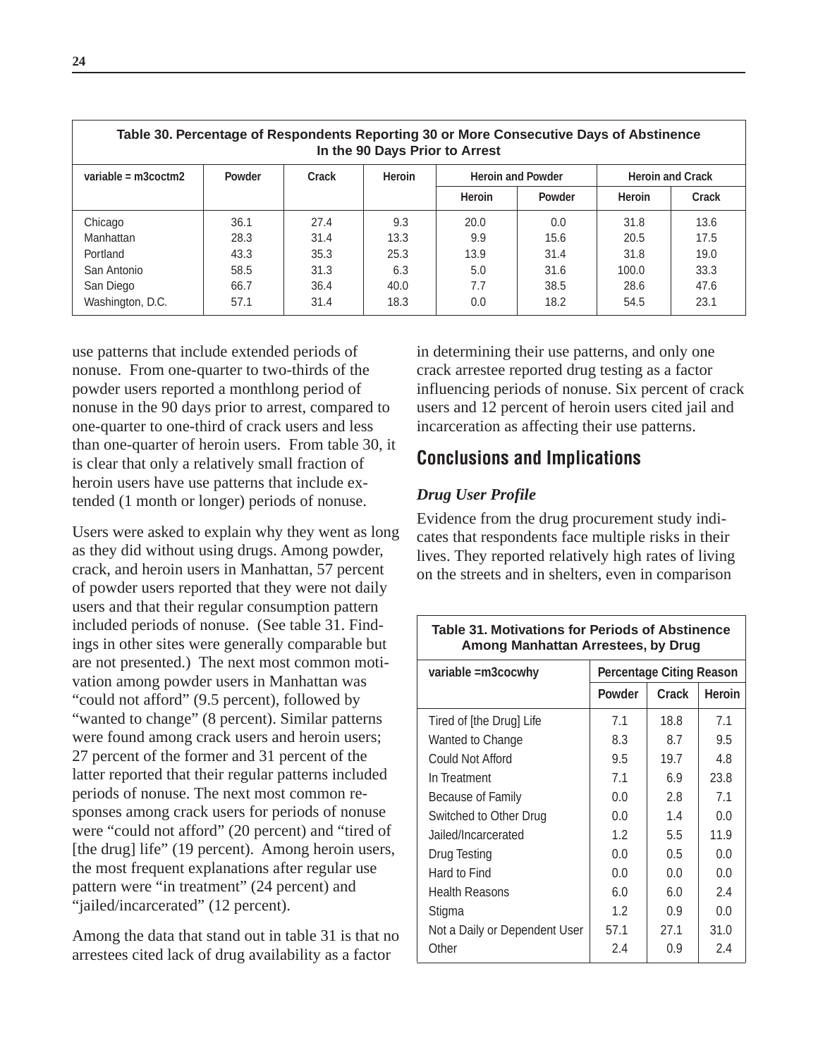| Table 30. Percentage of Respondents Reporting 30 or More Consecutive Days of Abstinence In the 90 Days Prior to Arrest | | | | | | | |
|---|---|---|---|---|---|---|---|
| variable = m3coctm2 | Powder | Crack | Heroin | Heroin and Powder | | Heroin and Crack | |
| | | | | Heroin | Powder | Heroin | Crack |
| Chicago | 36.1 | 27.4 | 9.3 | 20.0 | 0.0 | 31.8 | 13.6 |
| Manhattan | 28.3 | 31.4 | 13.3 | 9.9 | 15.6 | 20.5 | 17.5 |
| Portland | 43.3 | 35.3 | 25.3 | 13.9 | 31.4 | 31.8 | 19.0 |
| San Antonio | 58.5 | 31.3 | 6.3 | 5.0 | 31.6 | 100.0 | 33.3 |
| San Diego | 66.7 | 36.4 | 40.0 | 7.7 | 38.5 | 28.6 | 47.6 |
| Washington, D.C. | 57.1 | 31.4 | 18.3 | 0.0 | 18.2 | 54.5 | 23.1 |

use patterns that include extended periods of nonuse. From one-quarter to two-thirds of the powder users reported a monthlong period of nonuse in the 90 days prior to arrest, compared to one-quarter to one-third of crack users and less than one-quarter of heroin users. From table 30, it is clear that only a relatively small fraction of heroin users have use patterns that include extended (1 month or longer) periods of nonuse.

Users were asked to explain why they went as long as they did without using drugs. Among powder, crack, and heroin users in Manhattan, 57 percent of powder users reported that they were not daily users and that their regular consumption pattern included periods of nonuse. (See table 31. Findings in other sites were generally comparable but are not presented.) The next most common motivation among powder users in Manhattan was "could not afford" (9.5 percent), followed by "wanted to change" (8 percent). Similar patterns were found among crack users and heroin users; 27 percent of the former and 31 percent of the latter reported that their regular patterns included periods of nonuse. The next most common responses among crack users for periods of nonuse were "could not afford" (20 percent) and "tired of [the drug] life" (19 percent). Among heroin users, the most frequent explanations after regular use pattern were "in treatment" (24 percent) and "jailed/incarcerated" (12 percent).

Among the data that stand out in table 31 is that no arrestees cited lack of drug availability as a factor in determining their use patterns, and only one crack arrestee reported drug testing as a factor influencing periods of nonuse. Six percent of crack users and 12 percent of heroin users cited jail and incarceration as affecting their use patterns.

## Conclusions and Implications

### *Drug User Profile*

Evidence from the drug procurement study indicates that respondents face multiple risks in their lives. They reported relatively high rates of living on the streets and in shelters, even in comparison

| Table 31. Motivations for Periods of Abstinence Among Manhattan Arrestees, by Drug | | | |
|---|---|---|---|
| variable =m3cocwhy | Percentage Citing Reason | | |
| | Powder | Crack | Heroin |
| Tired of [the Drug] Life | 7.1 | 18.8 | 7.1 |
| Wanted to Change | 8.3 | 8.7 | 9.5 |
| Could Not Afford | 9.5 | 19.7 | 4.8 |
| In Treatment | 7.1 | 6.9 | 23.8 |
| Because of Family | 0.0 | 2.8 | 7.1 |
| Switched to Other Drug | 0.0 | 1.4 | 0.0 |
| Jailed/Incarcerated | 1.2 | 5.5 | 11.9 |
| Drug Testing | 0.0 | 0.5 | 0.0 |
| Hard to Find | 0.0 | 0.0 | 0.0 |
| Health Reasons | 6.0 | 6.0 | 2.4 |
| Stigma | 1.2 | 0.9 | 0.0 |
| Not a Daily or Dependent User | 57.1 | 27.1 | 31.0 |
| Other | 2.4 | 0.9 | 2.4 |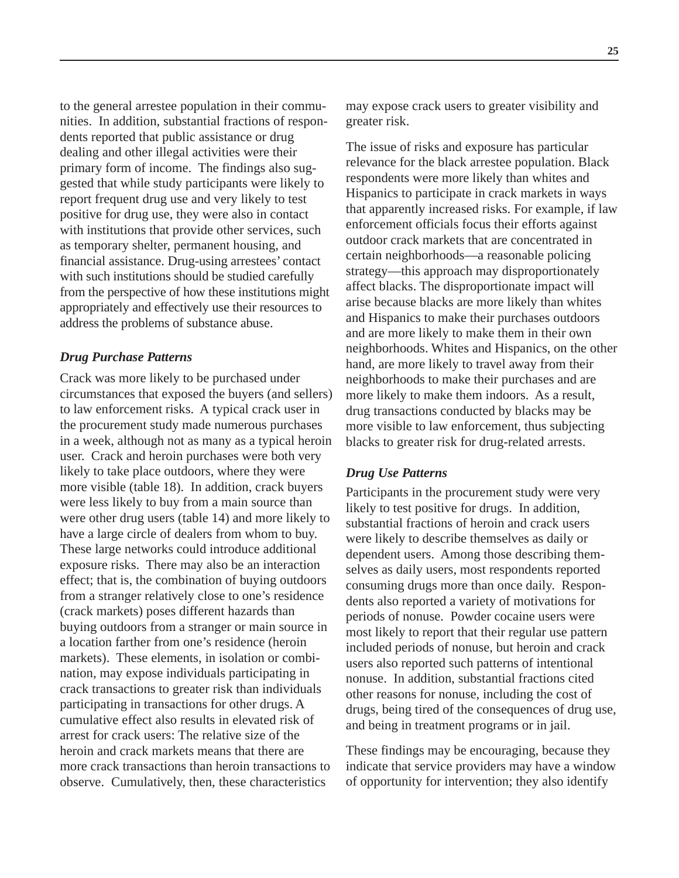to the general arrestee population in their communities. In addition, substantial fractions of respondents reported that public assistance or drug dealing and other illegal activities were their primary form of income. The findings also suggested that while study participants were likely to report frequent drug use and very likely to test positive for drug use, they were also in contact with institutions that provide other services, such as temporary shelter, permanent housing, and financial assistance. Drug-using arrestees' contact with such institutions should be studied carefully from the perspective of how these institutions might appropriately and effectively use their resources to address the problems of substance abuse.

### *Drug Purchase Patterns*

Crack was more likely to be purchased under circumstances that exposed the buyers (and sellers) to law enforcement risks. A typical crack user in the procurement study made numerous purchases in a week, although not as many as a typical heroin user. Crack and heroin purchases were both very likely to take place outdoors, where they were more visible (table 18). In addition, crack buyers were less likely to buy from a main source than were other drug users (table 14) and more likely to have a large circle of dealers from whom to buy. These large networks could introduce additional exposure risks. There may also be an interaction effect; that is, the combination of buying outdoors from a stranger relatively close to one's residence (crack markets) poses different hazards than buying outdoors from a stranger or main source in a location farther from one's residence (heroin markets). These elements, in isolation or combination, may expose individuals participating in crack transactions to greater risk than individuals participating in transactions for other drugs. A cumulative effect also results in elevated risk of arrest for crack users: The relative size of the heroin and crack markets means that there are more crack transactions than heroin transactions to observe. Cumulatively, then, these characteristics may expose crack users to greater visibility and greater risk.

The issue of risks and exposure has particular relevance for the black arrestee population. Black respondents were more likely than whites and Hispanics to participate in crack markets in ways that apparently increased risks. For example, if law enforcement officials focus their efforts against outdoor crack markets that are concentrated in certain neighborhoods—a reasonable policing strategy—this approach may disproportionately affect blacks. The disproportionate impact will arise because blacks are more likely than whites and Hispanics to make their purchases outdoors and are more likely to make them in their own neighborhoods. Whites and Hispanics, on the other hand, are more likely to travel away from their neighborhoods to make their purchases and are more likely to make them indoors. As a result, drug transactions conducted by blacks may be more visible to law enforcement, thus subjecting blacks to greater risk for drug-related arrests.

### *Drug Use Patterns*

Participants in the procurement study were very likely to test positive for drugs. In addition, substantial fractions of heroin and crack users were likely to describe themselves as daily or dependent users. Among those describing themselves as daily users, most respondents reported consuming drugs more than once daily. Respondents also reported a variety of motivations for periods of nonuse. Powder cocaine users were most likely to report that their regular use pattern included periods of nonuse, but heroin and crack users also reported such patterns of intentional nonuse. In addition, substantial fractions cited other reasons for nonuse, including the cost of drugs, being tired of the consequences of drug use, and being in treatment programs or in jail.

These findings may be encouraging, because they indicate that service providers may have a window of opportunity for intervention; they also identify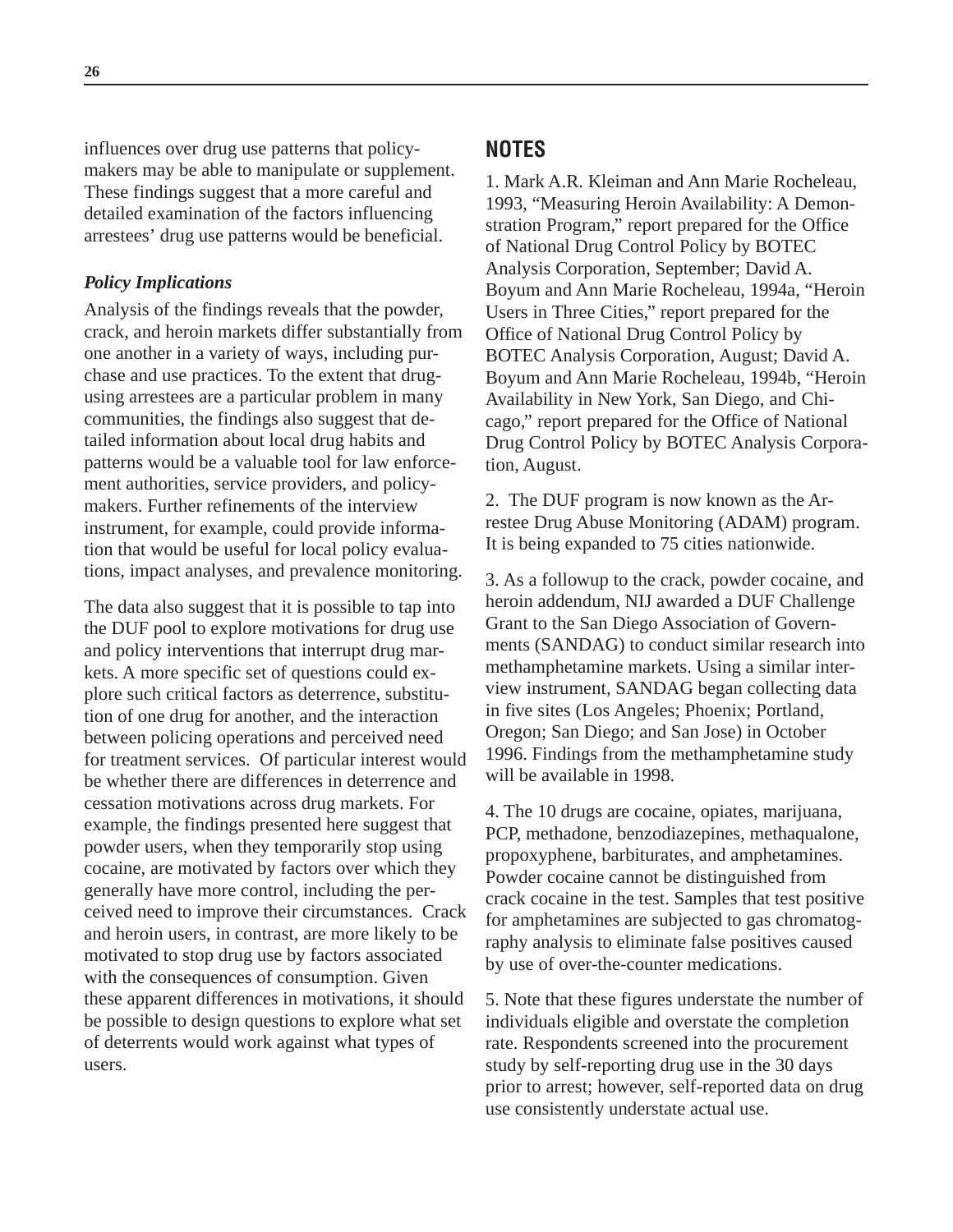influences over drug use patterns that policymakers may be able to manipulate or supplement. These findings suggest that a more careful and detailed examination of the factors influencing arrestees' drug use patterns would be beneficial.

***Policy Implications***

Analysis of the findings reveals that the powder, crack, and heroin markets differ substantially from one another in a variety of ways, including purchase and use practices. To the extent that drug-using arrestees are a particular problem in many communities, the findings also suggest that detailed information about local drug habits and patterns would be a valuable tool for law enforcement authorities, service providers, and policymakers. Further refinements of the interview instrument, for example, could provide information that would be useful for local policy evaluations, impact analyses, and prevalence monitoring.

The data also suggest that it is possible to tap into the DUF pool to explore motivations for drug use and policy interventions that interrupt drug markets. A more specific set of questions could explore such critical factors as deterrence, substitution of one drug for another, and the interaction between policing operations and perceived need for treatment services. Of particular interest would be whether there are differences in deterrence and cessation motivations across drug markets. For example, the findings presented here suggest that powder users, when they temporarily stop using cocaine, are motivated by factors over which they generally have more control, including the perceived need to improve their circumstances. Crack and heroin users, in contrast, are more likely to be motivated to stop drug use by factors associated with the consequences of consumption. Given these apparent differences in motivations, it should be possible to design questions to explore what set of deterrents would work against what types of users.

## NOTES

1. Mark A.R. Kleiman and Ann Marie Rocheleau, 1993, "Measuring Heroin Availability: A Demonstration Program," report prepared for the Office of National Drug Control Policy by BOTEC Analysis Corporation, September; David A. Boyum and Ann Marie Rocheleau, 1994a, "Heroin Users in Three Cities," report prepared for the Office of National Drug Control Policy by BOTEC Analysis Corporation, August; David A. Boyum and Ann Marie Rocheleau, 1994b, "Heroin Availability in New York, San Diego, and Chicago," report prepared for the Office of National Drug Control Policy by BOTEC Analysis Corporation, August.

2. The DUF program is now known as the Arrestee Drug Abuse Monitoring (ADAM) program. It is being expanded to 75 cities nationwide.

3. As a followup to the crack, powder cocaine, and heroin addendum, NIJ awarded a DUF Challenge Grant to the San Diego Association of Governments (SANDAG) to conduct similar research into methamphetamine markets. Using a similar interview instrument, SANDAG began collecting data in five sites (Los Angeles; Phoenix; Portland, Oregon; San Diego; and San Jose) in October 1996. Findings from the methamphetamine study will be available in 1998.

4. The 10 drugs are cocaine, opiates, marijuana, PCP, methadone, benzodiazepines, methaqualone, propoxyphene, barbiturates, and amphetamines. Powder cocaine cannot be distinguished from crack cocaine in the test. Samples that test positive for amphetamines are subjected to gas chromatography analysis to eliminate false positives caused by use of over-the-counter medications.

5. Note that these figures understate the number of individuals eligible and overstate the completion rate. Respondents screened into the procurement study by self-reporting drug use in the 30 days prior to arrest; however, self-reported data on drug use consistently understate actual use.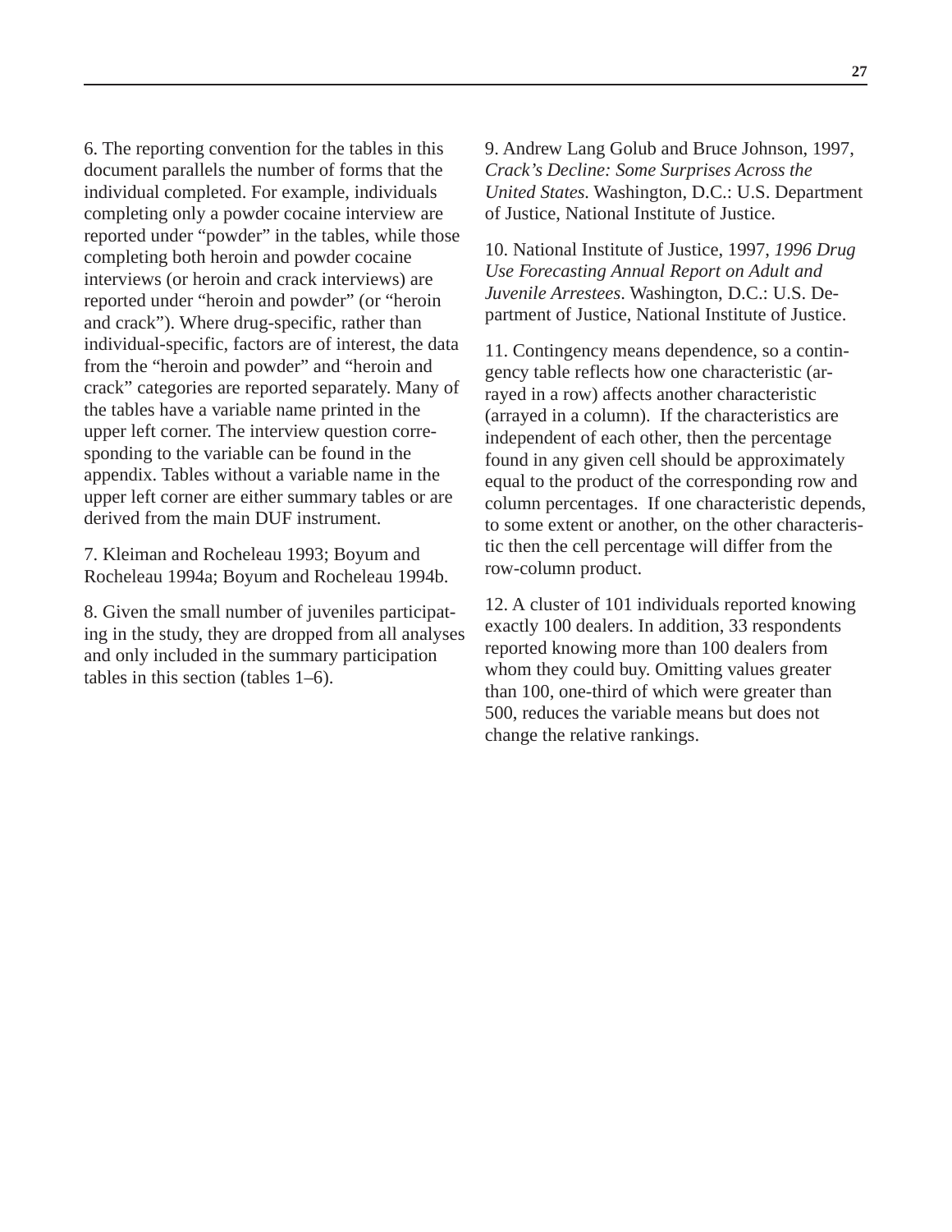6. The reporting convention for the tables in this document parallels the number of forms that the individual completed. For example, individuals completing only a powder cocaine interview are reported under "powder" in the tables, while those completing both heroin and powder cocaine interviews (or heroin and crack interviews) are reported under "heroin and powder" (or "heroin and crack"). Where drug-specific, rather than individual-specific, factors are of interest, the data from the "heroin and powder" and "heroin and crack" categories are reported separately. Many of the tables have a variable name printed in the upper left corner. The interview question corresponding to the variable can be found in the appendix. Tables without a variable name in the upper left corner are either summary tables or are derived from the main DUF instrument.

7. Kleiman and Rocheleau 1993; Boyum and Rocheleau 1994a; Boyum and Rocheleau 1994b.

8. Given the small number of juveniles participating in the study, they are dropped from all analyses and only included in the summary participation tables in this section (tables 1–6).

9. Andrew Lang Golub and Bruce Johnson, 1997, *Crack's Decline: Some Surprises Across the United States.* Washington, D.C.: U.S. Department of Justice, National Institute of Justice.

10. National Institute of Justice, 1997, *1996 Drug Use Forecasting Annual Report on Adult and Juvenile Arrestees*. Washington, D.C.: U.S. Department of Justice, National Institute of Justice.

11. Contingency means dependence, so a contingency table reflects how one characteristic (arrayed in a row) affects another characteristic (arrayed in a column). If the characteristics are independent of each other, then the percentage found in any given cell should be approximately equal to the product of the corresponding row and column percentages. If one characteristic depends, to some extent or another, on the other characteristic then the cell percentage will differ from the row-column product.

12. A cluster of 101 individuals reported knowing exactly 100 dealers. In addition, 33 respondents reported knowing more than 100 dealers from whom they could buy. Omitting values greater than 100, one-third of which were greater than 500, reduces the variable means but does not change the relative rankings.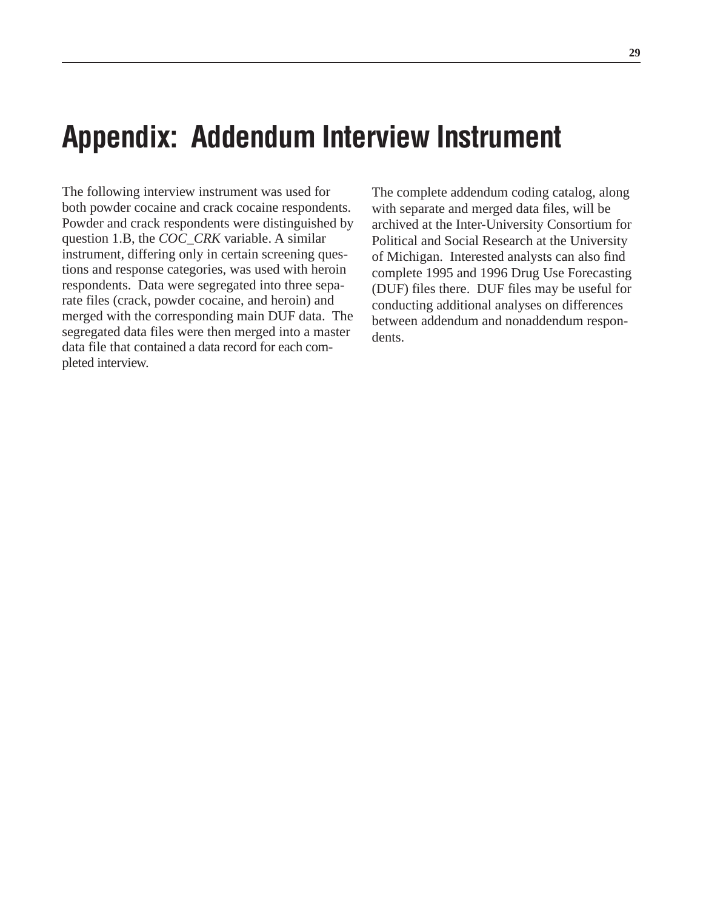# Appendix: Addendum Interview Instrument

The following interview instrument was used for both powder cocaine and crack cocaine respondents. Powder and crack respondents were distinguished by question 1.B, the *COC_CRK* variable. A similar instrument, differing only in certain screening questions and response categories, was used with heroin respondents. Data were segregated into three separate files (crack, powder cocaine, and heroin) and merged with the corresponding main DUF data. The segregated data files were then merged into a master data file that contained a data record for each completed interview.

The complete addendum coding catalog, along with separate and merged data files, will be archived at the Inter-University Consortium for Political and Social Research at the University of Michigan. Interested analysts can also find complete 1995 and 1996 Drug Use Forecasting (DUF) files there. DUF files may be useful for conducting additional analyses on differences between addendum and nonaddendum respondents.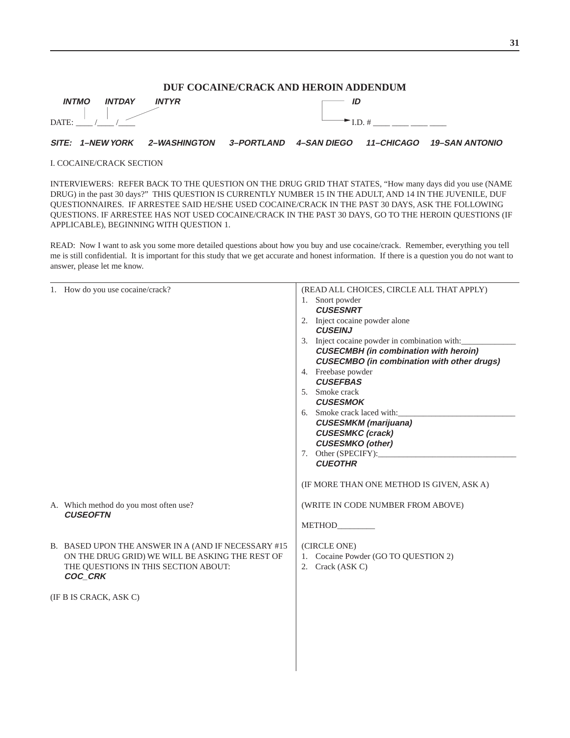## DUF COCAINE/CRACK AND HEROIN ADDENDUM

***INTMO INTDAY INTYR*** — DATE: ____ /____ /____

***ID*** — I.D. # ____ ____ ____ ____

***SITE: 1–NEW YORK 2–WASHINGTON 3–PORTLAND 4–SAN DIEGO 11–CHICAGO 19–SAN ANTONIO***

I. COCAINE/CRACK SECTION

INTERVIEWERS: REFER BACK TO THE QUESTION ON THE DRUG GRID THAT STATES, "How many days did you use (NAME DRUG) in the past 30 days?" THIS QUESTION IS CURRENTLY NUMBER 15 IN THE ADULT, AND 14 IN THE JUVENILE, DUF QUESTIONNAIRES. IF ARRESTEE SAID HE/SHE USED COCAINE/CRACK IN THE PAST 30 DAYS, ASK THE FOLLOWING QUESTIONS. IF ARRESTEE HAS NOT USED COCAINE/CRACK IN THE PAST 30 DAYS, GO TO THE HEROIN QUESTIONS (IF APPLICABLE), BEGINNING WITH QUESTION 1.

READ: Now I want to ask you some more detailed questions about how you buy and use cocaine/crack. Remember, everything you tell me is still confidential. It is important for this study that we get accurate and honest information. If there is a question you do not want to answer, please let me know.

| | |
|---|---|
| 1. How do you use cocaine/crack? | (READ ALL CHOICES, CIRCLE ALL THAT APPLY)<br>1. Snort powder<br>***CUSESNRT***<br>2. Inject cocaine powder alone<br>***CUSEINJ***<br>3. Inject cocaine powder in combination with:_____________<br>***CUSECMBH (in combination with heroin)***<br>***CUSECMBO (in combination with other drugs)***<br>4. Freebase powder<br>***CUSEFBAS***<br>5. Smoke crack<br>***CUSESMOK***<br>6. Smoke crack laced with:___________________________<br>***CUSESMKM (marijuana)***<br>***CUSESMKC (crack)***<br>***CUSESMKO (other)***<br>7. Other (SPECIFY):________________________________<br>***CUEOTHR***<br><br>(IF MORE THAN ONE METHOD IS GIVEN, ASK A) |
| A. Which method do you most often use?<br>***CUSEOFTN*** | (WRITE IN CODE NUMBER FROM ABOVE)<br><br>METHOD_________ |
| B. BASED UPON THE ANSWER IN A (AND IF NECESSARY #15 ON THE DRUG GRID) WE WILL BE ASKING THE REST OF THE QUESTIONS IN THIS SECTION ABOUT:<br>***COC_CRK***<br><br>(IF B IS CRACK, ASK C) | (CIRCLE ONE)<br>1. Cocaine Powder (GO TO QUESTION 2)<br>2. Crack (ASK C) |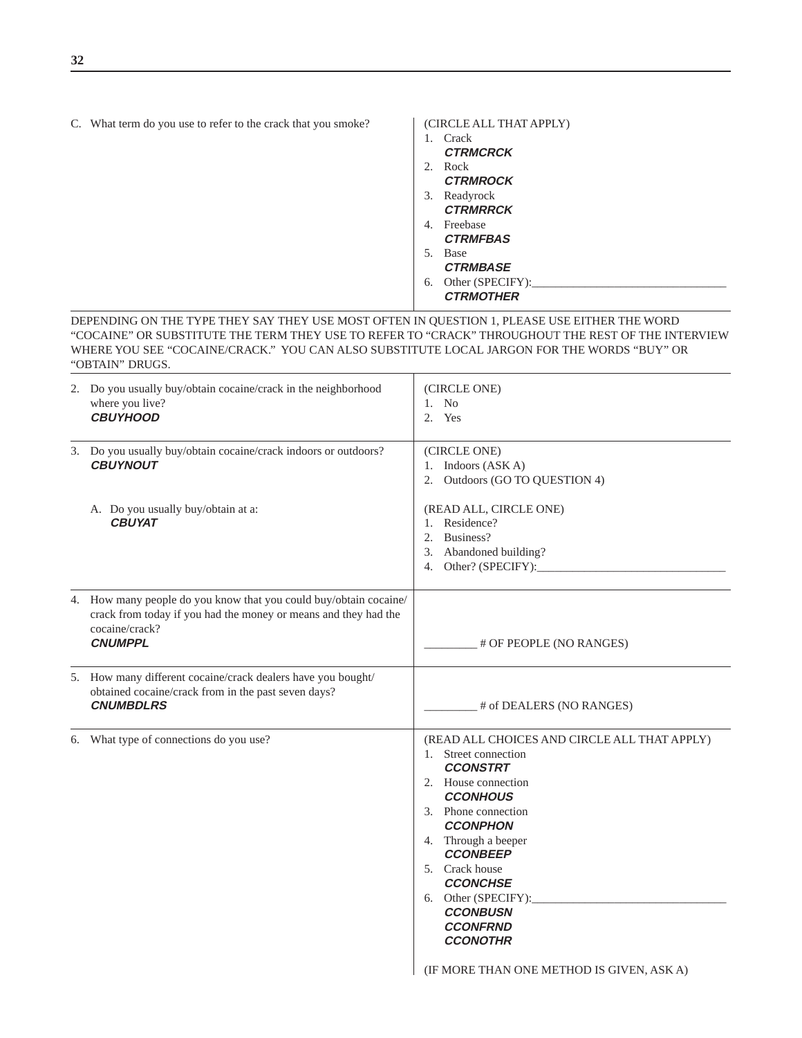| | |
|---|---|
| C. What term do you use to refer to the crack that you smoke? | (CIRCLE ALL THAT APPLY)<br>1. Crack<br>***CTRMCRCK***<br>2. Rock<br>***CTRMROCK***<br>3. Readyrock<br>***CTRMRRCK***<br>4. Freebase<br>***CTRMFBAS***<br>5. Base<br>***CTRMBASE***<br>6. Other (SPECIFY):________________________________<br>***CTRMOTHER*** |

DEPENDING ON THE TYPE THEY SAY THEY USE MOST OFTEN IN QUESTION 1, PLEASE USE EITHER THE WORD "COCAINE" OR SUBSTITUTE THE TERM THEY USE TO REFER TO "CRACK" THROUGHOUT THE REST OF THE INTERVIEW WHERE YOU SEE "COCAINE/CRACK." YOU CAN ALSO SUBSTITUTE LOCAL JARGON FOR THE WORDS "BUY" OR "OBTAIN" DRUGS.

| | |
|---|---|
| 2. Do you usually buy/obtain cocaine/crack in the neighborhood where you live?<br>***CBUYHOOD*** | (CIRCLE ONE)<br>1. No<br>2. Yes |
| 3. Do you usually buy/obtain cocaine/crack indoors or outdoors?<br>***CBUYNOUT*** | (CIRCLE ONE)<br>1. Indoors (ASK A)<br>2. Outdoors (GO TO QUESTION 4) |
| A. Do you usually buy/obtain at a:<br>***CBUYAT*** | (READ ALL, CIRCLE ONE)<br>1. Residence?<br>2. Business?<br>3. Abandoned building?<br>4. Other? (SPECIFY):________________________________ |
| 4. How many people do you know that you could buy/obtain cocaine/crack from today if you had the money or means and they had the cocaine/crack?<br>***CNUMPPL*** | _________ # OF PEOPLE (NO RANGES) |
| 5. How many different cocaine/crack dealers have you bought/obtained cocaine/crack from in the past seven days?<br>***CNUMBDLRS*** | _________ # of DEALERS (NO RANGES) |
| 6. What type of connections do you use? | (READ ALL CHOICES AND CIRCLE ALL THAT APPLY)<br>1. Street connection<br>***CCONSTRT***<br>2. House connection<br>***CCONHOUS***<br>3. Phone connection<br>***CCONPHON***<br>4. Through a beeper<br>***CCONBEEP***<br>5. Crack house<br>***CCONCHSE***<br>6. Other (SPECIFY):________________________________<br>***CCONBUSN***<br>***CCONFRND***<br>***CCONOTHR***<br><br>(IF MORE THAN ONE METHOD IS GIVEN, ASK A) |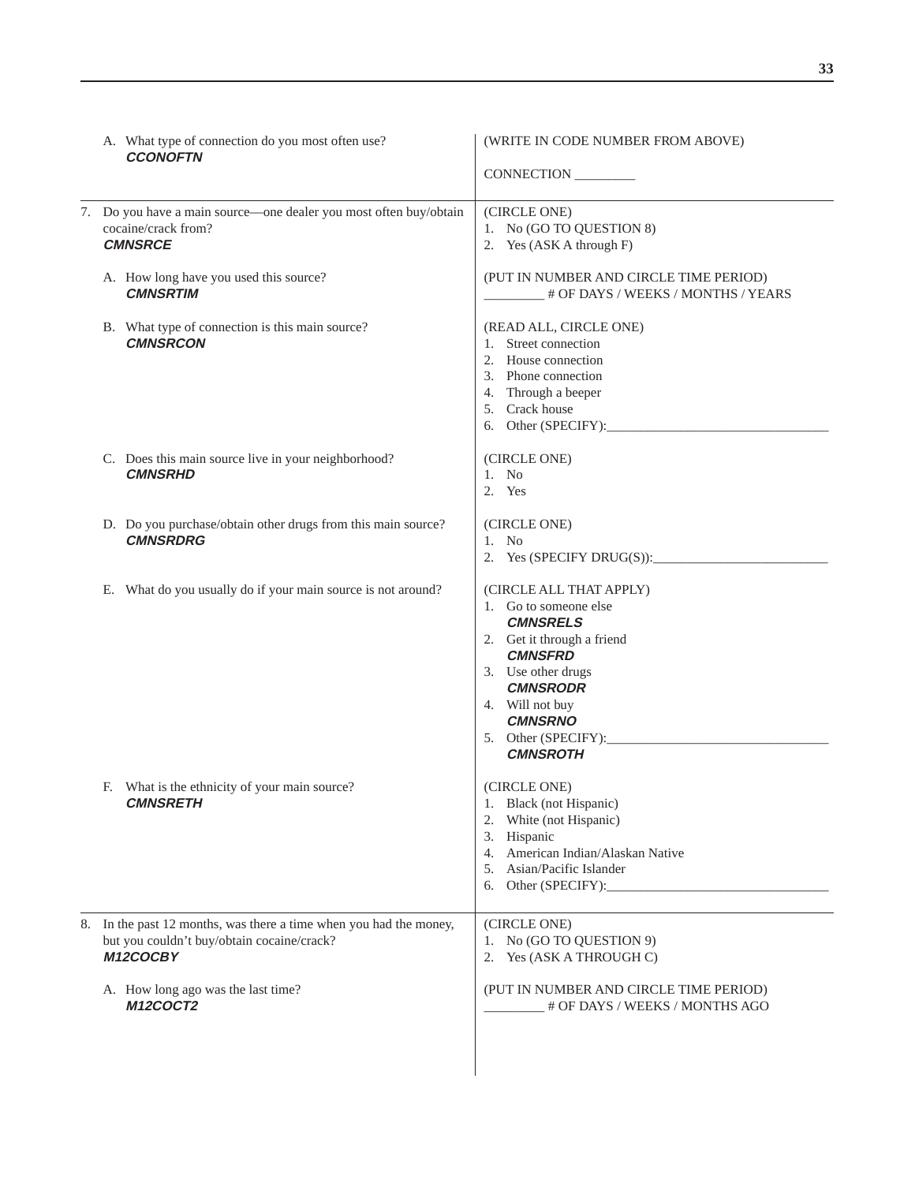| Question | Response |
| --- | --- |
| A. What type of connection do you most often use? ***CCONOFTN*** | (WRITE IN CODE NUMBER FROM ABOVE)<br><br>CONNECTION _________ |
| 7. Do you have a main source—one dealer you most often buy/obtain cocaine/crack from? ***CMNSRCE*** | (CIRCLE ONE)<br>1. No (GO TO QUESTION 8)<br>2. Yes (ASK A through F) |
| A. How long have you used this source? ***CMNSRTIM*** | (PUT IN NUMBER AND CIRCLE TIME PERIOD)<br>_________ # OF DAYS / WEEKS / MONTHS / YEARS |
| B. What type of connection is this main source? ***CMNSRCON*** | (READ ALL, CIRCLE ONE)<br>1. Street connection<br>2. House connection<br>3. Phone connection<br>4. Through a beeper<br>5. Crack house<br>6. Other (SPECIFY):_________________________________ |
| C. Does this main source live in your neighborhood? ***CMNSRHD*** | (CIRCLE ONE)<br>1. No<br>2. Yes |
| D. Do you purchase/obtain other drugs from this main source? ***CMNSRDRG*** | (CIRCLE ONE)<br>1. No<br>2. Yes (SPECIFY DRUG(S)):__________________________ |
| E. What do you usually do if your main source is not around? | (CIRCLE ALL THAT APPLY)<br>1. Go to someone else ***CMNSRELS***<br>2. Get it through a friend ***CMNSFRD***<br>3. Use other drugs ***CMNSRODR***<br>4. Will not buy ***CMNSRNO***<br>5. Other (SPECIFY):_________________________________ ***CMNSROTH*** |
| F. What is the ethnicity of your main source? ***CMNSRETH*** | (CIRCLE ONE)<br>1. Black (not Hispanic)<br>2. White (not Hispanic)<br>3. Hispanic<br>4. American Indian/Alaskan Native<br>5. Asian/Pacific Islander<br>6. Other (SPECIFY):_________________________________ |
| 8. In the past 12 months, was there a time when you had the money, but you couldn't buy/obtain cocaine/crack? ***M12COCBY*** | (CIRCLE ONE)<br>1. No (GO TO QUESTION 9)<br>2. Yes (ASK A THROUGH C) |
| A. How long ago was the last time? ***M12COCT2*** | (PUT IN NUMBER AND CIRCLE TIME PERIOD)<br>_________ # OF DAYS / WEEKS / MONTHS AGO |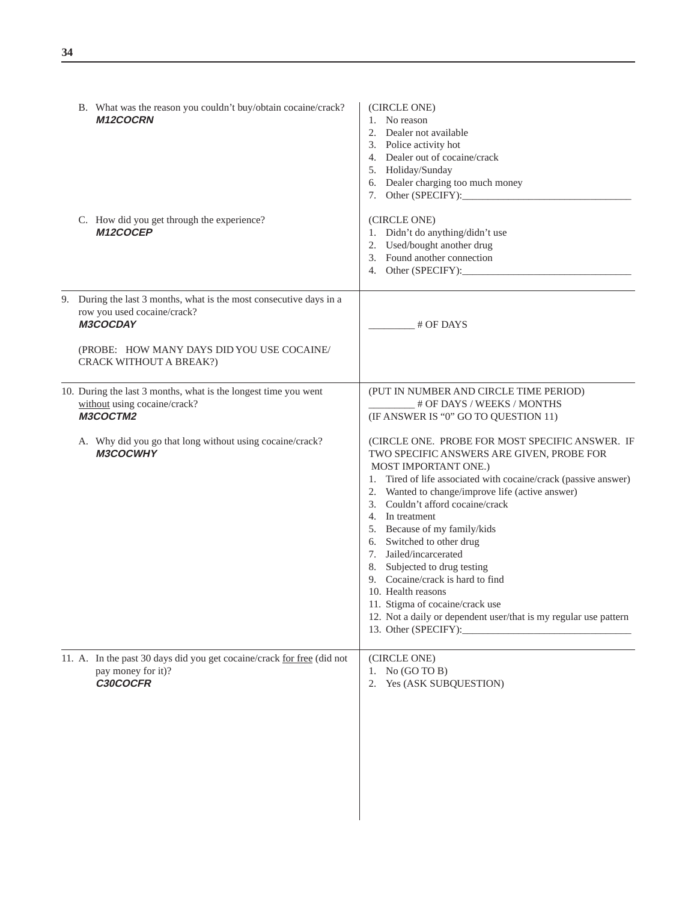| | |
|---|---|
| B. What was the reason you couldn't buy/obtain cocaine/crack? ***M12COCRN*** | (CIRCLE ONE)<br>1. No reason<br>2. Dealer not available<br>3. Police activity hot<br>4. Dealer out of cocaine/crack<br>5. Holiday/Sunday<br>6. Dealer charging too much money<br>7. Other (SPECIFY):________________________________ |
| C. How did you get through the experience? ***M12COCEP*** | (CIRCLE ONE)<br>1. Didn't do anything/didn't use<br>2. Used/bought another drug<br>3. Found another connection<br>4. Other (SPECIFY):________________________________ |
| 9. During the last 3 months, what is the most consecutive days in a row you used cocaine/crack? ***M3COCDAY***<br><br>(PROBE: HOW MANY DAYS DID YOU USE COCAINE/ CRACK WITHOUT A BREAK?) | _________ # OF DAYS |
| 10. During the last 3 months, what is the longest time you went <u>without</u> using cocaine/crack? ***M3COCTM2*** | (PUT IN NUMBER AND CIRCLE TIME PERIOD)<br>_________ # OF DAYS / WEEKS / MONTHS<br>(IF ANSWER IS "0" GO TO QUESTION 11) |
| A. Why did you go that long without using cocaine/crack? ***M3COCWHY*** | (CIRCLE ONE. PROBE FOR MOST SPECIFIC ANSWER. IF TWO SPECIFIC ANSWERS ARE GIVEN, PROBE FOR MOST IMPORTANT ONE.)<br>1. Tired of life associated with cocaine/crack (passive answer)<br>2. Wanted to change/improve life (active answer)<br>3. Couldn't afford cocaine/crack<br>4. In treatment<br>5. Because of my family/kids<br>6. Switched to other drug<br>7. Jailed/incarcerated<br>8. Subjected to drug testing<br>9. Cocaine/crack is hard to find<br>10. Health reasons<br>11. Stigma of cocaine/crack use<br>12. Not a daily or dependent user/that is my regular use pattern<br>13. Other (SPECIFY):________________________________ |
| 11. A. In the past 30 days did you get cocaine/crack <u>for free</u> (did not pay money for it)? ***C30COCFR*** | (CIRCLE ONE)<br>1. No (GO TO B)<br>2. Yes (ASK SUBQUESTION) |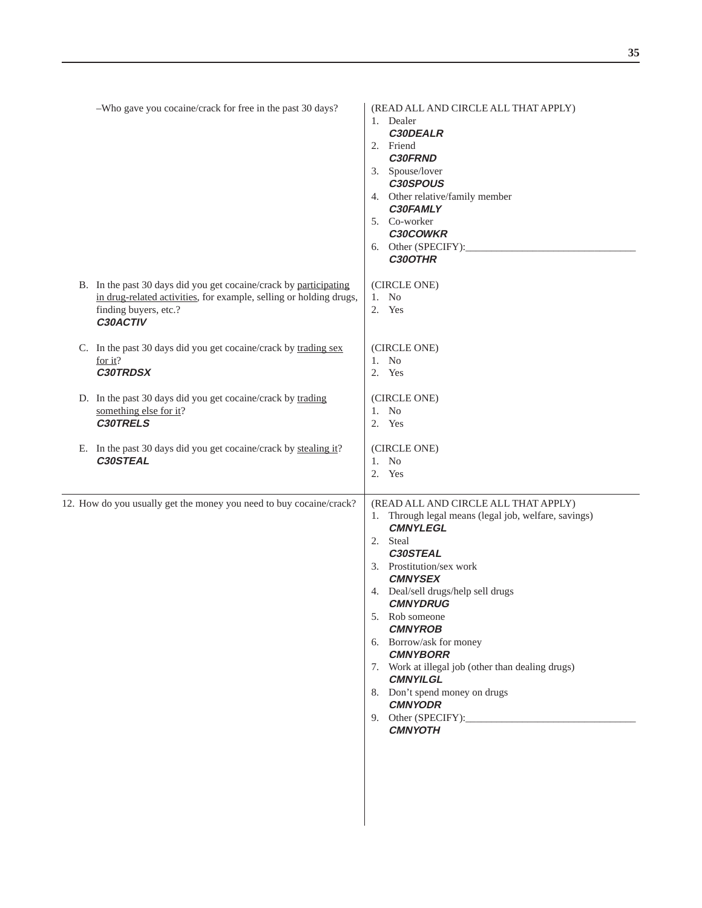–Who gave you cocaine/crack for free in the past 30 days?

(READ ALL AND CIRCLE ALL THAT APPLY)

1. Dealer
   ***C30DEALR***
2. Friend
   ***C30FRND***
3. Spouse/lover
   ***C30SPOUS***
4. Other relative/family member
   ***C30FAMLY***
5. Co-worker
   ***C30COWKR***
6. Other (SPECIFY):________________________________
   ***C30OTHR***

B. In the past 30 days did you get cocaine/crack by participating in drug-related activities, for example, selling or holding drugs, finding buyers, etc.?
***C30ACTIV***

(CIRCLE ONE)

1. No
2. Yes

C. In the past 30 days did you get cocaine/crack by trading sex for it?
***C30TRDSX***

(CIRCLE ONE)

1. No
2. Yes

D. In the past 30 days did you get cocaine/crack by trading something else for it?
***C30TRELS***

(CIRCLE ONE)

1. No
2. Yes

E. In the past 30 days did you get cocaine/crack by stealing it?
***C30STEAL***

(CIRCLE ONE)

1. No
2. Yes

---

12. How do you usually get the money you need to buy cocaine/crack?

(READ ALL AND CIRCLE ALL THAT APPLY)

1. Through legal means (legal job, welfare, savings)
   ***CMNYLEGL***
2. Steal
   ***C30STEAL***
3. Prostitution/sex work
   ***CMNYSEX***
4. Deal/sell drugs/help sell drugs
   ***CMNYDRUG***
5. Rob someone
   ***CMNYROB***
6. Borrow/ask for money
   ***CMNYBORR***
7. Work at illegal job (other than dealing drugs)
   ***CMNYILGL***
8. Don't spend money on drugs
   ***CMNYODR***
9. Other (SPECIFY):________________________________
   ***CMNYOTH***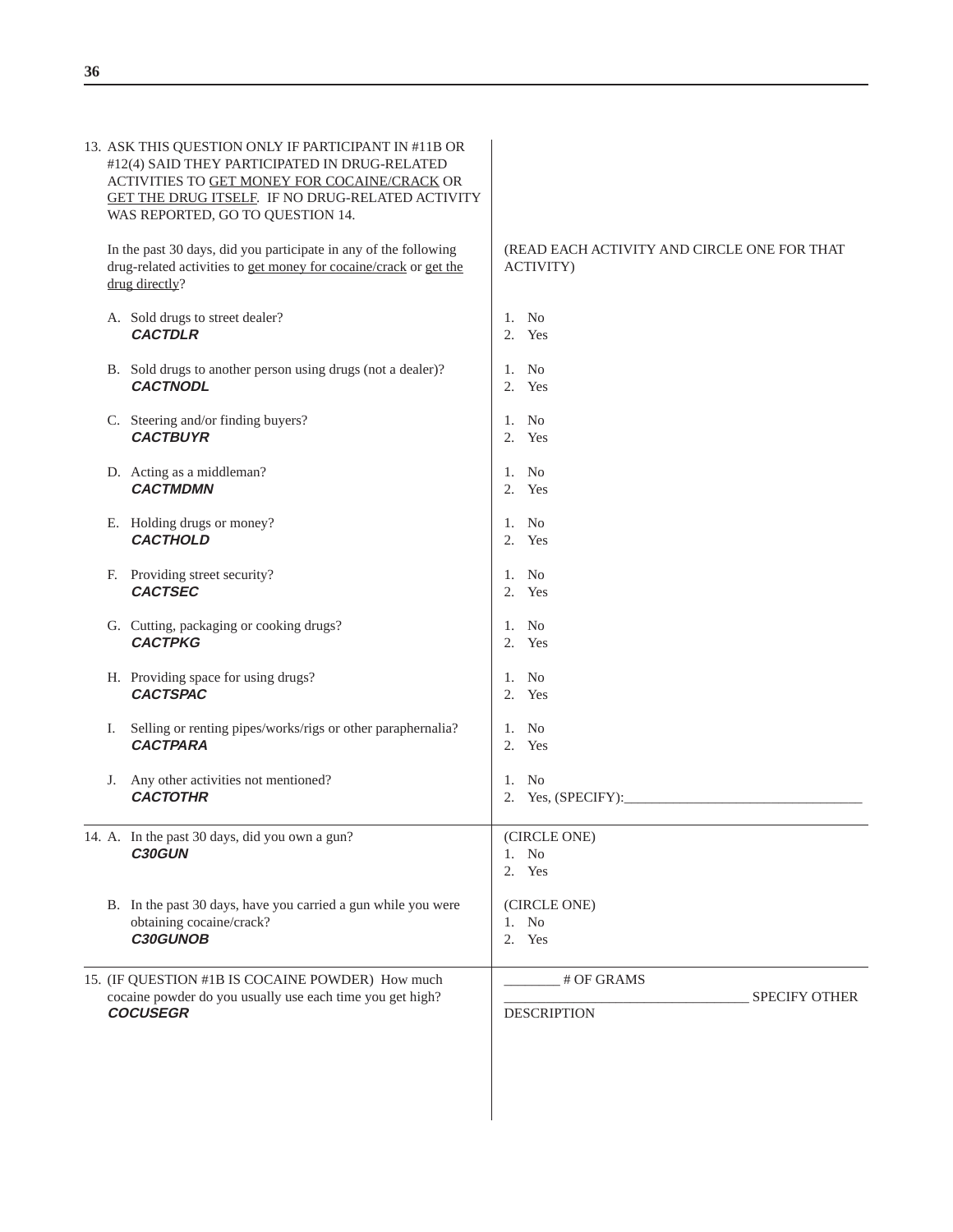13. ASK THIS QUESTION ONLY IF PARTICIPANT IN #11B OR #12(4) SAID THEY PARTICIPATED IN DRUG-RELATED ACTIVITIES TO GET MONEY FOR COCAINE/CRACK OR GET THE DRUG ITSELF. IF NO DRUG-RELATED ACTIVITY WAS REPORTED, GO TO QUESTION 14.

In the past 30 days, did you participate in any of the following drug-related activities to get money for cocaine/crack or get the drug directly?

(READ EACH ACTIVITY AND CIRCLE ONE FOR THAT ACTIVITY)

| Question | Response |
|---|---|
| A. Sold drugs to street dealer? ***CACTDLR*** | 1. No<br>2. Yes |
| B. Sold drugs to another person using drugs (not a dealer)? ***CACTNODL*** | 1. No<br>2. Yes |
| C. Steering and/or finding buyers? ***CACTBUYR*** | 1. No<br>2. Yes |
| D. Acting as a middleman? ***CACTMDMN*** | 1. No<br>2. Yes |
| E. Holding drugs or money? ***CACTHOLD*** | 1. No<br>2. Yes |
| F. Providing street security? ***CACTSEC*** | 1. No<br>2. Yes |
| G. Cutting, packaging or cooking drugs? ***CACTPKG*** | 1. No<br>2. Yes |
| H. Providing space for using drugs? ***CACTSPAC*** | 1. No<br>2. Yes |
| I. Selling or renting pipes/works/rigs or other paraphernalia? ***CACTPARA*** | 1. No<br>2. Yes |
| J. Any other activities not mentioned? ***CACTOTHR*** | 1. No<br>2. Yes, (SPECIFY):________________________________ |

| Question | Response |
|---|---|
| 14. A. In the past 30 days, did you own a gun? ***C30GUN*** | (CIRCLE ONE)<br>1. No<br>2. Yes |
| B. In the past 30 days, have you carried a gun while you were obtaining cocaine/crack? ***C30GUNOB*** | (CIRCLE ONE)<br>1. No<br>2. Yes |
| 15. (IF QUESTION #1B IS COCAINE POWDER) How much cocaine powder do you usually use each time you get high? ***COCUSEGR*** | ________ # OF GRAMS<br>__________________________________ SPECIFY OTHER DESCRIPTION |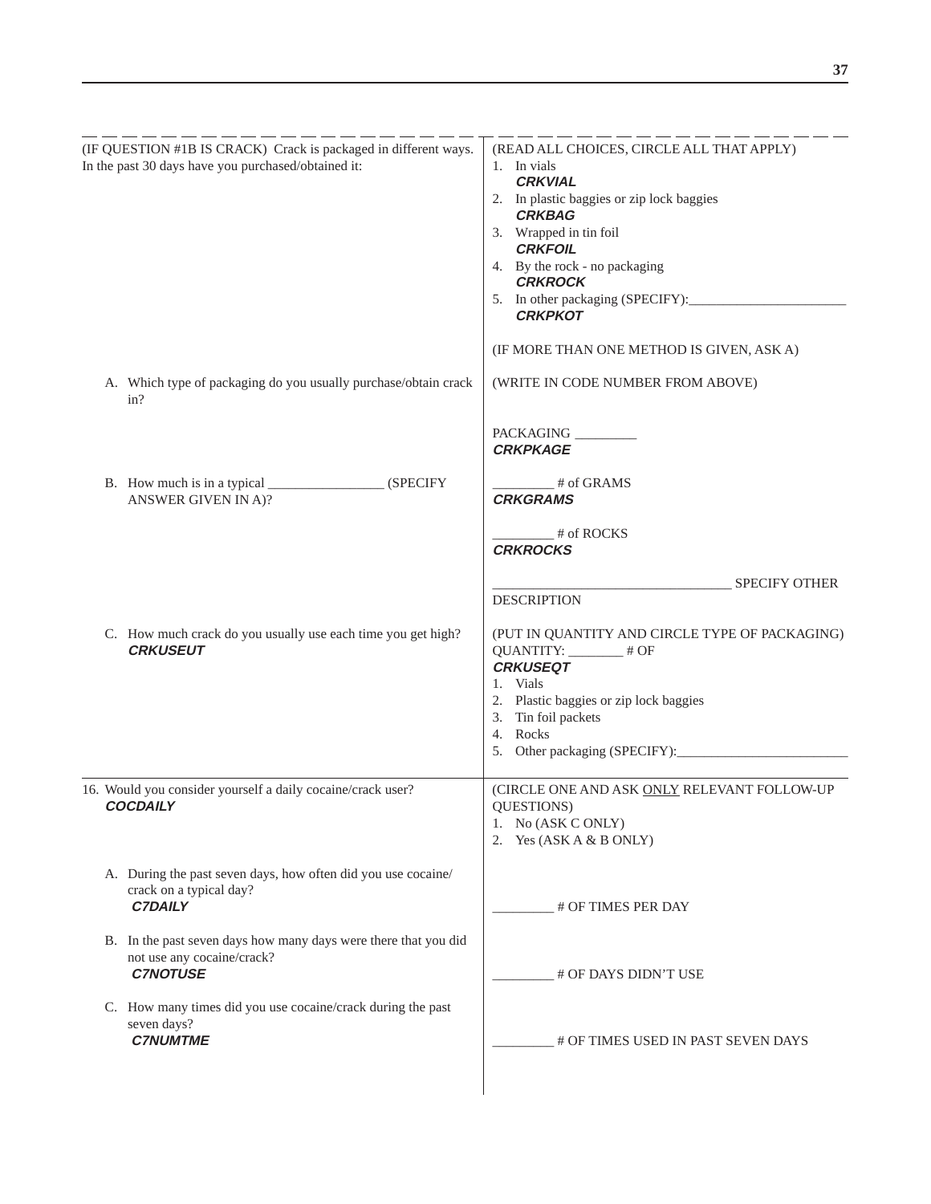| | |
|---|---|
| (IF QUESTION #1B IS CRACK) Crack is packaged in different ways. In the past 30 days have you purchased/obtained it: | (READ ALL CHOICES, CIRCLE ALL THAT APPLY)<br>1. In vials<br>***CRKVIAL***<br>2. In plastic baggies or zip lock baggies<br>***CRKBAG***<br>3. Wrapped in tin foil<br>***CRKFOIL***<br>4. By the rock - no packaging<br>***CRKROCK***<br>5. In other packaging (SPECIFY):______________________<br>***CRKPKOT***<br><br>(IF MORE THAN ONE METHOD IS GIVEN, ASK A) |
| A. Which type of packaging do you usually purchase/obtain crack in? | (WRITE IN CODE NUMBER FROM ABOVE)<br><br>PACKAGING _________<br>***CRKPKAGE*** |
| B. How much is in a typical _________________ (SPECIFY ANSWER GIVEN IN A)? | _________ # of GRAMS<br>***CRKGRAMS***<br><br>_________ # of ROCKS<br>***CRKROCKS***<br><br>__________________________________ SPECIFY OTHER DESCRIPTION |
| C. How much crack do you usually use each time you get high?<br>***CRKUSEUT*** | (PUT IN QUANTITY AND CIRCLE TYPE OF PACKAGING)<br>QUANTITY: ________ # OF<br>***CRKUSEQT***<br>1. Vials<br>2. Plastic baggies or zip lock baggies<br>3. Tin foil packets<br>4. Rocks<br>5. Other packaging (SPECIFY):_________________________ |
| 16. Would you consider yourself a daily cocaine/crack user?<br>***COCDAILY*** | (CIRCLE ONE AND ASK ONLY RELEVANT FOLLOW-UP QUESTIONS)<br>1. No (ASK C ONLY)<br>2. Yes (ASK A & B ONLY) |
| A. During the past seven days, how often did you use cocaine/crack on a typical day?<br>***C7DAILY*** | _________ # OF TIMES PER DAY |
| B. In the past seven days how many days were there that you did not use any cocaine/crack?<br>***C7NOTUSE*** | _________ # OF DAYS DIDN'T USE |
| C. How many times did you use cocaine/crack during the past seven days?<br>***C7NUMTME*** | _________ # OF TIMES USED IN PAST SEVEN DAYS |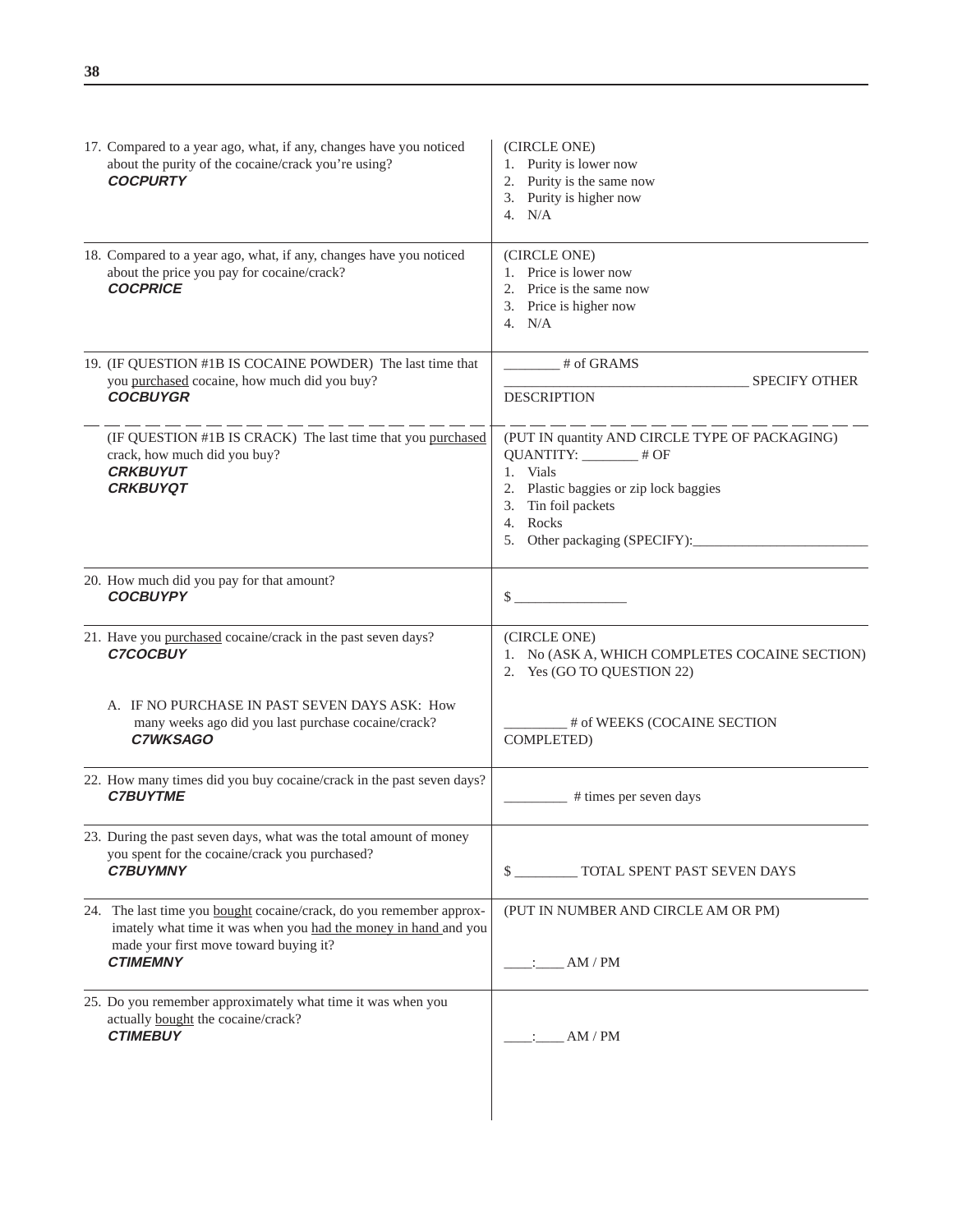| | |
|---|---|
| 17. Compared to a year ago, what, if any, changes have you noticed about the purity of the cocaine/crack you're using?<br>***COCPURTY*** | (CIRCLE ONE)<br>1. Purity is lower now<br>2. Purity is the same now<br>3. Purity is higher now<br>4. N/A |
| 18. Compared to a year ago, what, if any, changes have you noticed about the price you pay for cocaine/crack?<br>***COCPRICE*** | (CIRCLE ONE)<br>1. Price is lower now<br>2. Price is the same now<br>3. Price is higher now<br>4. N/A |
| 19. (IF QUESTION #1B IS COCAINE POWDER) The last time that you purchased cocaine, how much did you buy?<br>***COCBUYGR*** | ________ # of GRAMS<br>__________________________________ SPECIFY OTHER DESCRIPTION |
| (IF QUESTION #1B IS CRACK) The last time that you purchased crack, how much did you buy?<br>***CRKBUYUT***<br>***CRKBUYQT*** | (PUT IN quantity AND CIRCLE TYPE OF PACKAGING)<br>QUANTITY: ________ # OF<br>1. Vials<br>2. Plastic baggies or zip lock baggies<br>3. Tin foil packets<br>4. Rocks<br>5. Other packaging (SPECIFY):________________________ |
| 20. How much did you pay for that amount?<br>***COCBUYPY*** | $ ________________ |
| 21. Have you purchased cocaine/crack in the past seven days?<br>***C7COCBUY*** | (CIRCLE ONE)<br>1. No (ASK A, WHICH COMPLETES COCAINE SECTION)<br>2. Yes (GO TO QUESTION 22) |
| A. IF NO PURCHASE IN PAST SEVEN DAYS ASK: How many weeks ago did you last purchase cocaine/crack?<br>***C7WKSAGO*** | _________ # of WEEKS (COCAINE SECTION COMPLETED) |
| 22. How many times did you buy cocaine/crack in the past seven days?<br>***C7BUYTME*** | _________ # times per seven days |
| 23. During the past seven days, what was the total amount of money you spent for the cocaine/crack you purchased?<br>***C7BUYMNY*** | $ _________ TOTAL SPENT PAST SEVEN DAYS |
| 24. The last time you bought cocaine/crack, do you remember approximately what time it was when you had the money in hand and you made your first move toward buying it?<br>***CTIMEMNY*** | (PUT IN NUMBER AND CIRCLE AM OR PM)<br>____:____ AM / PM |
| 25. Do you remember approximately what time it was when you actually bought the cocaine/crack?<br>***CTIMEBUY*** | ____:____ AM / PM |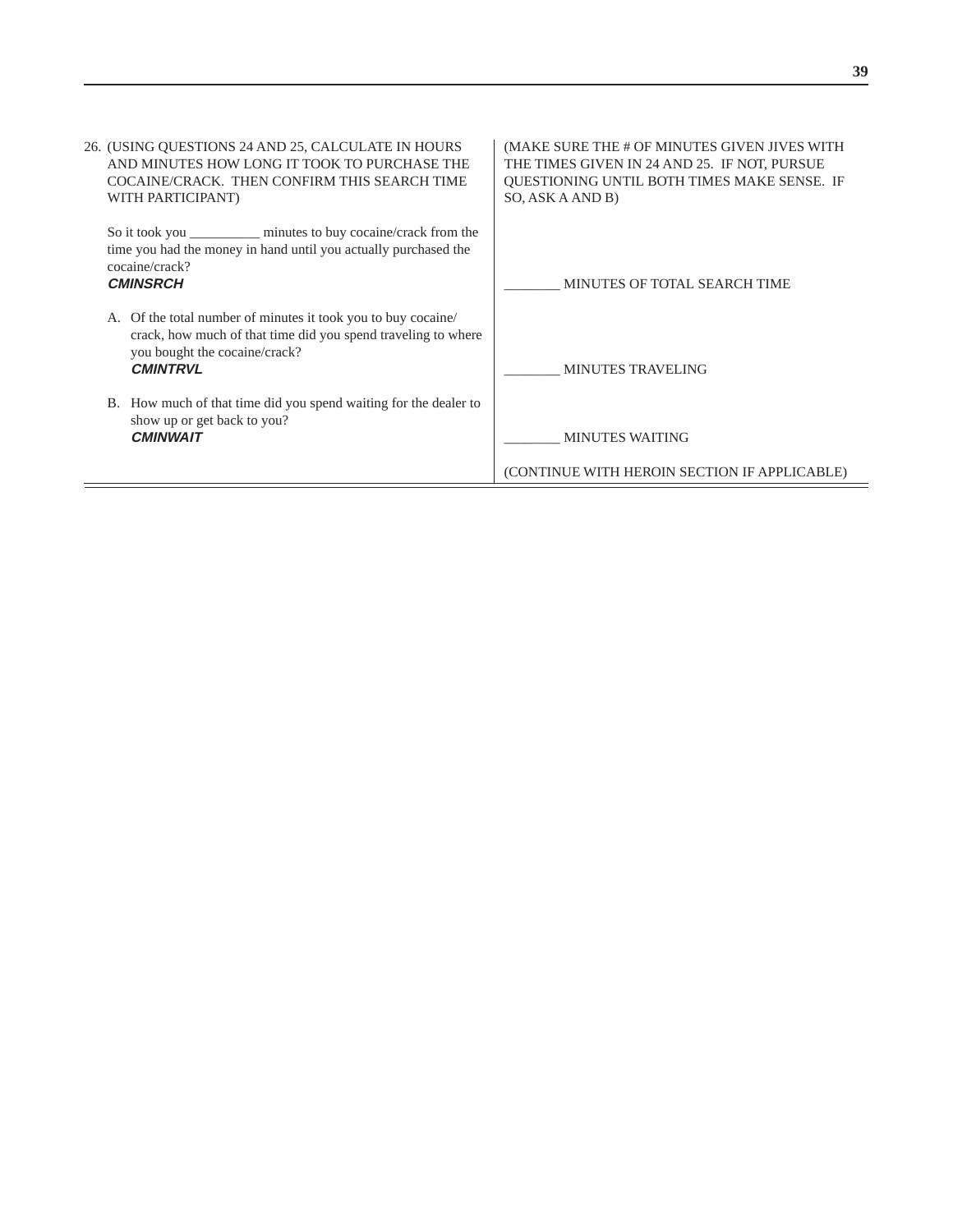26. (USING QUESTIONS 24 AND 25, CALCULATE IN HOURS AND MINUTES HOW LONG IT TOOK TO PURCHASE THE COCAINE/CRACK. THEN CONFIRM THIS SEARCH TIME WITH PARTICIPANT)

(MAKE SURE THE # OF MINUTES GIVEN JIVES WITH THE TIMES GIVEN IN 24 AND 25. IF NOT, PURSUE QUESTIONING UNTIL BOTH TIMES MAKE SENSE. IF SO, ASK A AND B)

So it took you __________ minutes to buy cocaine/crack from the time you had the money in hand until you actually purchased the cocaine/crack?
***CMINSRCH***

________ MINUTES OF TOTAL SEARCH TIME

A. Of the total number of minutes it took you to buy cocaine/crack, how much of that time did you spend traveling to where you bought the cocaine/crack?
***CMINTRVL***

________ MINUTES TRAVELING

B. How much of that time did you spend waiting for the dealer to show up or get back to you?
***CMINWAIT***

________ MINUTES WAITING

(CONTINUE WITH HEROIN SECTION IF APPLICABLE)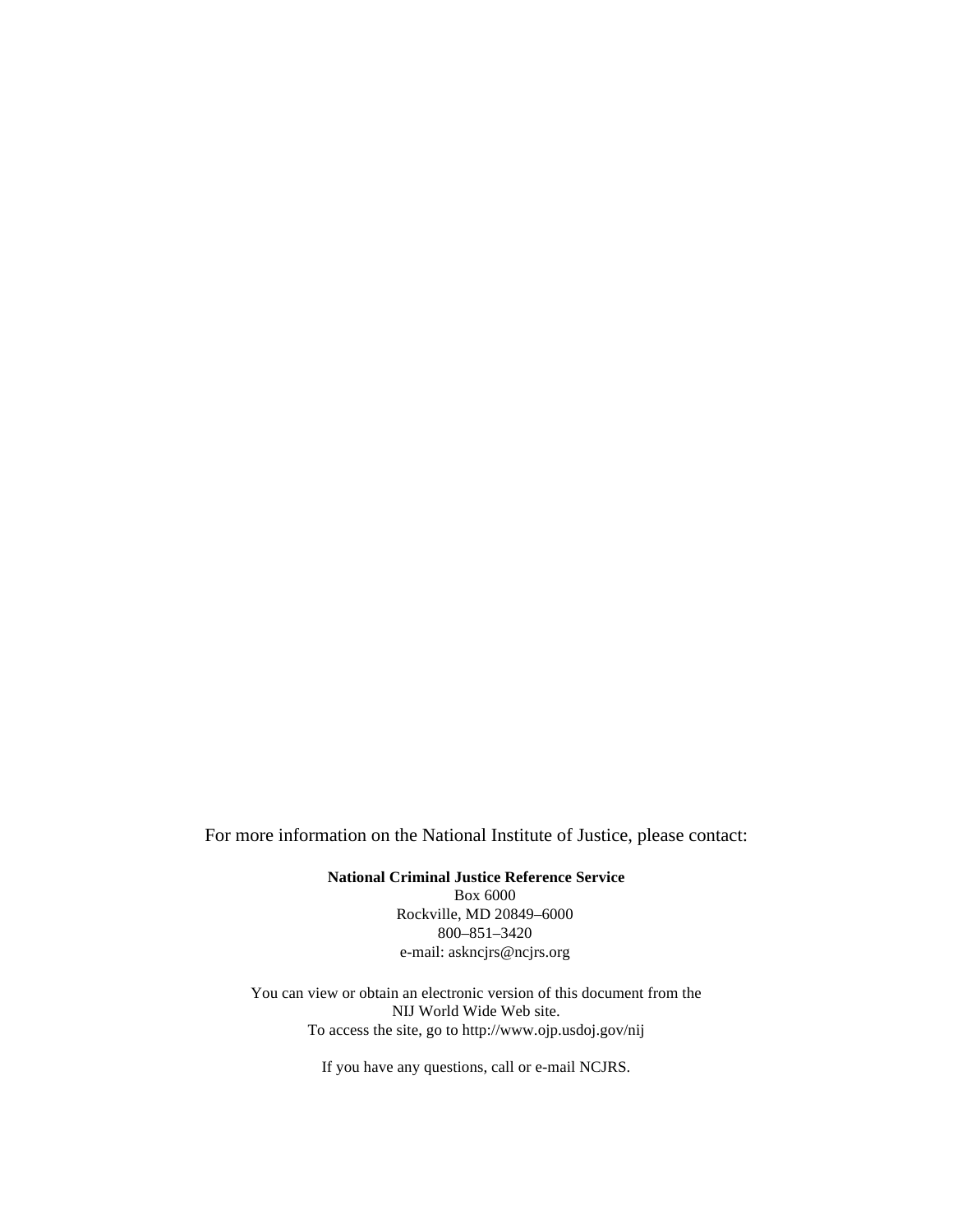For more information on the National Institute of Justice, please contact:

**National Criminal Justice Reference Service**
Box 6000
Rockville, MD 20849–6000
800–851–3420
e-mail: askncjrs@ncjrs.org

You can view or obtain an electronic version of this document from the
NIJ World Wide Web site.
To access the site, go to http://www.ojp.usdoj.gov/nij

If you have any questions, call or e-mail NCJRS.